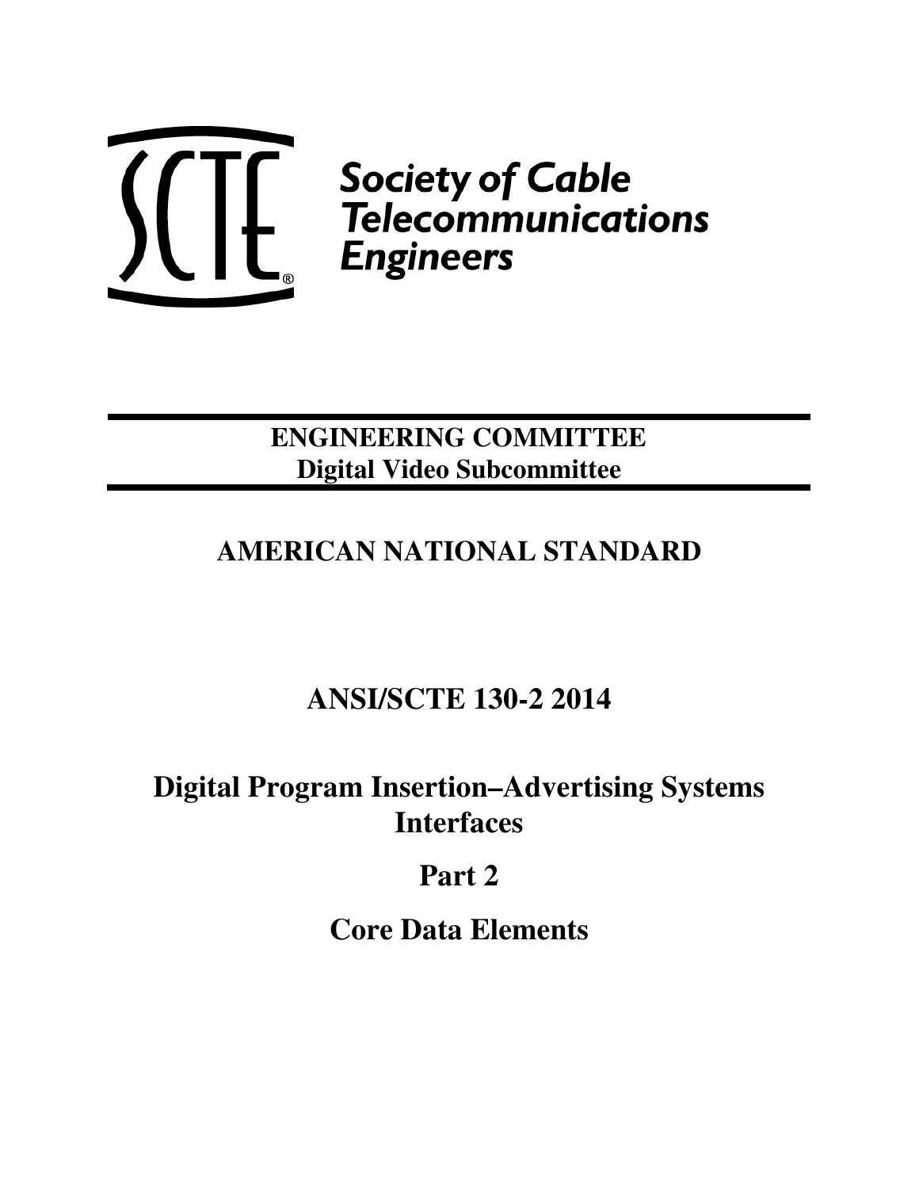Society of Cable Telecommunications Engineers

**ENGINEERING COMMITTEE**
**Digital Video Subcommittee**

# AMERICAN NATIONAL STANDARD

# ANSI/SCTE 130-2 2014

# Digital Program Insertion–Advertising Systems Interfaces

# Part 2

# Core Data Elements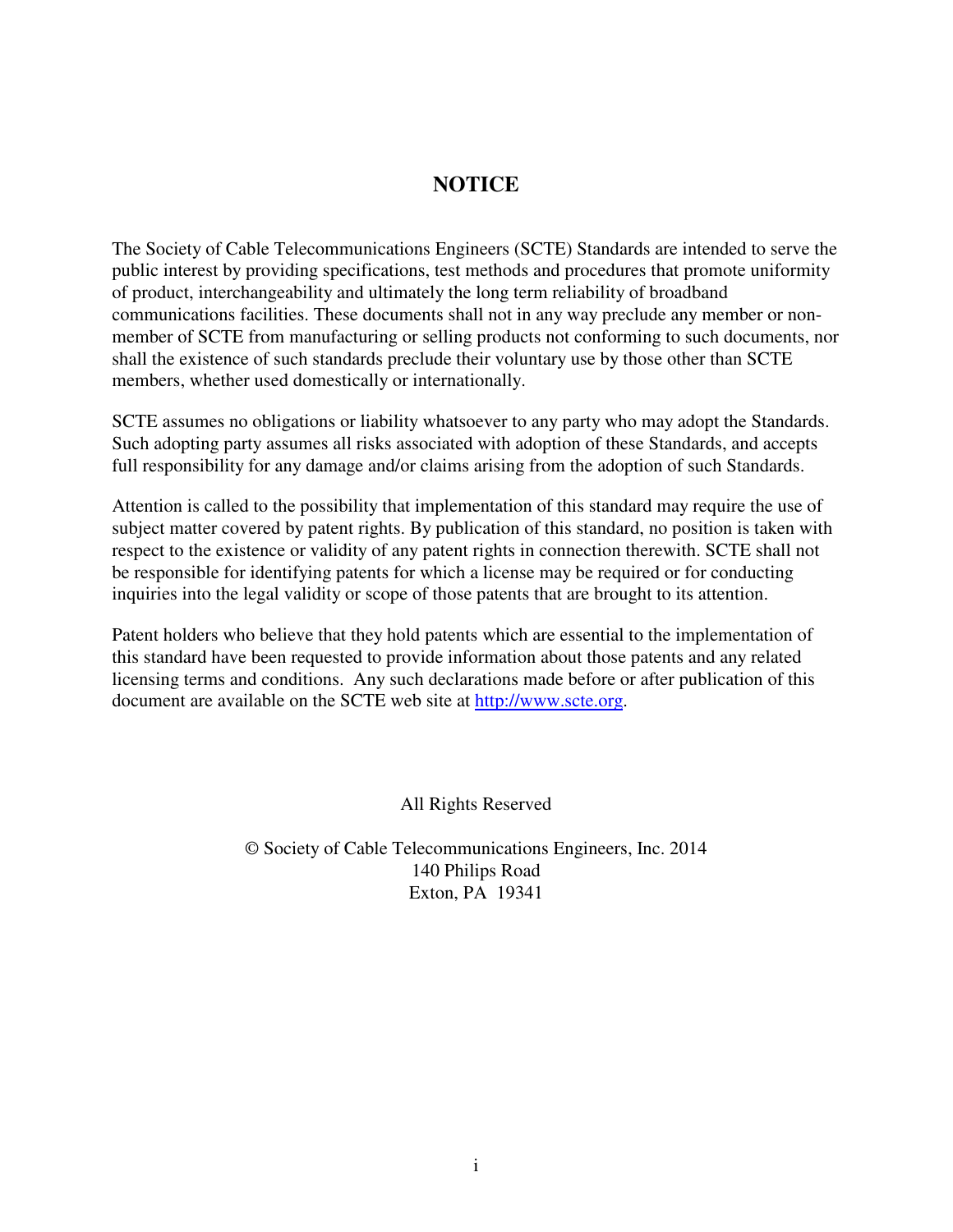# NOTICE

The Society of Cable Telecommunications Engineers (SCTE) Standards are intended to serve the public interest by providing specifications, test methods and procedures that promote uniformity of product, interchangeability and ultimately the long term reliability of broadband communications facilities. These documents shall not in any way preclude any member or non-member of SCTE from manufacturing or selling products not conforming to such documents, nor shall the existence of such standards preclude their voluntary use by those other than SCTE members, whether used domestically or internationally.

SCTE assumes no obligations or liability whatsoever to any party who may adopt the Standards. Such adopting party assumes all risks associated with adoption of these Standards, and accepts full responsibility for any damage and/or claims arising from the adoption of such Standards.

Attention is called to the possibility that implementation of this standard may require the use of subject matter covered by patent rights. By publication of this standard, no position is taken with respect to the existence or validity of any patent rights in connection therewith. SCTE shall not be responsible for identifying patents for which a license may be required or for conducting inquiries into the legal validity or scope of those patents that are brought to its attention.

Patent holders who believe that they hold patents which are essential to the implementation of this standard have been requested to provide information about those patents and any related licensing terms and conditions. Any such declarations made before or after publication of this document are available on the SCTE web site at http://www.scte.org.

All Rights Reserved

© Society of Cable Telecommunications Engineers, Inc. 2014
140 Philips Road
Exton, PA 19341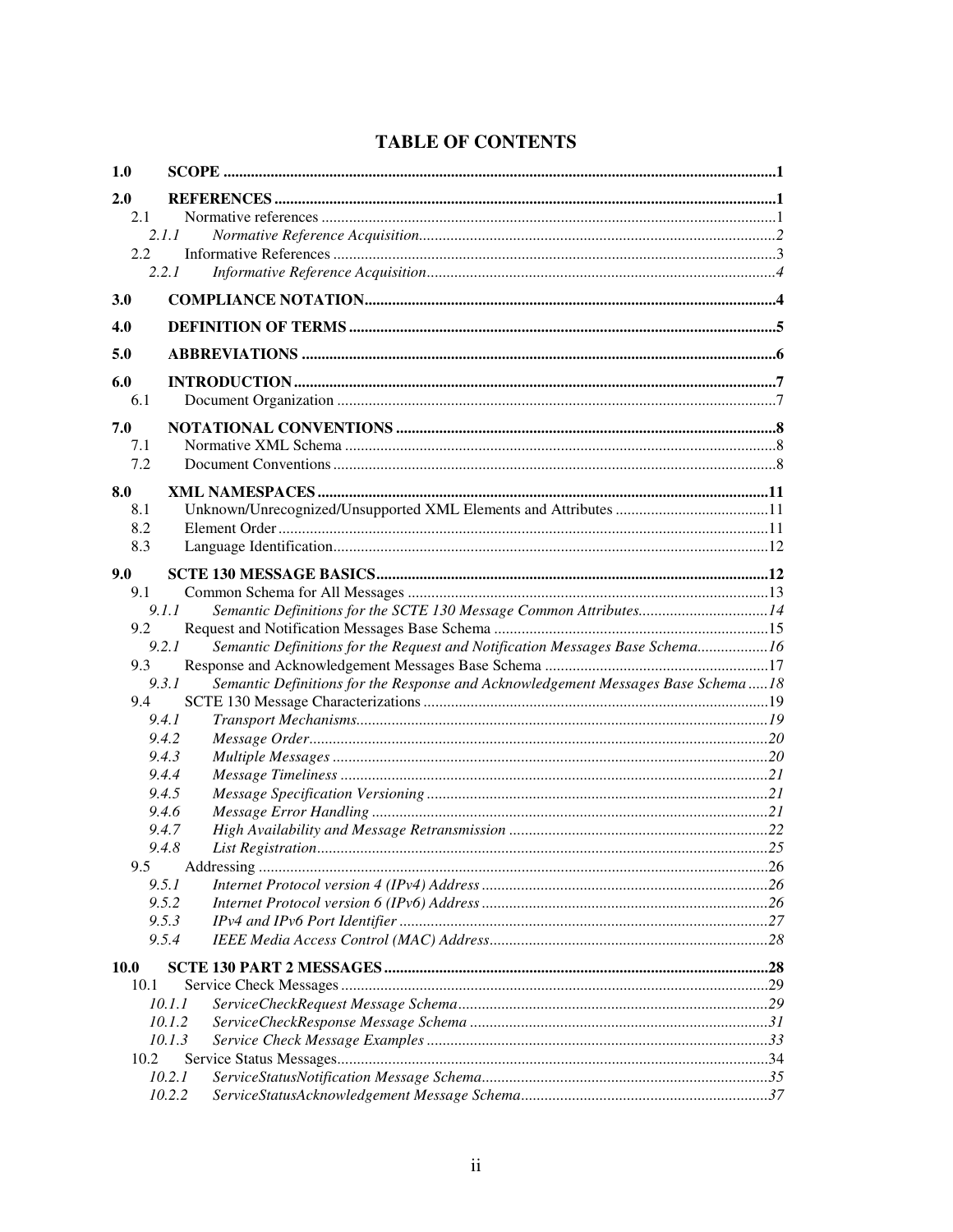# TABLE OF CONTENTS

**1.0 SCOPE** ........................................................................................................................................ **1**

**2.0 REFERENCES** ................................................................................................................................ **1**

2.1 Normative references ........................................................................................................................ 1

*2.1.1 Normative Reference Acquisition*............................................................................................. *2*

2.2 Informative References ..................................................................................................................... 3

*2.2.1 Informative Reference Acquisition*.......................................................................................... *4*

**3.0 COMPLIANCE NOTATION**.............................................................................................................. **4**

**4.0 DEFINITION OF TERMS** ................................................................................................................. **5**

**5.0 ABBREVIATIONS** ........................................................................................................................... **6**

**6.0 INTRODUCTION** ............................................................................................................................. **7**

6.1 Document Organization ..................................................................................................................... 7

**7.0 NOTATIONAL CONVENTIONS** ......................................................................................................... **8**

7.1 Normative XML Schema ................................................................................................................... 8

7.2 Document Conventions ..................................................................................................................... 8

**8.0 XML NAMESPACES** ....................................................................................................................... **11**

8.1 Unknown/Unrecognized/Unsupported XML Elements and Attributes ................................................ 11

8.2 Element Order ................................................................................................................................ 11

8.3 Language Identification.................................................................................................................... 12

**9.0 SCTE 130 MESSAGE BASICS**.......................................................................................................... **12**

9.1 Common Schema for All Messages ................................................................................................. 13

*9.1.1 Semantic Definitions for the SCTE 130 Message Common Attributes*........................................ *14*

9.2 Request and Notification Messages Base Schema ............................................................................ 15

*9.2.1 Semantic Definitions for the Request and Notification Messages Base Schema*......................... *16*

9.3 Response and Acknowledgement Messages Base Schema ................................................................ 17

*9.3.1 Semantic Definitions for the Response and Acknowledgement Messages Base Schema* ..... *18*

9.4 SCTE 130 Message Characterizations .............................................................................................. 19

*9.4.1 Transport Mechanisms*.............................................................................................................. *19*

*9.4.2 Message Order*......................................................................................................................... *20*

*9.4.3 Multiple Messages* ................................................................................................................... *20*

*9.4.4 Message Timeliness* ................................................................................................................ *21*

*9.4.5 Message Specification Versioning* ........................................................................................... *21*

*9.4.6 Message Error Handling* .......................................................................................................... *21*

*9.4.7 High Availability and Message Retransmission* ........................................................................ *22*

*9.4.8 List Registration*....................................................................................................................... *25*

9.5 Addressing ...................................................................................................................................... 26

*9.5.1 Internet Protocol version 4 (IPv4) Address* .............................................................................. *26*

*9.5.2 Internet Protocol version 6 (IPv6) Address* .............................................................................. *26*

*9.5.3 IPv4 and IPv6 Port Identifier* ................................................................................................... *27*

*9.5.4 IEEE Media Access Control (MAC) Address*............................................................................. *28*

**10.0 SCTE 130 PART 2 MESSAGES** ....................................................................................................... **28**

10.1 Service Check Messages ................................................................................................................ 29

*10.1.1 ServiceCheckRequest Message Schema*.................................................................................. *29*

*10.1.2 ServiceCheckResponse Message Schema* ............................................................................... *31*

*10.1.3 Service Check Message Examples* .......................................................................................... *33*

10.2 Service Status Messages................................................................................................................. 34

*10.2.1 ServiceStatusNotification Message Schema*............................................................................ *35*

*10.2.2 ServiceStatusAcknowledgement Message Schema*.................................................................. *37*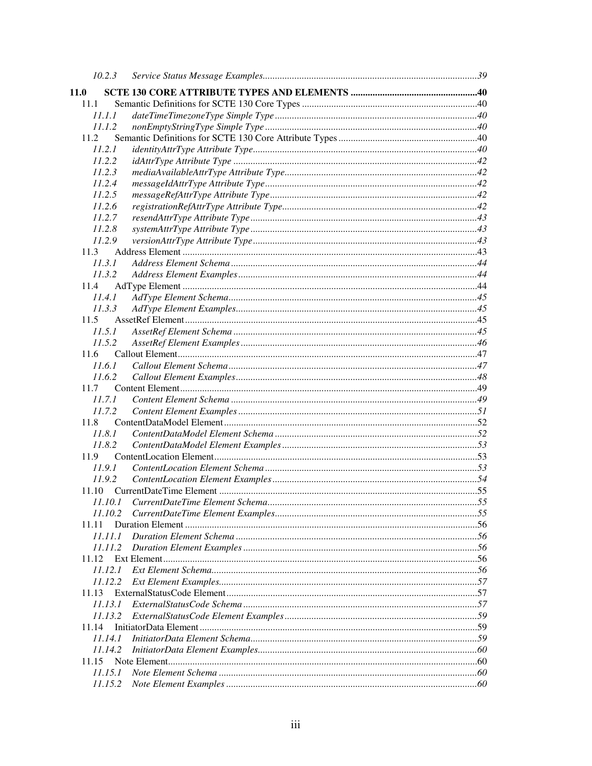10.2.3 Service Status Message Examples........................................................................................39

**11.0 SCTE 130 CORE ATTRIBUTE TYPES AND ELEMENTS ....................................................40**

11.1 Semantic Definitions for SCTE 130 Core Types ........................................................................40

*11.1.1 dateTimeTimezoneType Simple Type..................................................................................40*

*11.1.2 nonEmptyStringType Simple Type......................................................................................40*

11.2 Semantic Definitions for SCTE 130 Core Attribute Types.........................................................40

*11.2.1 identityAttrType Attribute Type...........................................................................................40*

*11.2.2 idAttrType Attribute Type ....................................................................................................42*

*11.2.3 mediaAvailableAttrType Attribute Type...............................................................................42*

*11.2.4 messageIdAttrType Attribute Type.......................................................................................42*

*11.2.5 messageRefAttrType Attribute Type.....................................................................................42*

*11.2.6 registrationRefAttrType Attribute Type................................................................................42*

*11.2.7 resendAttrType Attribute Type.............................................................................................43*

*11.2.8 systemAttrType Attribute Type.............................................................................................43*

*11.2.9 versionAttrType Attribute Type............................................................................................43*

11.3 Address Element ..........................................................................................................................43

*11.3.1 Address Element Schema.....................................................................................................44*

*11.3.2 Address Element Examples..................................................................................................44*

11.4 AdType Element ..........................................................................................................................44

*11.4.1 AdType Element Schema......................................................................................................45*

*11.3.3 AdType Element Examples...................................................................................................45*

11.5 AssetRef Element.........................................................................................................................45

*11.5.1 AssetRef Element Schema....................................................................................................45*

*11.5.2 AssetRef Element Examples.................................................................................................46*

11.6 Callout Element............................................................................................................................47

*11.6.1 Callout Element Schema......................................................................................................47*

*11.6.2 Callout Element Examples...................................................................................................48*

11.7 Content Element...........................................................................................................................49

*11.7.1 Content Element Schema.....................................................................................................49*

*11.7.2 Content Element Examples..................................................................................................51*

11.8 ContentDataModel Element........................................................................................................52

*11.8.1 ContentDataModel Element Schema...................................................................................52*

*11.8.2 ContentDataModel Element Examples................................................................................53*

11.9 ContentLocation Element.............................................................................................................53

*11.9.1 ContentLocation Element Schema.......................................................................................53*

*11.9.2 ContentLocation Element Examples....................................................................................54*

11.10 CurrentDateTime Element ..........................................................................................................55

*11.10.1 CurrentDateTime Element Schema......................................................................................55*

*11.10.2 CurrentDateTime Element Examples...................................................................................55*

11.11 Duration Element ........................................................................................................................56

*11.11.1 Duration Element Schema...................................................................................................56*

*11.11.2 Duration Element Examples................................................................................................56*

11.12 Ext Element..................................................................................................................................56

*11.12.1 Ext Element Schema............................................................................................................56*

*11.12.2 Ext Element Examples.........................................................................................................57*

11.13 ExternalStatusCode Element.......................................................................................................57

*11.13.1 ExternalStatusCode Schema................................................................................................57*

*11.13.2 ExternalStatusCode Element Examples...............................................................................59*

11.14 InitiatorData Element..................................................................................................................59

*11.14.1 InitiatorData Element Schema.............................................................................................59*

*11.14.2 InitiatorData Element Examples..........................................................................................60*

11.15 Note Element................................................................................................................................60

*11.15.1 Note Element Schema..........................................................................................................60*

*11.15.2 Note Element Examples.......................................................................................................60*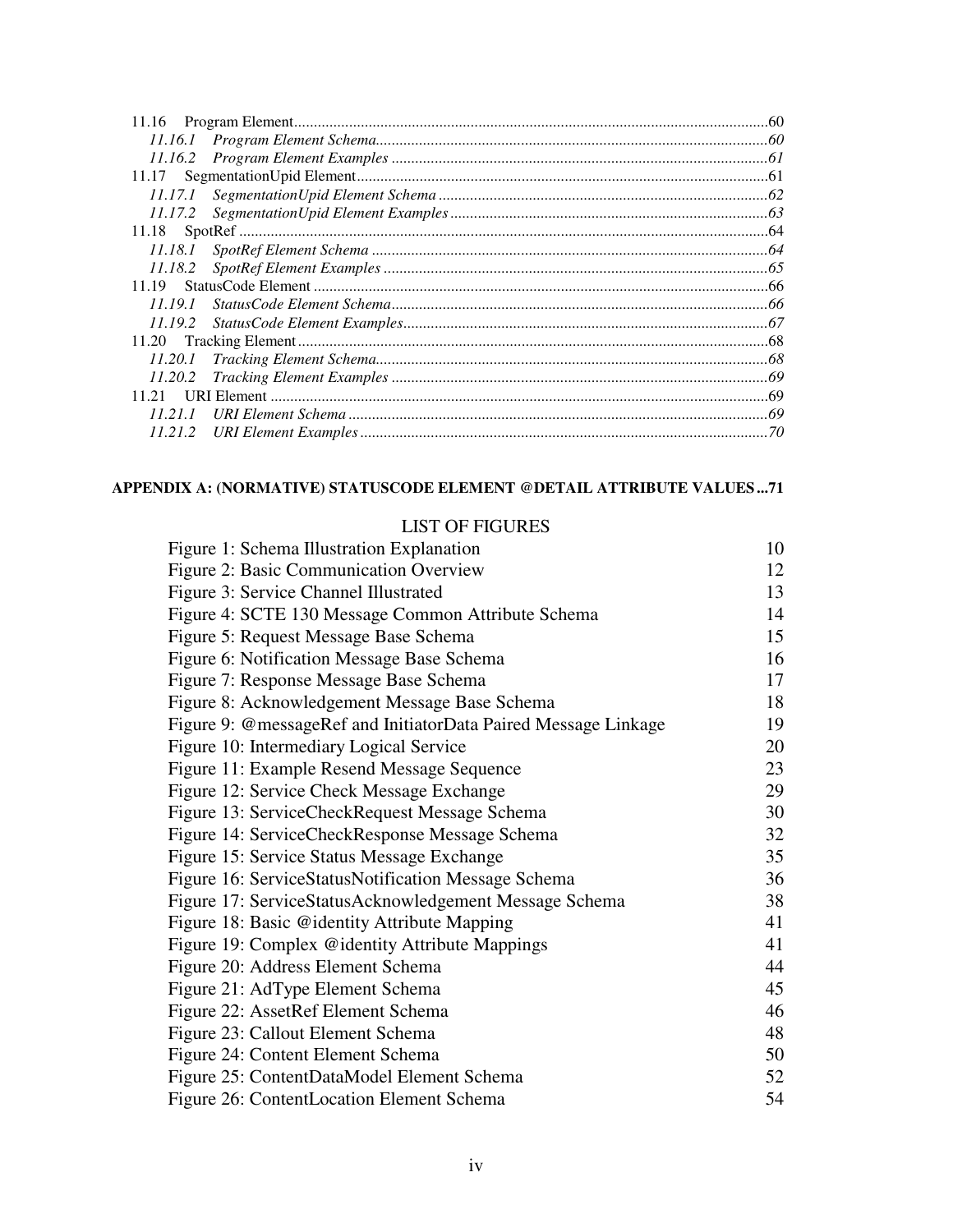11.16 Program Element........................................................................................................................60

*11.16.1 Program Element Schema...................................................................................................60*

*11.16.2 Program Element Examples ...............................................................................................61*

11.17 SegmentationUpid Element........................................................................................................61

*11.17.1 SegmentationUpid Element Schema ...................................................................................62*

*11.17.2 SegmentationUpid Element Examples ................................................................................63*

11.18 SpotRef ......................................................................................................................................64

*11.18.1 SpotRef Element Schema ....................................................................................................64*

*11.18.2 SpotRef Element Examples .................................................................................................65*

11.19 StatusCode Element ...................................................................................................................66

*11.19.1 StatusCode Element Schema...............................................................................................66*

*11.19.2 StatusCode Element Examples............................................................................................67*

11.20 Tracking Element.......................................................................................................................68

*11.20.1 Tracking Element Schema...................................................................................................68*

*11.20.2 Tracking Element Examples ...............................................................................................69*

11.21 URI Element ..............................................................................................................................69

*11.21.1 URI Element Schema ..........................................................................................................69*

*11.21.2 URI Element Examples .......................................................................................................70*

**APPENDIX A: (NORMATIVE) STATUSCODE ELEMENT @DETAIL ATTRIBUTE VALUES ...71**

LIST OF FIGURES

Figure 1: Schema Illustration Explanation 10
Figure 2: Basic Communication Overview 12
Figure 3: Service Channel Illustrated 13
Figure 4: SCTE 130 Message Common Attribute Schema 14
Figure 5: Request Message Base Schema 15
Figure 6: Notification Message Base Schema 16
Figure 7: Response Message Base Schema 17
Figure 8: Acknowledgement Message Base Schema 18
Figure 9: @messageRef and InitiatorData Paired Message Linkage 19
Figure 10: Intermediary Logical Service 20
Figure 11: Example Resend Message Sequence 23
Figure 12: Service Check Message Exchange 29
Figure 13: ServiceCheckRequest Message Schema 30
Figure 14: ServiceCheckResponse Message Schema 32
Figure 15: Service Status Message Exchange 35
Figure 16: ServiceStatusNotification Message Schema 36
Figure 17: ServiceStatusAcknowledgement Message Schema 38
Figure 18: Basic @identity Attribute Mapping 41
Figure 19: Complex @identity Attribute Mappings 41
Figure 20: Address Element Schema 44
Figure 21: AdType Element Schema 45
Figure 22: AssetRef Element Schema 46
Figure 23: Callout Element Schema 48
Figure 24: Content Element Schema 50
Figure 25: ContentDataModel Element Schema 52
Figure 26: ContentLocation Element Schema 54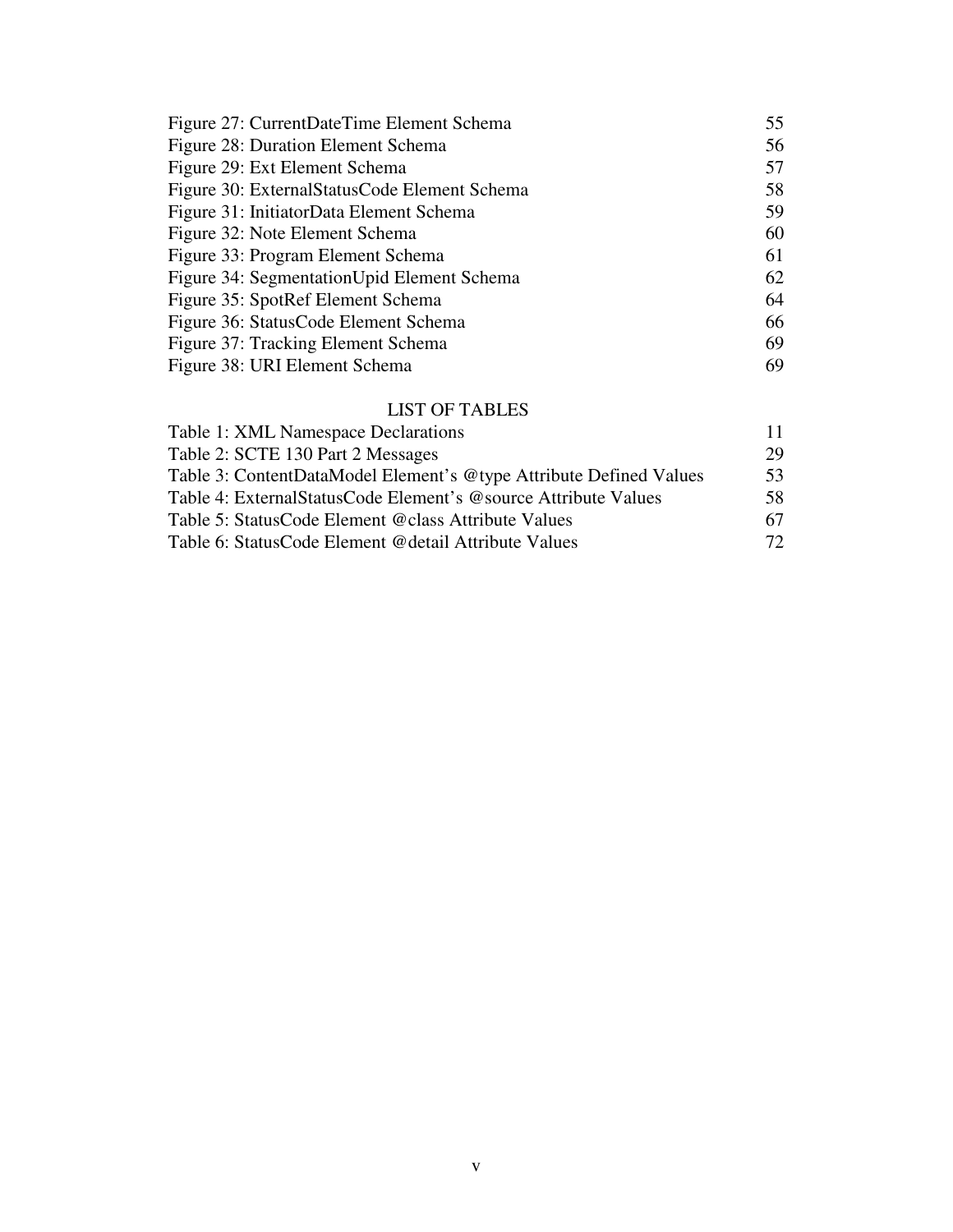Figure 27: CurrentDateTime Element Schema 55
Figure 28: Duration Element Schema 56
Figure 29: Ext Element Schema 57
Figure 30: ExternalStatusCode Element Schema 58
Figure 31: InitiatorData Element Schema 59
Figure 32: Note Element Schema 60
Figure 33: Program Element Schema 61
Figure 34: SegmentationUpid Element Schema 62
Figure 35: SpotRef Element Schema 64
Figure 36: StatusCode Element Schema 66
Figure 37: Tracking Element Schema 69
Figure 38: URI Element Schema 69

## LIST OF TABLES

Table 1: XML Namespace Declarations 11
Table 2: SCTE 130 Part 2 Messages 29
Table 3: ContentDataModel Element's @type Attribute Defined Values 53
Table 4: ExternalStatusCode Element's @source Attribute Values 58
Table 5: StatusCode Element @class Attribute Values 67
Table 6: StatusCode Element @detail Attribute Values 72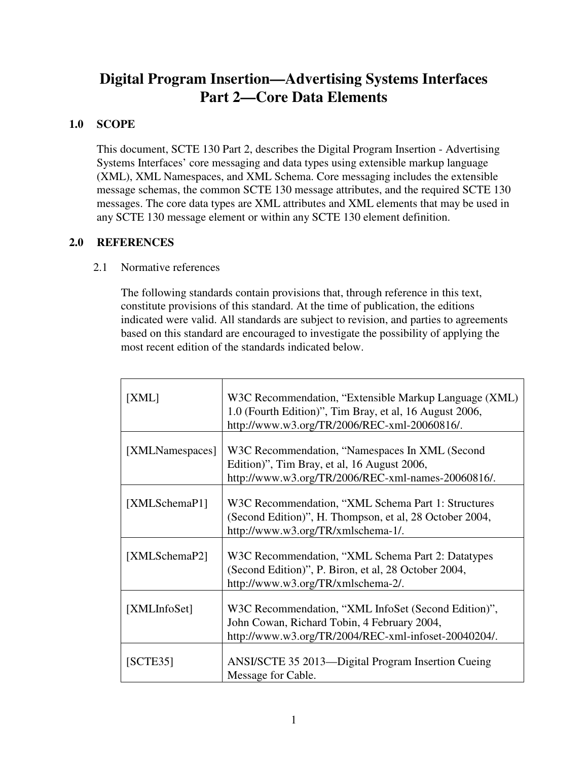# Digital Program Insertion—Advertising Systems Interfaces Part 2—Core Data Elements

## 1.0 SCOPE

This document, SCTE 130 Part 2, describes the Digital Program Insertion - Advertising Systems Interfaces' core messaging and data types using extensible markup language (XML), XML Namespaces, and XML Schema. Core messaging includes the extensible message schemas, the common SCTE 130 message attributes, and the required SCTE 130 messages. The core data types are XML attributes and XML elements that may be used in any SCTE 130 message element or within any SCTE 130 element definition.

## 2.0 REFERENCES

### 2.1 Normative references

The following standards contain provisions that, through reference in this text, constitute provisions of this standard. At the time of publication, the editions indicated were valid. All standards are subject to revision, and parties to agreements based on this standard are encouraged to investigate the possibility of applying the most recent edition of the standards indicated below.

| | |
|---|---|
| [XML] | W3C Recommendation, "Extensible Markup Language (XML) 1.0 (Fourth Edition)", Tim Bray, et al, 16 August 2006, http://www.w3.org/TR/2006/REC-xml-20060816/. |
| [XMLNamespaces] | W3C Recommendation, "Namespaces In XML (Second Edition)", Tim Bray, et al, 16 August 2006, http://www.w3.org/TR/2006/REC-xml-names-20060816/. |
| [XMLSchemaP1] | W3C Recommendation, "XML Schema Part 1: Structures (Second Edition)", H. Thompson, et al, 28 October 2004, http://www.w3.org/TR/xmlschema-1/. |
| [XMLSchemaP2] | W3C Recommendation, "XML Schema Part 2: Datatypes (Second Edition)", P. Biron, et al, 28 October 2004, http://www.w3.org/TR/xmlschema-2/. |
| [XMLInfoSet] | W3C Recommendation, "XML InfoSet (Second Edition)", John Cowan, Richard Tobin, 4 February 2004, http://www.w3.org/TR/2004/REC-xml-infoset-20040204/. |
| [SCTE35] | ANSI/SCTE 35 2013—Digital Program Insertion Cueing Message for Cable. |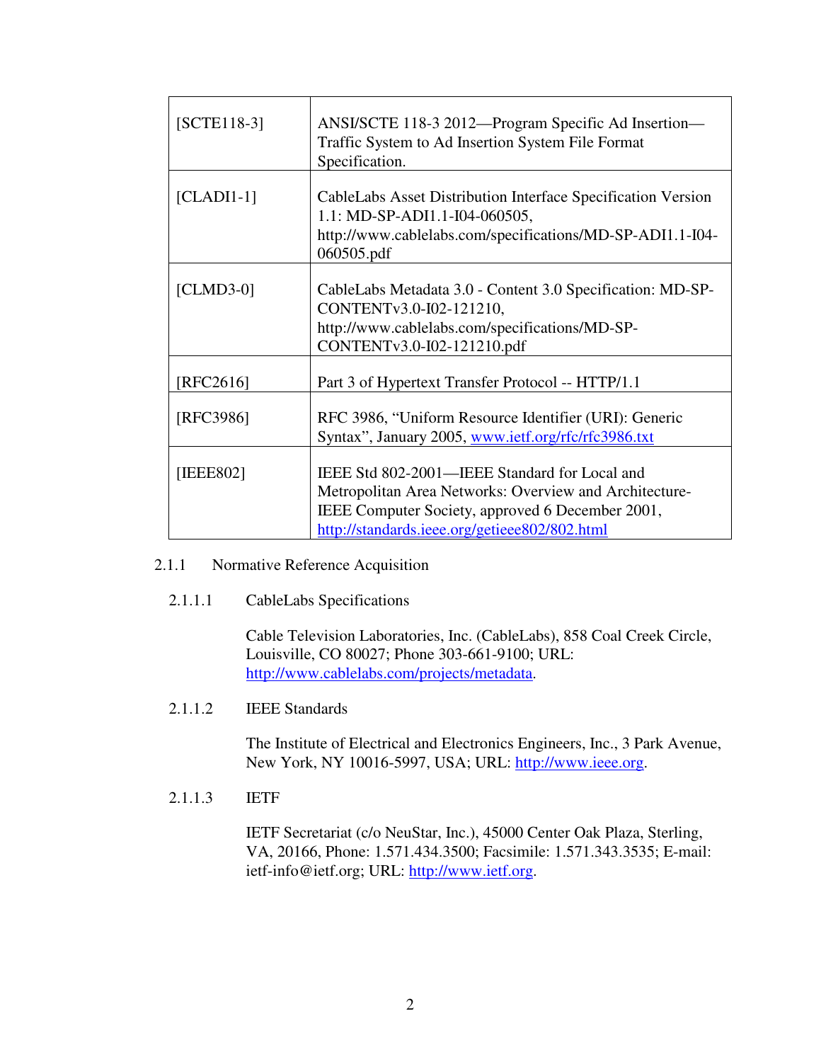| | |
|---|---|
| [SCTE118-3] | ANSI/SCTE 118-3 2012—Program Specific Ad Insertion—Traffic System to Ad Insertion System File Format Specification. |
| [CLADI1-1] | CableLabs Asset Distribution Interface Specification Version 1.1: MD-SP-ADI1.1-I04-060505, http://www.cablelabs.com/specifications/MD-SP-ADI1.1-I04-060505.pdf |
| [CLMD3-0] | CableLabs Metadata 3.0 - Content 3.0 Specification: MD-SP-CONTENTv3.0-I02-121210, http://www.cablelabs.com/specifications/MD-SP-CONTENTv3.0-I02-121210.pdf |
| [RFC2616] | Part 3 of Hypertext Transfer Protocol -- HTTP/1.1 |
| [RFC3986] | RFC 3986, "Uniform Resource Identifier (URI): Generic Syntax", January 2005, www.ietf.org/rfc/rfc3986.txt |
| [IEEE802] | IEEE Std 802-2001—IEEE Standard for Local and Metropolitan Area Networks: Overview and Architecture-IEEE Computer Society, approved 6 December 2001, http://standards.ieee.org/getieee802/802.html |

### 2.1.1 Normative Reference Acquisition

#### 2.1.1.1 CableLabs Specifications

Cable Television Laboratories, Inc. (CableLabs), 858 Coal Creek Circle, Louisville, CO 80027; Phone 303-661-9100; URL: http://www.cablelabs.com/projects/metadata.

#### 2.1.1.2 IEEE Standards

The Institute of Electrical and Electronics Engineers, Inc., 3 Park Avenue, New York, NY 10016-5997, USA; URL: http://www.ieee.org.

#### 2.1.1.3 IETF

IETF Secretariat (c/o NeuStar, Inc.), 45000 Center Oak Plaza, Sterling, VA, 20166, Phone: 1.571.434.3500; Facsimile: 1.571.343.3535; E-mail: ietf-info@ietf.org; URL: http://www.ietf.org.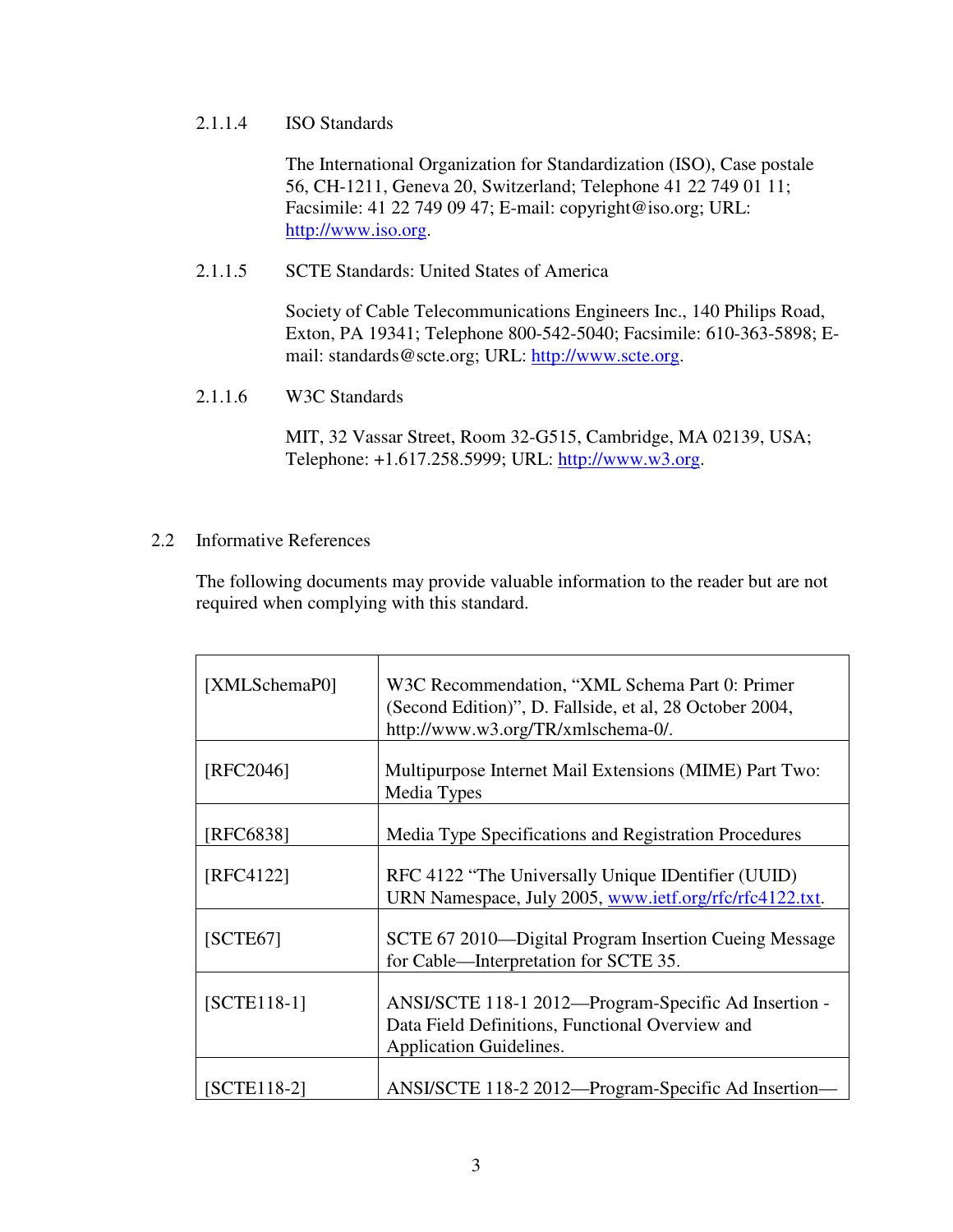#### 2.1.1.4 ISO Standards

The International Organization for Standardization (ISO), Case postale 56, CH-1211, Geneva 20, Switzerland; Telephone 41 22 749 01 11; Facsimile: 41 22 749 09 47; E-mail: copyright@iso.org; URL: http://www.iso.org.

#### 2.1.1.5 SCTE Standards: United States of America

Society of Cable Telecommunications Engineers Inc., 140 Philips Road, Exton, PA 19341; Telephone 800-542-5040; Facsimile: 610-363-5898; E-mail: standards@scte.org; URL: http://www.scte.org.

#### 2.1.1.6 W3C Standards

MIT, 32 Vassar Street, Room 32-G515, Cambridge, MA 02139, USA; Telephone: +1.617.258.5999; URL: http://www.w3.org.

## 2.2 Informative References

The following documents may provide valuable information to the reader but are not required when complying with this standard.

| | |
|---|---|
| [XMLSchemaP0] | W3C Recommendation, "XML Schema Part 0: Primer (Second Edition)", D. Fallside, et al, 28 October 2004, http://www.w3.org/TR/xmlschema-0/. |
| [RFC2046] | Multipurpose Internet Mail Extensions (MIME) Part Two: Media Types |
| [RFC6838] | Media Type Specifications and Registration Procedures |
| [RFC4122] | RFC 4122 "The Universally Unique IDentifier (UUID) URN Namespace, July 2005, www.ietf.org/rfc/rfc4122.txt. |
| [SCTE67] | SCTE 67 2010—Digital Program Insertion Cueing Message for Cable—Interpretation for SCTE 35. |
| [SCTE118-1] | ANSI/SCTE 118-1 2012—Program-Specific Ad Insertion - Data Field Definitions, Functional Overview and Application Guidelines. |
| [SCTE118-2] | ANSI/SCTE 118-2 2012—Program-Specific Ad Insertion— |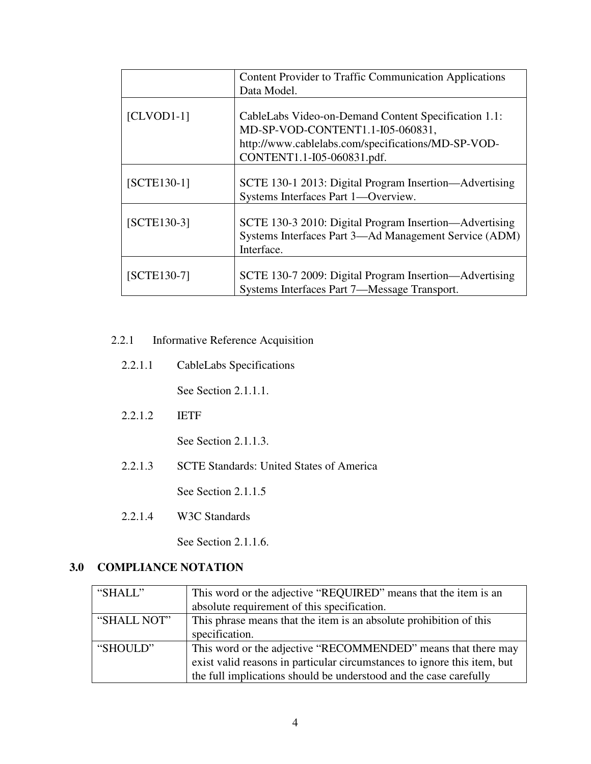| | |
|---|---|
| | Content Provider to Traffic Communication Applications Data Model. |
| [CLVOD1-1] | CableLabs Video-on-Demand Content Specification 1.1: MD-SP-VOD-CONTENT1.1-I05-060831, http://www.cablelabs.com/specifications/MD-SP-VOD-CONTENT1.1-I05-060831.pdf. |
| [SCTE130-1] | SCTE 130-1 2013: Digital Program Insertion—Advertising Systems Interfaces Part 1—Overview. |
| [SCTE130-3] | SCTE 130-3 2010: Digital Program Insertion—Advertising Systems Interfaces Part 3—Ad Management Service (ADM) Interface. |
| [SCTE130-7] | SCTE 130-7 2009: Digital Program Insertion—Advertising Systems Interfaces Part 7—Message Transport. |

#### 2.2.1 Informative Reference Acquisition

##### 2.2.1.1 CableLabs Specifications

See Section 2.1.1.1.

##### 2.2.1.2 IETF

See Section 2.1.1.3.

##### 2.2.1.3 SCTE Standards: United States of America

See Section 2.1.1.5

##### 2.2.1.4 W3C Standards

See Section 2.1.1.6.

## 3.0 COMPLIANCE NOTATION

| | |
|---|---|
| "SHALL" | This word or the adjective "REQUIRED" means that the item is an absolute requirement of this specification. |
| "SHALL NOT" | This phrase means that the item is an absolute prohibition of this specification. |
| "SHOULD" | This word or the adjective "RECOMMENDED" means that there may exist valid reasons in particular circumstances to ignore this item, but the full implications should be understood and the case carefully |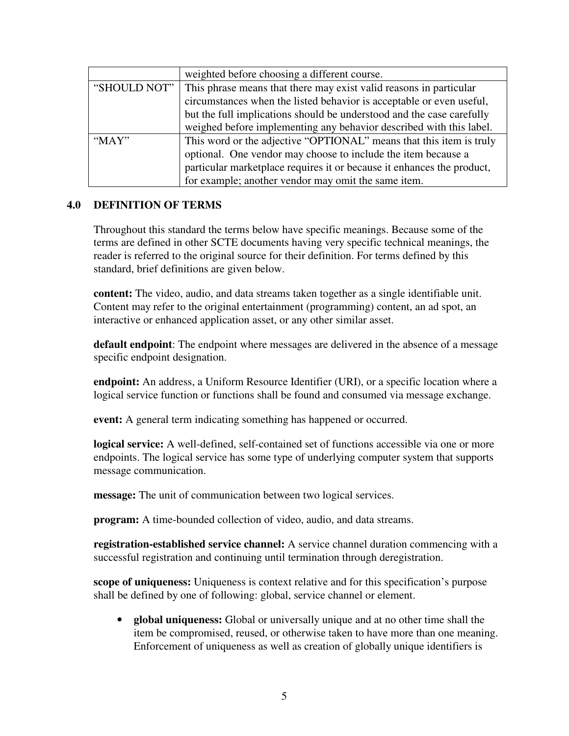| | |
|---|---|
| | weighted before choosing a different course. |
| “SHOULD NOT” | This phrase means that there may exist valid reasons in particular circumstances when the listed behavior is acceptable or even useful, but the full implications should be understood and the case carefully weighed before implementing any behavior described with this label. |
| “MAY” | This word or the adjective “OPTIONAL” means that this item is truly optional. One vendor may choose to include the item because a particular marketplace requires it or because it enhances the product, for example; another vendor may omit the same item. |

## 4.0 DEFINITION OF TERMS

Throughout this standard the terms below have specific meanings. Because some of the terms are defined in other SCTE documents having very specific technical meanings, the reader is referred to the original source for their definition. For terms defined by this standard, brief definitions are given below.

**content:** The video, audio, and data streams taken together as a single identifiable unit. Content may refer to the original entertainment (programming) content, an ad spot, an interactive or enhanced application asset, or any other similar asset.

**default endpoint**: The endpoint where messages are delivered in the absence of a message specific endpoint designation.

**endpoint:** An address, a Uniform Resource Identifier (URI), or a specific location where a logical service function or functions shall be found and consumed via message exchange.

**event:** A general term indicating something has happened or occurred.

**logical service:** A well-defined, self-contained set of functions accessible via one or more endpoints. The logical service has some type of underlying computer system that supports message communication.

**message:** The unit of communication between two logical services.

**program:** A time-bounded collection of video, audio, and data streams.

**registration-established service channel:** A service channel duration commencing with a successful registration and continuing until termination through deregistration.

**scope of uniqueness:** Uniqueness is context relative and for this specification’s purpose shall be defined by one of following: global, service channel or element.

- **global uniqueness:** Global or universally unique and at no other time shall the item be compromised, reused, or otherwise taken to have more than one meaning. Enforcement of uniqueness as well as creation of globally unique identifiers is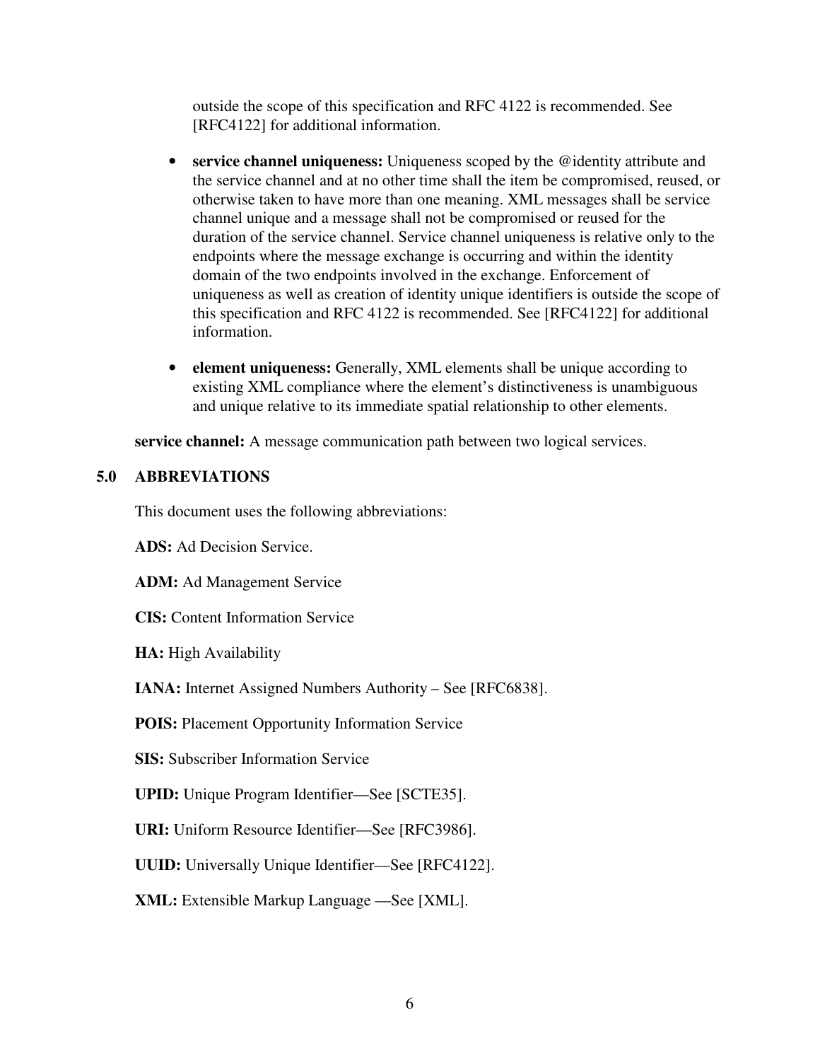outside the scope of this specification and RFC 4122 is recommended. See [RFC4122] for additional information.

- **service channel uniqueness:** Uniqueness scoped by the @identity attribute and the service channel and at no other time shall the item be compromised, reused, or otherwise taken to have more than one meaning. XML messages shall be service channel unique and a message shall not be compromised or reused for the duration of the service channel. Service channel uniqueness is relative only to the endpoints where the message exchange is occurring and within the identity domain of the two endpoints involved in the exchange. Enforcement of uniqueness as well as creation of identity unique identifiers is outside the scope of this specification and RFC 4122 is recommended. See [RFC4122] for additional information.

- **element uniqueness:** Generally, XML elements shall be unique according to existing XML compliance where the element's distinctiveness is unambiguous and unique relative to its immediate spatial relationship to other elements.

**service channel:** A message communication path between two logical services.

## 5.0 ABBREVIATIONS

This document uses the following abbreviations:

**ADS:** Ad Decision Service.

**ADM:** Ad Management Service

**CIS:** Content Information Service

**HA:** High Availability

**IANA:** Internet Assigned Numbers Authority – See [RFC6838].

**POIS:** Placement Opportunity Information Service

**SIS:** Subscriber Information Service

**UPID:** Unique Program Identifier—See [SCTE35].

**URI:** Uniform Resource Identifier—See [RFC3986].

**UUID:** Universally Unique Identifier—See [RFC4122].

**XML:** Extensible Markup Language —See [XML].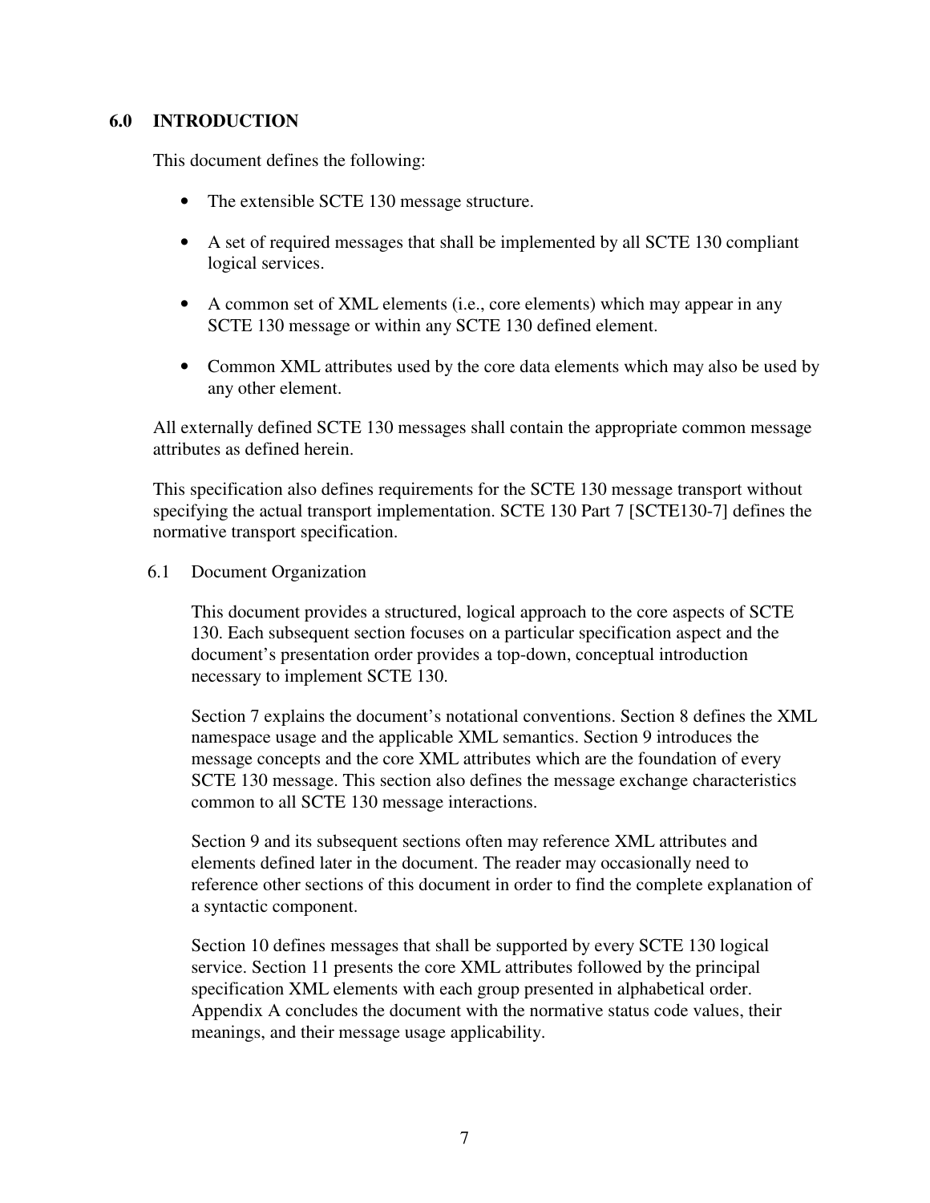## 6.0 INTRODUCTION

This document defines the following:

- The extensible SCTE 130 message structure.
- A set of required messages that shall be implemented by all SCTE 130 compliant logical services.
- A common set of XML elements (i.e., core elements) which may appear in any SCTE 130 message or within any SCTE 130 defined element.
- Common XML attributes used by the core data elements which may also be used by any other element.

All externally defined SCTE 130 messages shall contain the appropriate common message attributes as defined herein.

This specification also defines requirements for the SCTE 130 message transport without specifying the actual transport implementation. SCTE 130 Part 7 [SCTE130-7] defines the normative transport specification.

### 6.1 Document Organization

This document provides a structured, logical approach to the core aspects of SCTE 130. Each subsequent section focuses on a particular specification aspect and the document's presentation order provides a top-down, conceptual introduction necessary to implement SCTE 130.

Section 7 explains the document's notational conventions. Section 8 defines the XML namespace usage and the applicable XML semantics. Section 9 introduces the message concepts and the core XML attributes which are the foundation of every SCTE 130 message. This section also defines the message exchange characteristics common to all SCTE 130 message interactions.

Section 9 and its subsequent sections often may reference XML attributes and elements defined later in the document. The reader may occasionally need to reference other sections of this document in order to find the complete explanation of a syntactic component.

Section 10 defines messages that shall be supported by every SCTE 130 logical service. Section 11 presents the core XML attributes followed by the principal specification XML elements with each group presented in alphabetical order. Appendix A concludes the document with the normative status code values, their meanings, and their message usage applicability.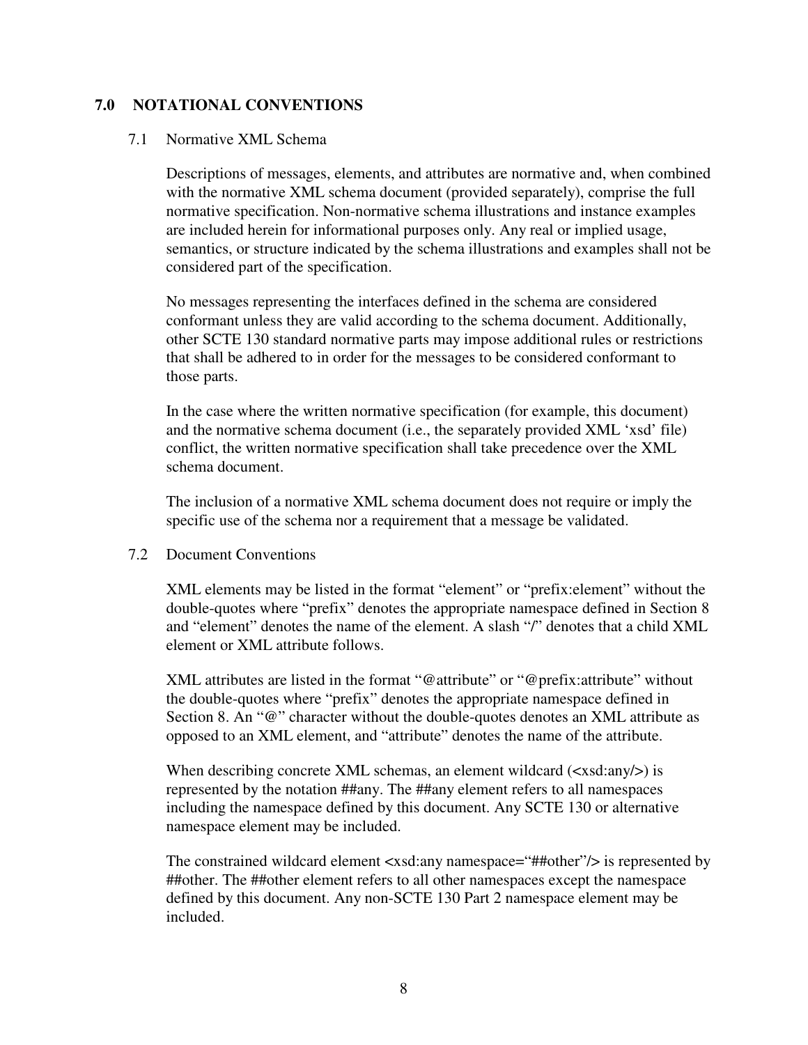## 7.0 NOTATIONAL CONVENTIONS

### 7.1 Normative XML Schema

Descriptions of messages, elements, and attributes are normative and, when combined with the normative XML schema document (provided separately), comprise the full normative specification. Non-normative schema illustrations and instance examples are included herein for informational purposes only. Any real or implied usage, semantics, or structure indicated by the schema illustrations and examples shall not be considered part of the specification.

No messages representing the interfaces defined in the schema are considered conformant unless they are valid according to the schema document. Additionally, other SCTE 130 standard normative parts may impose additional rules or restrictions that shall be adhered to in order for the messages to be considered conformant to those parts.

In the case where the written normative specification (for example, this document) and the normative schema document (i.e., the separately provided XML 'xsd' file) conflict, the written normative specification shall take precedence over the XML schema document.

The inclusion of a normative XML schema document does not require or imply the specific use of the schema nor a requirement that a message be validated.

### 7.2 Document Conventions

XML elements may be listed in the format "element" or "prefix:element" without the double-quotes where "prefix" denotes the appropriate namespace defined in Section 8 and "element" denotes the name of the element. A slash "/" denotes that a child XML element or XML attribute follows.

XML attributes are listed in the format "@attribute" or "@prefix:attribute" without the double-quotes where "prefix" denotes the appropriate namespace defined in Section 8. An "@" character without the double-quotes denotes an XML attribute as opposed to an XML element, and "attribute" denotes the name of the attribute.

When describing concrete XML schemas, an element wildcard (<xsd:any/>) is represented by the notation ##any. The ##any element refers to all namespaces including the namespace defined by this document. Any SCTE 130 or alternative namespace element may be included.

The constrained wildcard element <xsd:any namespace="##other"/> is represented by ##other. The ##other element refers to all other namespaces except the namespace defined by this document. Any non-SCTE 130 Part 2 namespace element may be included.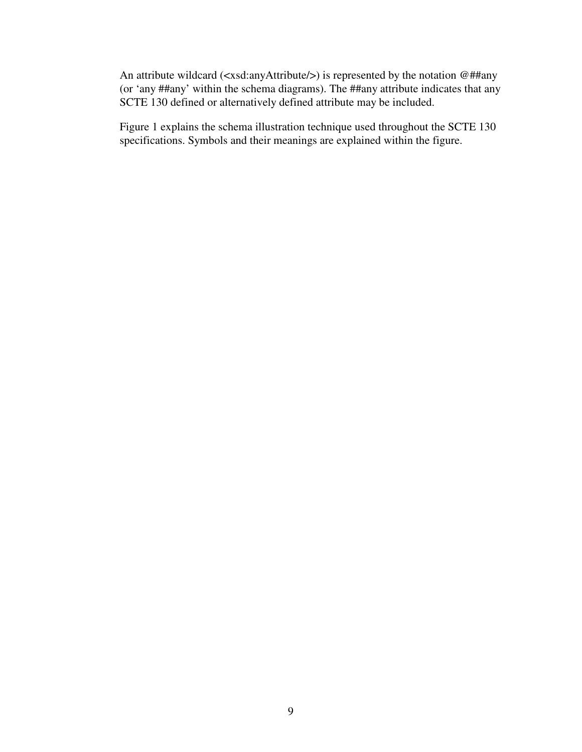An attribute wildcard (<xsd:anyAttribute/>) is represented by the notation @##any (or 'any ##any' within the schema diagrams). The ##any attribute indicates that any SCTE 130 defined or alternatively defined attribute may be included.

Figure 1 explains the schema illustration technique used throughout the SCTE 130 specifications. Symbols and their meanings are explained within the figure.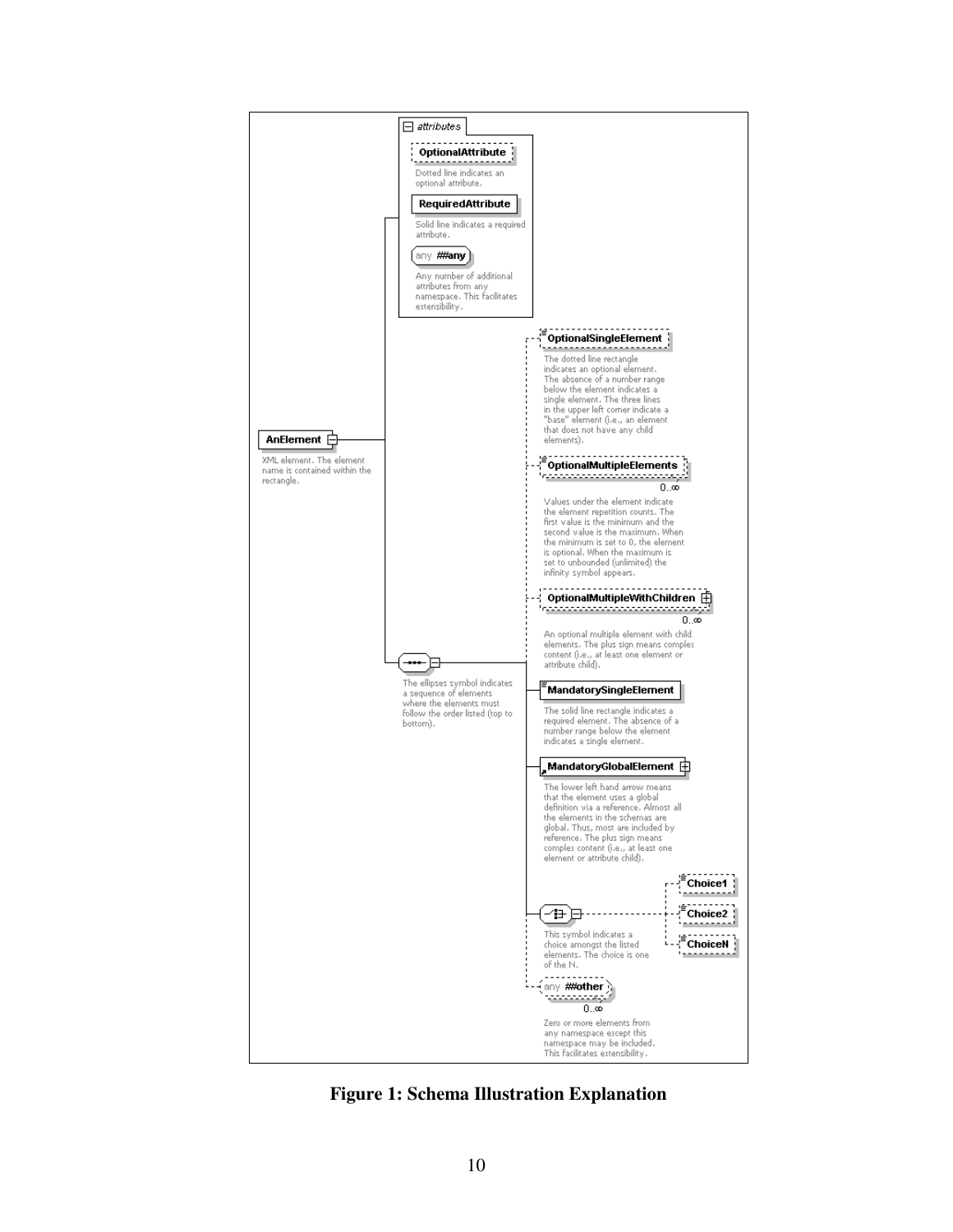attributes

**OptionalAttribute**

Dotted line indicates an optional attribute.

**RequiredAttribute**

Solid line indicates a required attribute.

any **##any**

Any number of additional attributes from any namespace. This facilitates extensibility.

**AnElement**

XML element. The element name is contained within the rectangle.

**OptionalSingleElement**

The dotted line rectangle indicates an optional element. The absence of a number range below the element indicates a single element. The three lines in the upper left corner indicate a "base" element (i.e., an element that does not have any child elements).

**OptionalMultipleElements**

0..∞

Values under the element indicate the element repetition counts. The first value is the minimum and the second value is the maximum. When the minimum is set to 0, the element is optional. When the maximum is set to unbounded (unlimited) the infinity symbol appears.

**OptionalMultipleWithChildren**

0..∞

An optional multiple element with child elements. The plus sign means complex content (i.e., at least one element or attribute child).

The ellipses symbol indicates a sequence of elements where the elements must follow the order listed (top to bottom).

**MandatorySingleElement**

The solid line rectangle indicates a required element. The absence of a number range below the element indicates a single element.

**MandatoryGlobalElement**

The lower left hand arrow means that the element uses a global definition via a reference. Almost all the elements in the schemas are global. Thus, most are included by reference. The plus sign means complex content (i.e., at least one element or attribute child).

**Choice1**

**Choice2**

**ChoiceN**

This symbol indicates a choice amongst the listed elements. The choice is one of the N.

any **##other**

0..∞

Zero or more elements from any namespace except this namespace may be included. This facilitates extensibility.

**Figure 1: Schema Illustration Explanation**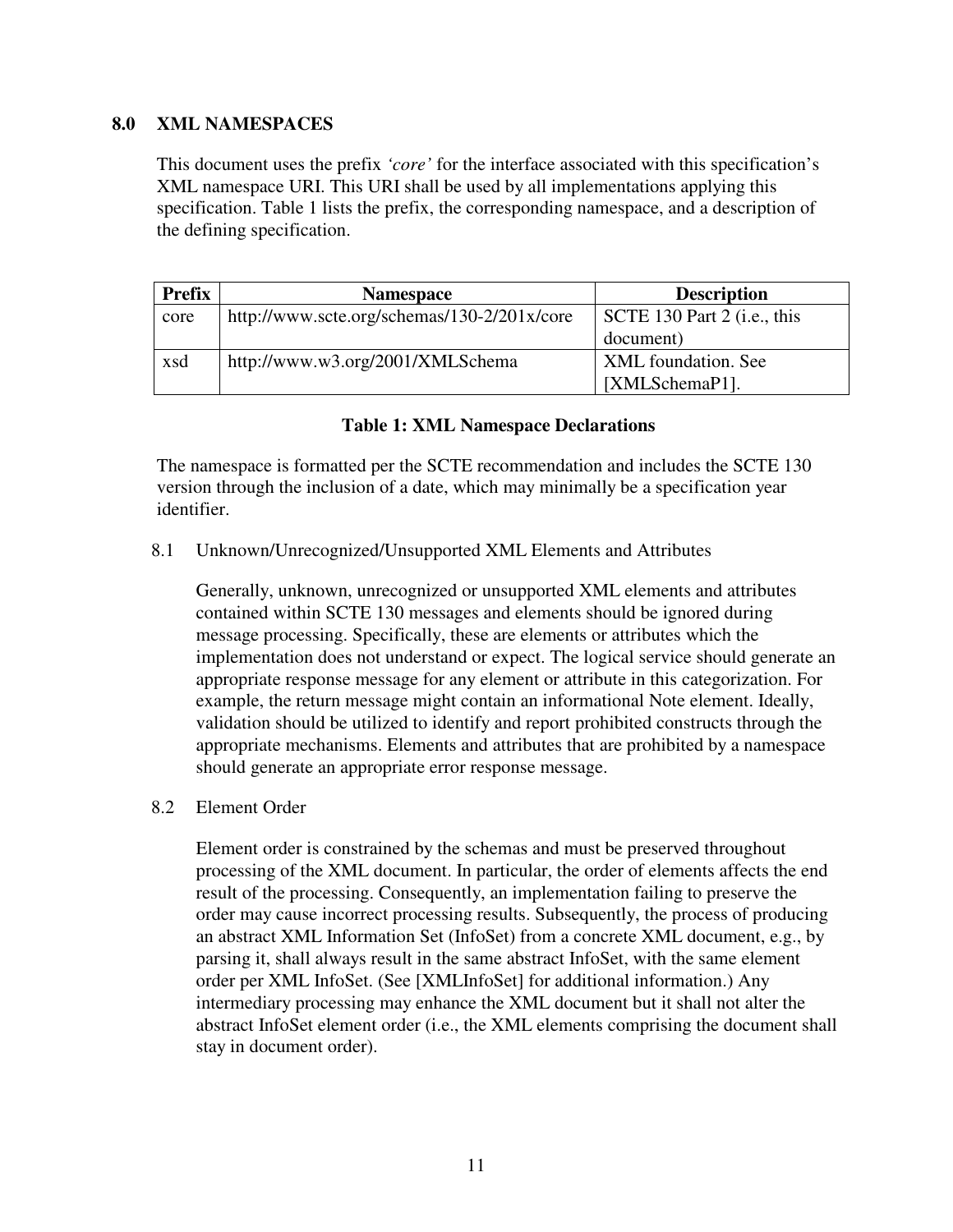## 8.0 XML NAMESPACES

This document uses the prefix *'core'* for the interface associated with this specification's XML namespace URI. This URI shall be used by all implementations applying this specification. Table 1 lists the prefix, the corresponding namespace, and a description of the defining specification.

| Prefix | Namespace | Description |
|---|---|---|
| core | http://www.scte.org/schemas/130-2/201x/core | SCTE 130 Part 2 (i.e., this document) |
| xsd | http://www.w3.org/2001/XMLSchema | XML foundation. See [XMLSchemaP1]. |

**Table 1: XML Namespace Declarations**

The namespace is formatted per the SCTE recommendation and includes the SCTE 130 version through the inclusion of a date, which may minimally be a specification year identifier.

### 8.1 Unknown/Unrecognized/Unsupported XML Elements and Attributes

Generally, unknown, unrecognized or unsupported XML elements and attributes contained within SCTE 130 messages and elements should be ignored during message processing. Specifically, these are elements or attributes which the implementation does not understand or expect. The logical service should generate an appropriate response message for any element or attribute in this categorization. For example, the return message might contain an informational Note element. Ideally, validation should be utilized to identify and report prohibited constructs through the appropriate mechanisms. Elements and attributes that are prohibited by a namespace should generate an appropriate error response message.

### 8.2 Element Order

Element order is constrained by the schemas and must be preserved throughout processing of the XML document. In particular, the order of elements affects the end result of the processing. Consequently, an implementation failing to preserve the order may cause incorrect processing results. Subsequently, the process of producing an abstract XML Information Set (InfoSet) from a concrete XML document, e.g., by parsing it, shall always result in the same abstract InfoSet, with the same element order per XML InfoSet. (See [XMLInfoSet] for additional information.) Any intermediary processing may enhance the XML document but it shall not alter the abstract InfoSet element order (i.e., the XML elements comprising the document shall stay in document order).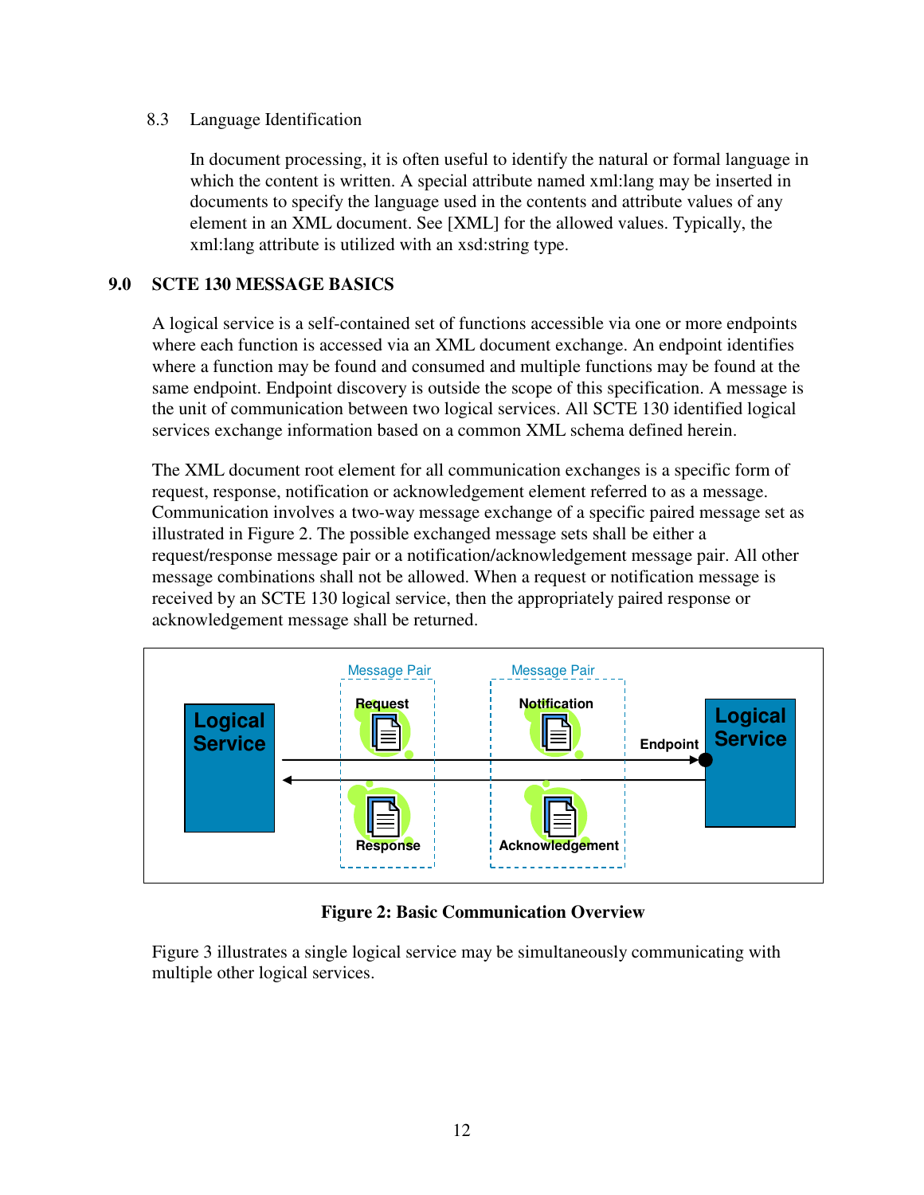### 8.3 Language Identification

In document processing, it is often useful to identify the natural or formal language in which the content is written. A special attribute named xml:lang may be inserted in documents to specify the language used in the contents and attribute values of any element in an XML document. See [XML] for the allowed values. Typically, the xml:lang attribute is utilized with an xsd:string type.

## 9.0 SCTE 130 MESSAGE BASICS

A logical service is a self-contained set of functions accessible via one or more endpoints where each function is accessed via an XML document exchange. An endpoint identifies where a function may be found and consumed and multiple functions may be found at the same endpoint. Endpoint discovery is outside the scope of this specification. A message is the unit of communication between two logical services. All SCTE 130 identified logical services exchange information based on a common XML schema defined herein.

The XML document root element for all communication exchanges is a specific form of request, response, notification or acknowledgement element referred to as a message. Communication involves a two-way message exchange of a specific paired message set as illustrated in Figure 2. The possible exchanged message sets shall be either a request/response message pair or a notification/acknowledgement message pair. All other message combinations shall not be allowed. When a request or notification message is received by an SCTE 130 logical service, then the appropriately paired response or acknowledgement message shall be returned.

**Figure 2: Basic Communication Overview**

Figure 3 illustrates a single logical service may be simultaneously communicating with multiple other logical services.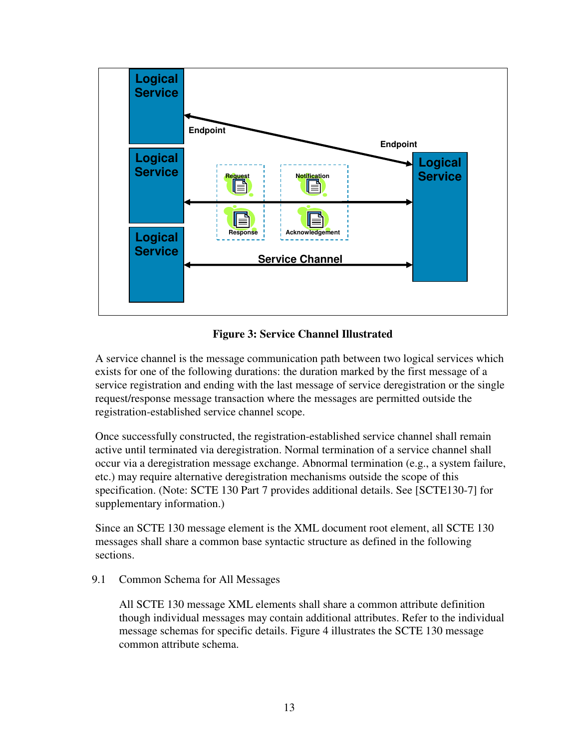**Figure 3: Service Channel Illustrated**

A service channel is the message communication path between two logical services which exists for one of the following durations: the duration marked by the first message of a service registration and ending with the last message of service deregistration or the single request/response message transaction where the messages are permitted outside the registration-established service channel scope.

Once successfully constructed, the registration-established service channel shall remain active until terminated via deregistration. Normal termination of a service channel shall occur via a deregistration message exchange. Abnormal termination (e.g., a system failure, etc.) may require alternative deregistration mechanisms outside the scope of this specification. (Note: SCTE 130 Part 7 provides additional details. See [SCTE130-7] for supplementary information.)

Since an SCTE 130 message element is the XML document root element, all SCTE 130 messages shall share a common base syntactic structure as defined in the following sections.

## 9.1 Common Schema for All Messages

All SCTE 130 message XML elements shall share a common attribute definition though individual messages may contain additional attributes. Refer to the individual message schemas for specific details. Figure 4 illustrates the SCTE 130 message common attribute schema.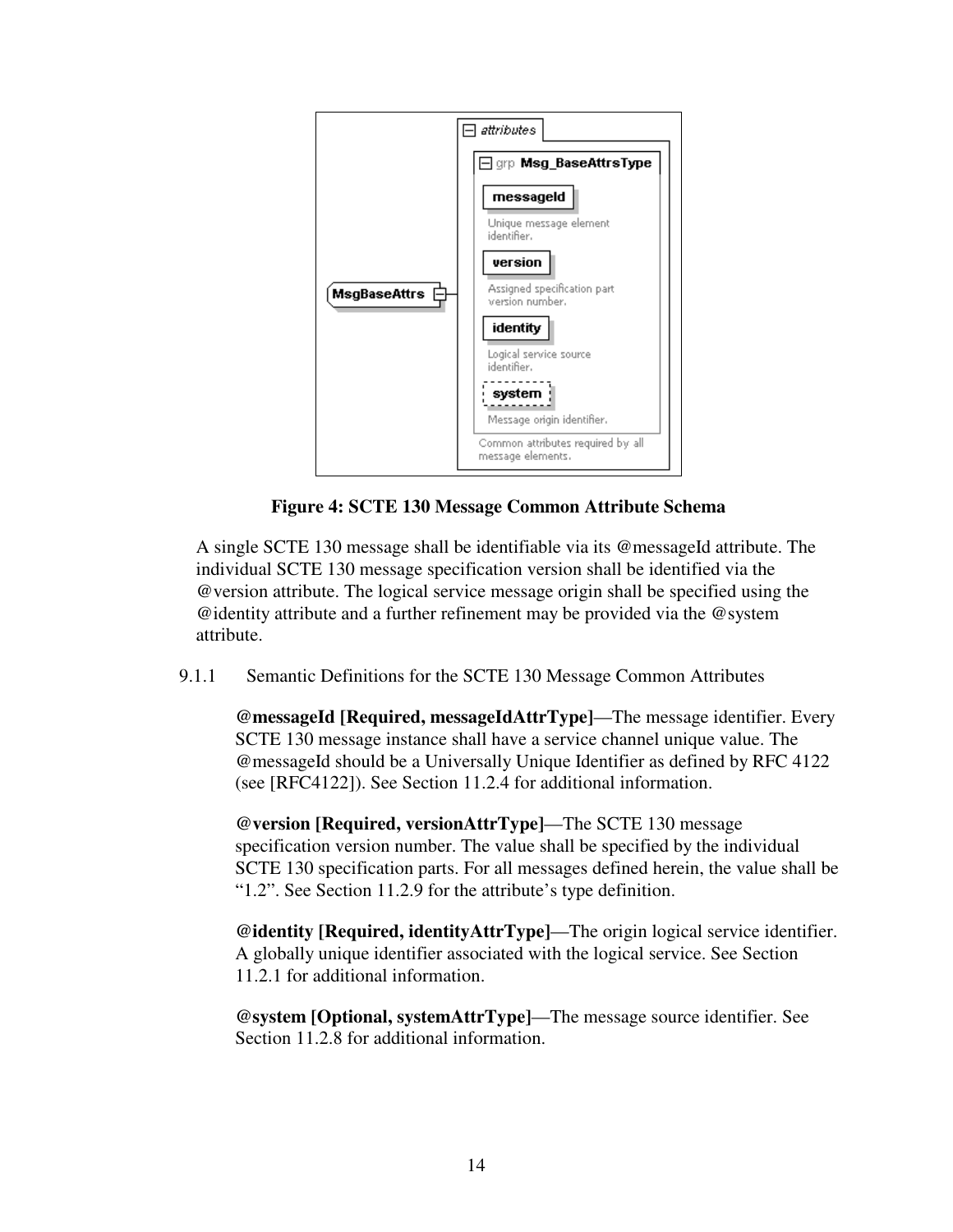**Figure 4: SCTE 130 Message Common Attribute Schema**

A single SCTE 130 message shall be identifiable via its @messageId attribute. The individual SCTE 130 message specification version shall be identified via the @version attribute. The logical service message origin shall be specified using the @identity attribute and a further refinement may be provided via the @system attribute.

### 9.1.1 Semantic Definitions for the SCTE 130 Message Common Attributes

**@messageId [Required, messageIdAttrType]**—The message identifier. Every SCTE 130 message instance shall have a service channel unique value. The @messageId should be a Universally Unique Identifier as defined by RFC 4122 (see [RFC4122]). See Section 11.2.4 for additional information.

**@version [Required, versionAttrType]**—The SCTE 130 message specification version number. The value shall be specified by the individual SCTE 130 specification parts. For all messages defined herein, the value shall be "1.2". See Section 11.2.9 for the attribute's type definition.

**@identity [Required, identityAttrType]**—The origin logical service identifier. A globally unique identifier associated with the logical service. See Section 11.2.1 for additional information.

**@system [Optional, systemAttrType]**—The message source identifier. See Section 11.2.8 for additional information.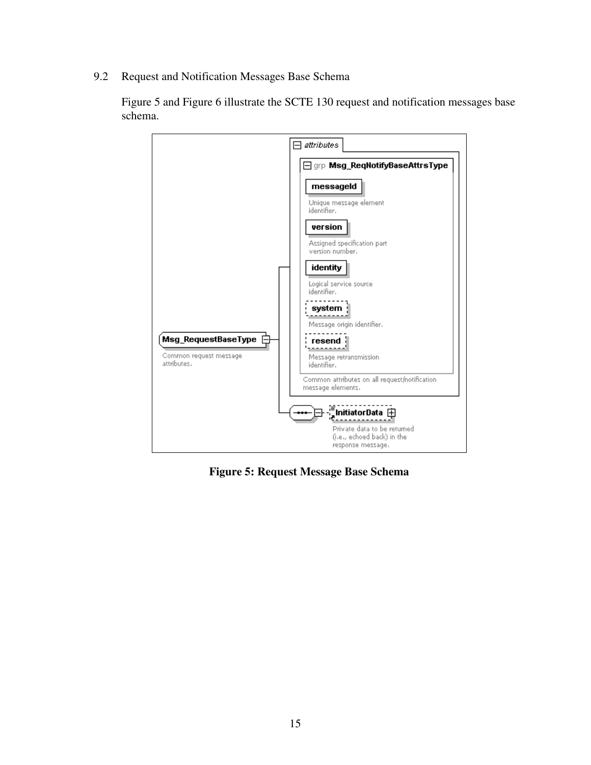## 9.2 Request and Notification Messages Base Schema

Figure 5 and Figure 6 illustrate the SCTE 130 request and notification messages base schema.

**Figure 5: Request Message Base Schema**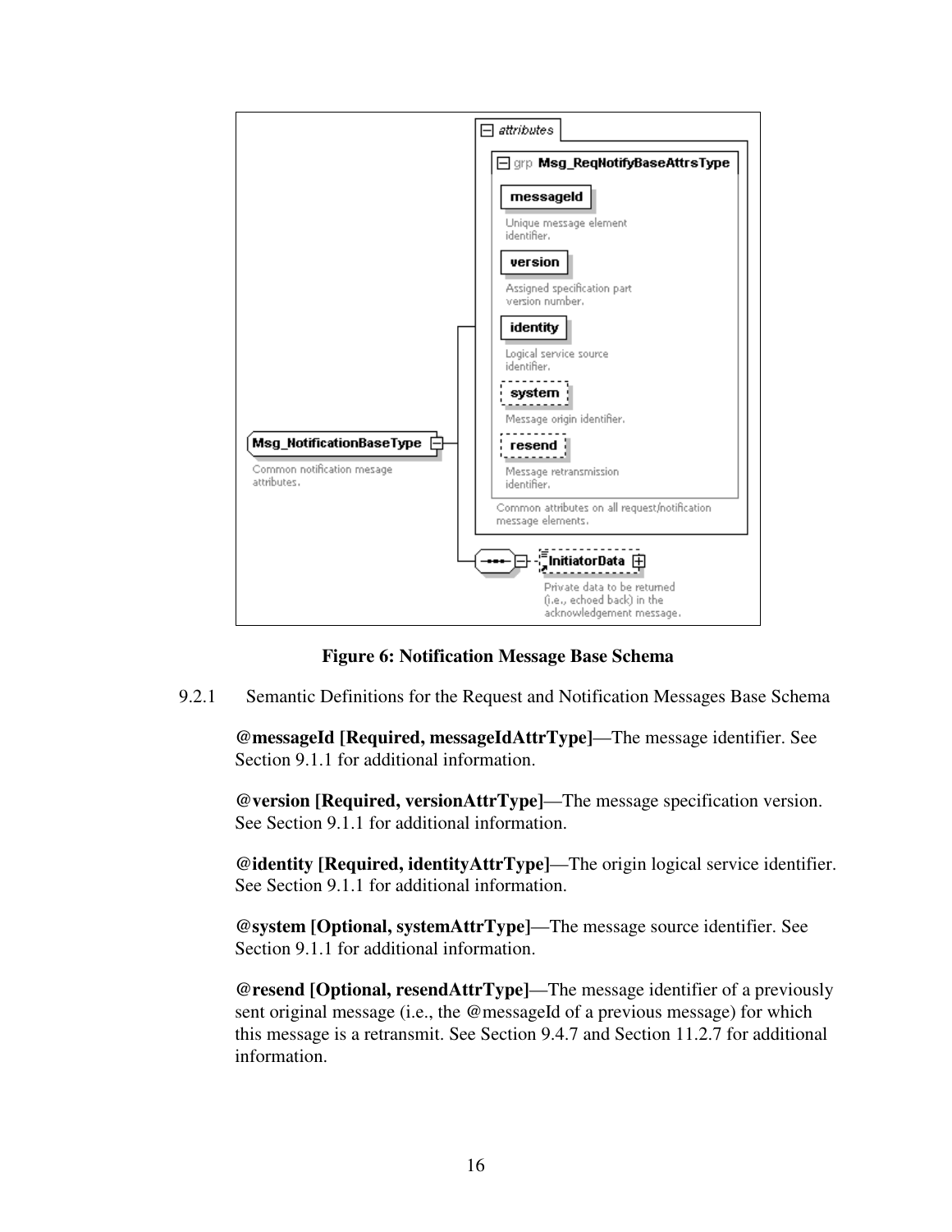Figure 6: Notification Message Base Schema

9.2.1 Semantic Definitions for the Request and Notification Messages Base Schema

**@messageId [Required, messageIdAttrType]**—The message identifier. See Section 9.1.1 for additional information.

**@version [Required, versionAttrType]**—The message specification version. See Section 9.1.1 for additional information.

**@identity [Required, identityAttrType]**—The origin logical service identifier. See Section 9.1.1 for additional information.

**@system [Optional, systemAttrType]**—The message source identifier. See Section 9.1.1 for additional information.

**@resend [Optional, resendAttrType]**—The message identifier of a previously sent original message (i.e., the @messageId of a previous message) for which this message is a retransmit. See Section 9.4.7 and Section 11.2.7 for additional information.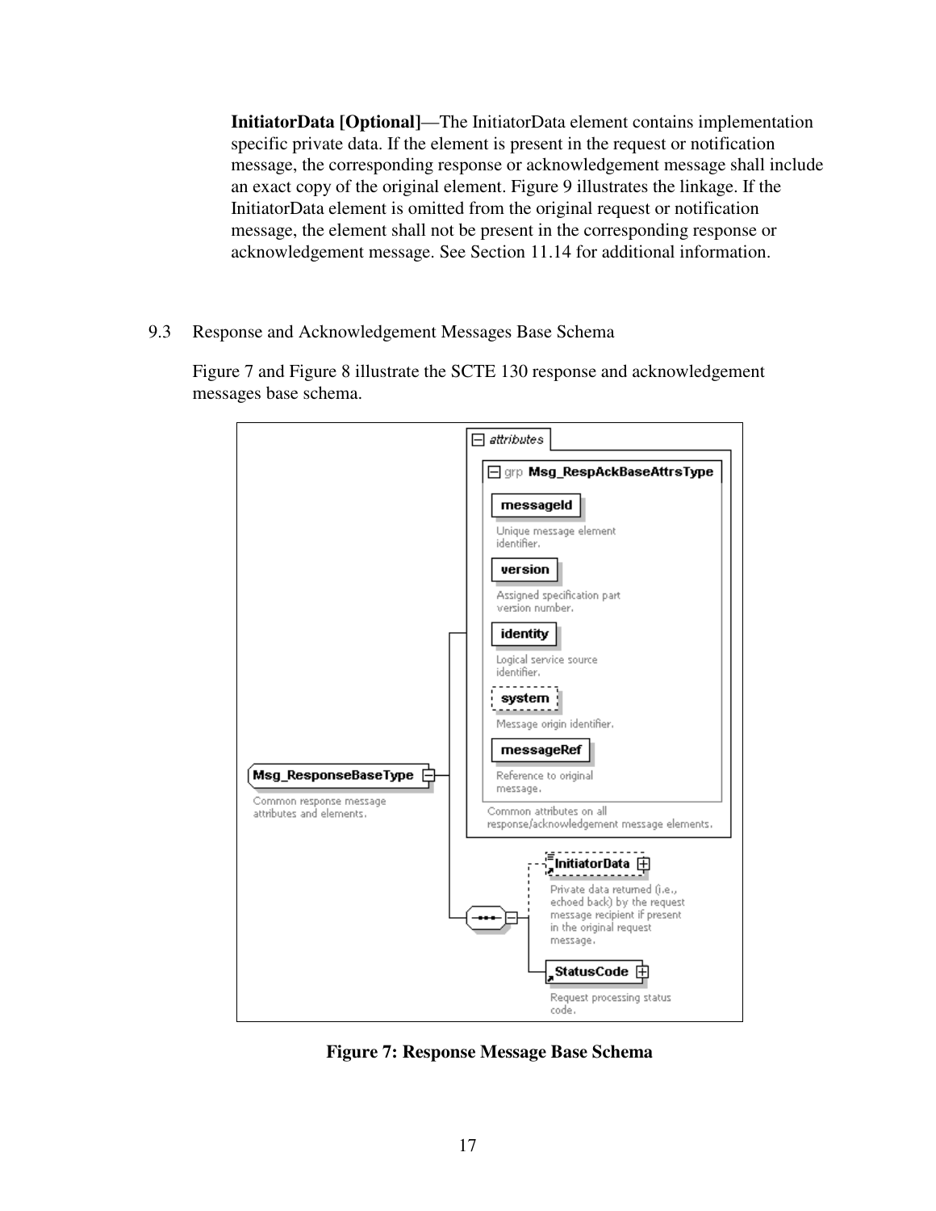**InitiatorData [Optional]**—The InitiatorData element contains implementation specific private data. If the element is present in the request or notification message, the corresponding response or acknowledgement message shall include an exact copy of the original element. Figure 9 illustrates the linkage. If the InitiatorData element is omitted from the original request or notification message, the element shall not be present in the corresponding response or acknowledgement message. See Section 11.14 for additional information.

## 9.3 Response and Acknowledgement Messages Base Schema

Figure 7 and Figure 8 illustrate the SCTE 130 response and acknowledgement messages base schema.

**Figure 7: Response Message Base Schema**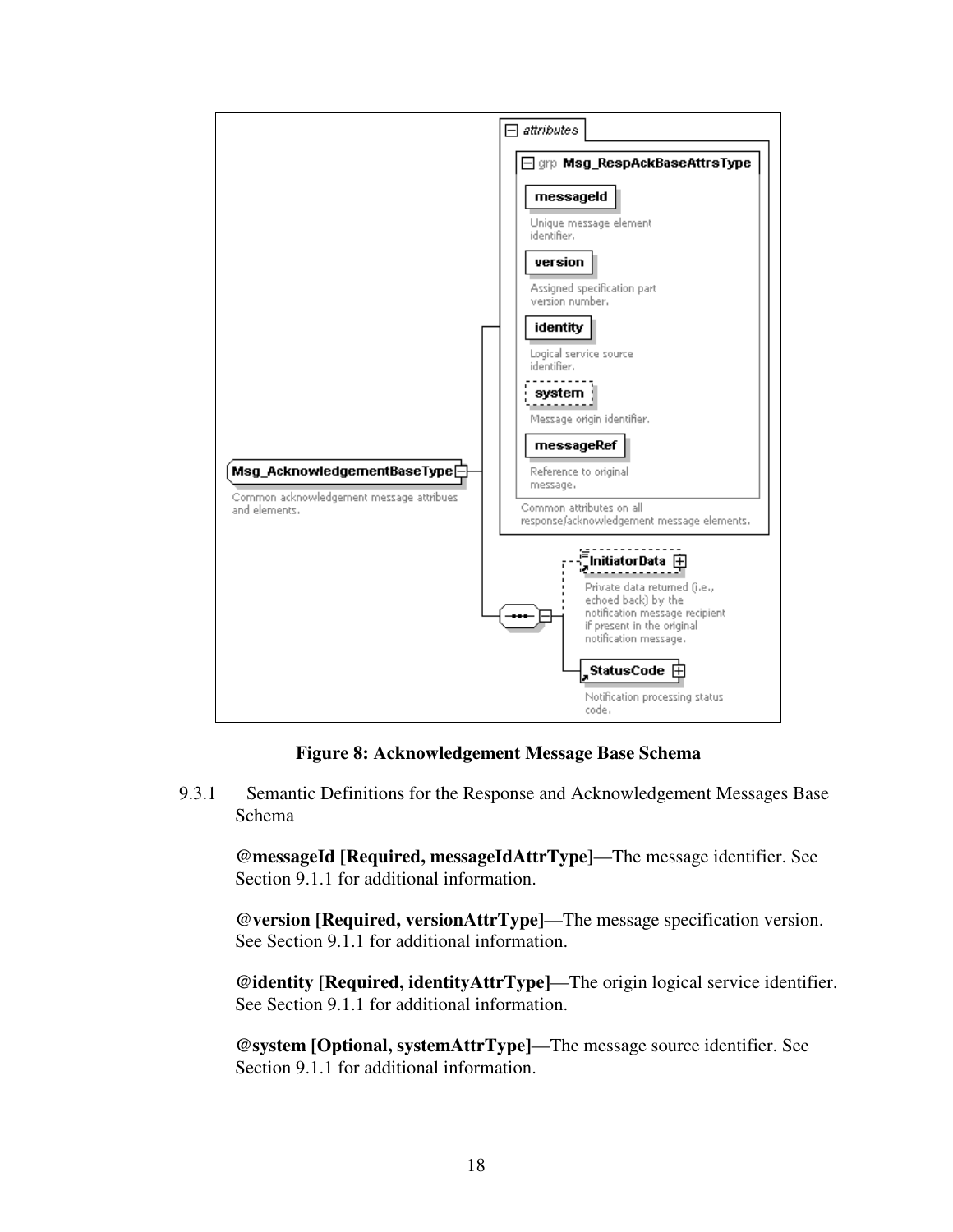**Figure 8: Acknowledgement Message Base Schema**

### 9.3.1 Semantic Definitions for the Response and Acknowledgement Messages Base Schema

**@messageId [Required, messageIdAttrType]**—The message identifier. See Section 9.1.1 for additional information.

**@version [Required, versionAttrType]**—The message specification version. See Section 9.1.1 for additional information.

**@identity [Required, identityAttrType]**—The origin logical service identifier. See Section 9.1.1 for additional information.

**@system [Optional, systemAttrType]**—The message source identifier. See Section 9.1.1 for additional information.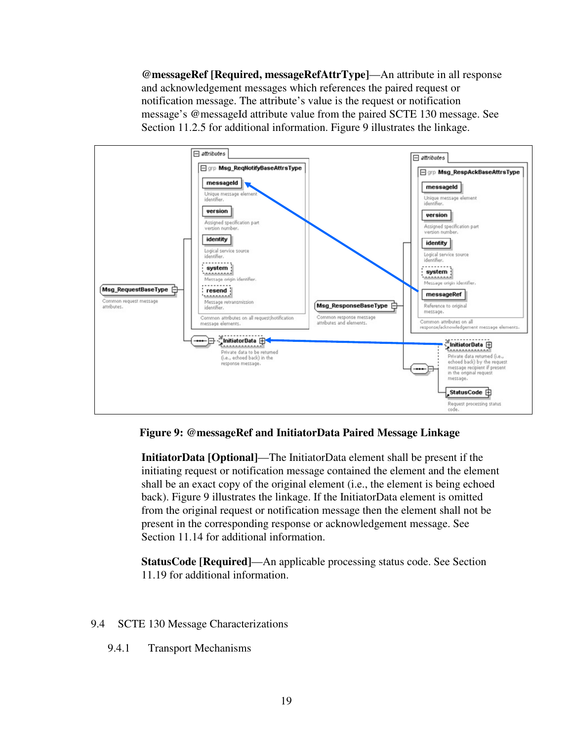**@messageRef [Required, messageRefAttrType]**—An attribute in all response and acknowledgement messages which references the paired request or notification message. The attribute's value is the request or notification message's @messageId attribute value from the paired SCTE 130 message. See Section 11.2.5 for additional information. Figure 9 illustrates the linkage.

**Figure 9: @messageRef and InitiatorData Paired Message Linkage**

**InitiatorData [Optional]**—The InitiatorData element shall be present if the initiating request or notification message contained the element and the element shall be an exact copy of the original element (i.e., the element is being echoed back). Figure 9 illustrates the linkage. If the InitiatorData element is omitted from the original request or notification message then the element shall not be present in the corresponding response or acknowledgement message. See Section 11.14 for additional information.

**StatusCode [Required]**—An applicable processing status code. See Section 11.19 for additional information.

## 9.4 SCTE 130 Message Characterizations

### 9.4.1 Transport Mechanisms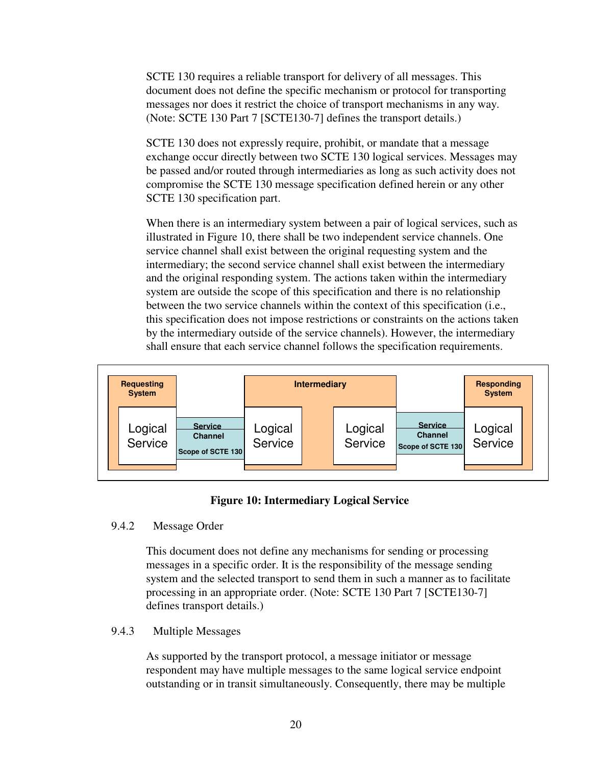SCTE 130 requires a reliable transport for delivery of all messages. This document does not define the specific mechanism or protocol for transporting messages nor does it restrict the choice of transport mechanisms in any way. (Note: SCTE 130 Part 7 [SCTE130-7] defines the transport details.)

SCTE 130 does not expressly require, prohibit, or mandate that a message exchange occur directly between two SCTE 130 logical services. Messages may be passed and/or routed through intermediaries as long as such activity does not compromise the SCTE 130 message specification defined herein or any other SCTE 130 specification part.

When there is an intermediary system between a pair of logical services, such as illustrated in Figure 10, there shall be two independent service channels. One service channel shall exist between the original requesting system and the intermediary; the second service channel shall exist between the intermediary and the original responding system. The actions taken within the intermediary system are outside the scope of this specification and there is no relationship between the two service channels within the context of this specification (i.e., this specification does not impose restrictions or constraints on the actions taken by the intermediary outside of the service channels). However, the intermediary shall ensure that each service channel follows the specification requirements.

| Requesting System | | Intermediary | | | Responding System |
|---|---|---|---|---|---|
| Logical Service | Service Channel (Scope of SCTE 130) | Logical Service | Logical Service | Service Channel (Scope of SCTE 130) | Logical Service |

**Figure 10: Intermediary Logical Service**

### 9.4.2 Message Order

This document does not define any mechanisms for sending or processing messages in a specific order. It is the responsibility of the message sending system and the selected transport to send them in such a manner as to facilitate processing in an appropriate order. (Note: SCTE 130 Part 7 [SCTE130-7] defines transport details.)

### 9.4.3 Multiple Messages

As supported by the transport protocol, a message initiator or message respondent may have multiple messages to the same logical service endpoint outstanding or in transit simultaneously. Consequently, there may be multiple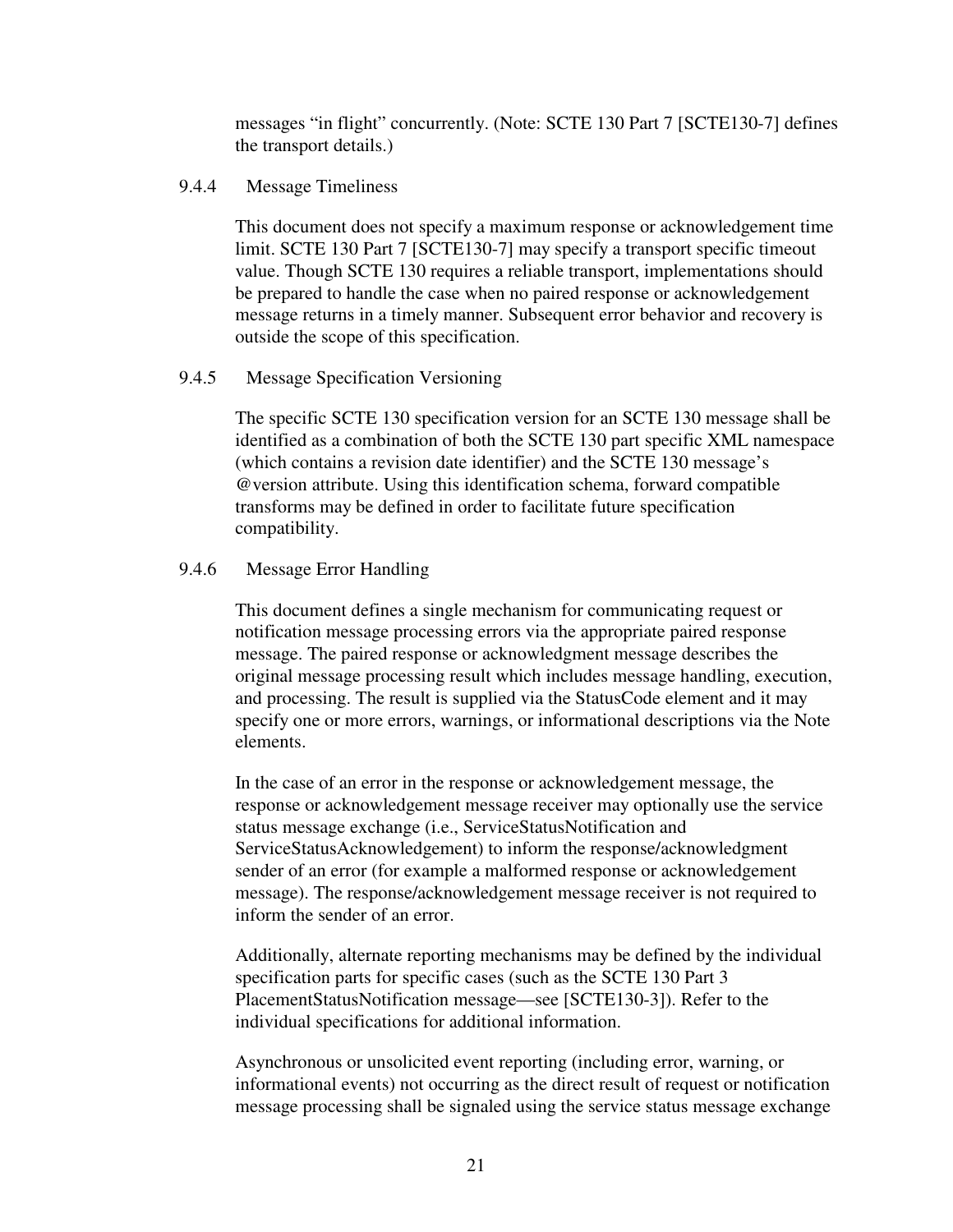messages “in flight” concurrently. (Note: SCTE 130 Part 7 [SCTE130-7] defines the transport details.)

#### 9.4.4 Message Timeliness

This document does not specify a maximum response or acknowledgement time limit. SCTE 130 Part 7 [SCTE130-7] may specify a transport specific timeout value. Though SCTE 130 requires a reliable transport, implementations should be prepared to handle the case when no paired response or acknowledgement message returns in a timely manner. Subsequent error behavior and recovery is outside the scope of this specification.

#### 9.4.5 Message Specification Versioning

The specific SCTE 130 specification version for an SCTE 130 message shall be identified as a combination of both the SCTE 130 part specific XML namespace (which contains a revision date identifier) and the SCTE 130 message’s @version attribute. Using this identification schema, forward compatible transforms may be defined in order to facilitate future specification compatibility.

#### 9.4.6 Message Error Handling

This document defines a single mechanism for communicating request or notification message processing errors via the appropriate paired response message. The paired response or acknowledgment message describes the original message processing result which includes message handling, execution, and processing. The result is supplied via the StatusCode element and it may specify one or more errors, warnings, or informational descriptions via the Note elements.

In the case of an error in the response or acknowledgement message, the response or acknowledgement message receiver may optionally use the service status message exchange (i.e., ServiceStatusNotification and ServiceStatusAcknowledgement) to inform the response/acknowledgment sender of an error (for example a malformed response or acknowledgement message). The response/acknowledgement message receiver is not required to inform the sender of an error.

Additionally, alternate reporting mechanisms may be defined by the individual specification parts for specific cases (such as the SCTE 130 Part 3 PlacementStatusNotification message—see [SCTE130-3]). Refer to the individual specifications for additional information.

Asynchronous or unsolicited event reporting (including error, warning, or informational events) not occurring as the direct result of request or notification message processing shall be signaled using the service status message exchange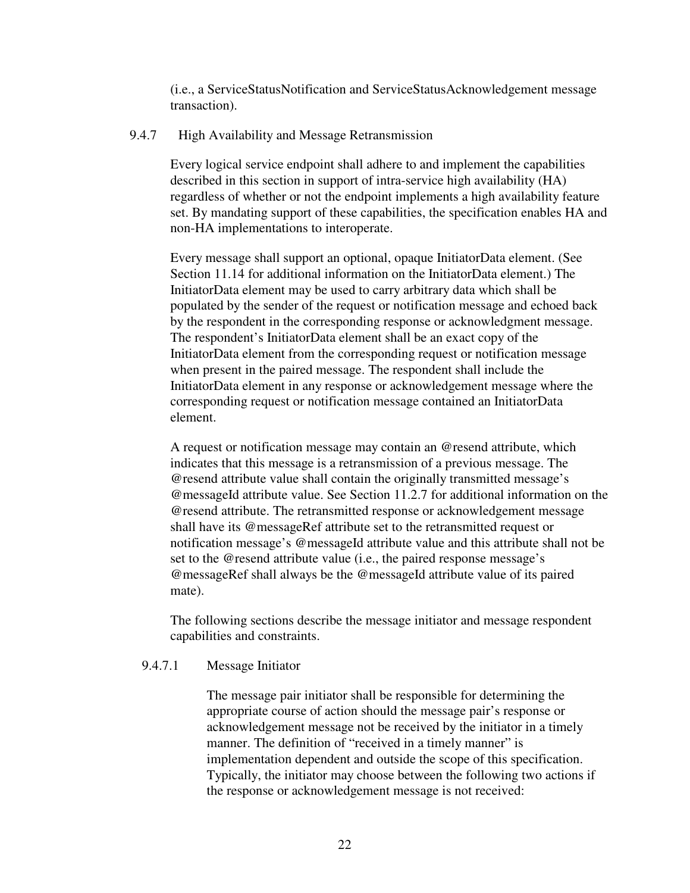(i.e., a ServiceStatusNotification and ServiceStatusAcknowledgement message transaction).

### 9.4.7 High Availability and Message Retransmission

Every logical service endpoint shall adhere to and implement the capabilities described in this section in support of intra-service high availability (HA) regardless of whether or not the endpoint implements a high availability feature set. By mandating support of these capabilities, the specification enables HA and non-HA implementations to interoperate.

Every message shall support an optional, opaque InitiatorData element. (See Section 11.14 for additional information on the InitiatorData element.) The InitiatorData element may be used to carry arbitrary data which shall be populated by the sender of the request or notification message and echoed back by the respondent in the corresponding response or acknowledgment message. The respondent's InitiatorData element shall be an exact copy of the InitiatorData element from the corresponding request or notification message when present in the paired message. The respondent shall include the InitiatorData element in any response or acknowledgement message where the corresponding request or notification message contained an InitiatorData element.

A request or notification message may contain an @resend attribute, which indicates that this message is a retransmission of a previous message. The @resend attribute value shall contain the originally transmitted message's @messageId attribute value. See Section 11.2.7 for additional information on the @resend attribute. The retransmitted response or acknowledgement message shall have its @messageRef attribute set to the retransmitted request or notification message's @messageId attribute value and this attribute shall not be set to the @resend attribute value (i.e., the paired response message's @messageRef shall always be the @messageId attribute value of its paired mate).

The following sections describe the message initiator and message respondent capabilities and constraints.

#### 9.4.7.1 Message Initiator

The message pair initiator shall be responsible for determining the appropriate course of action should the message pair's response or acknowledgement message not be received by the initiator in a timely manner. The definition of "received in a timely manner" is implementation dependent and outside the scope of this specification. Typically, the initiator may choose between the following two actions if the response or acknowledgement message is not received: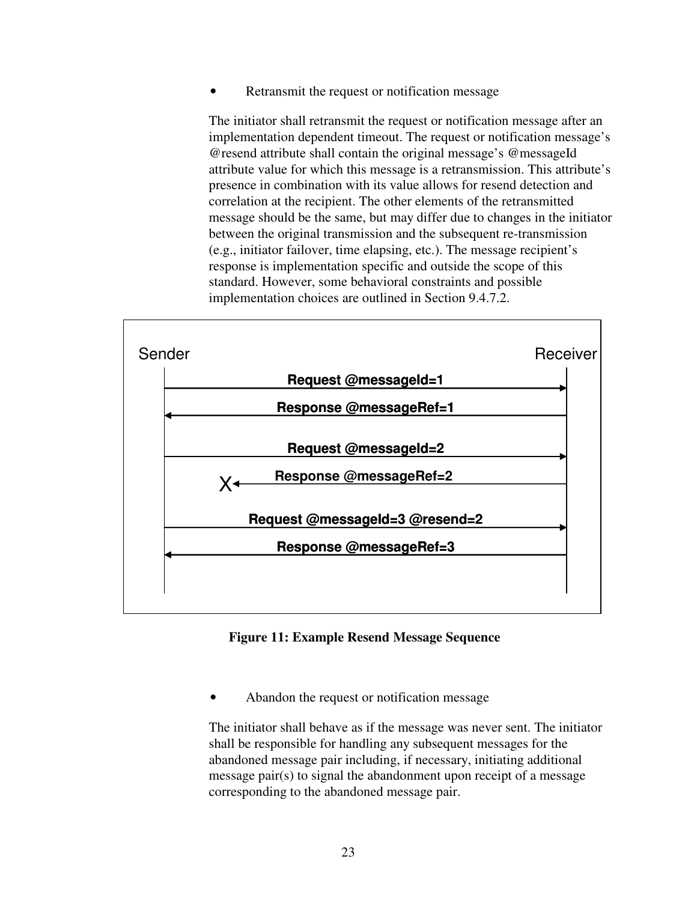- Retransmit the request or notification message

The initiator shall retransmit the request or notification message after an implementation dependent timeout. The request or notification message's @resend attribute shall contain the original message's @messageId attribute value for which this message is a retransmission. This attribute's presence in combination with its value allows for resend detection and correlation at the recipient. The other elements of the retransmitted message should be the same, but may differ due to changes in the initiator between the original transmission and the subsequent re-transmission (e.g., initiator failover, time elapsing, etc.). The message recipient's response is implementation specific and outside the scope of this standard. However, some behavioral constraints and possible implementation choices are outlined in Section 9.4.7.2.

**Figure 11: Example Resend Message Sequence**

- Abandon the request or notification message

The initiator shall behave as if the message was never sent. The initiator shall be responsible for handling any subsequent messages for the abandoned message pair including, if necessary, initiating additional message pair(s) to signal the abandonment upon receipt of a message corresponding to the abandoned message pair.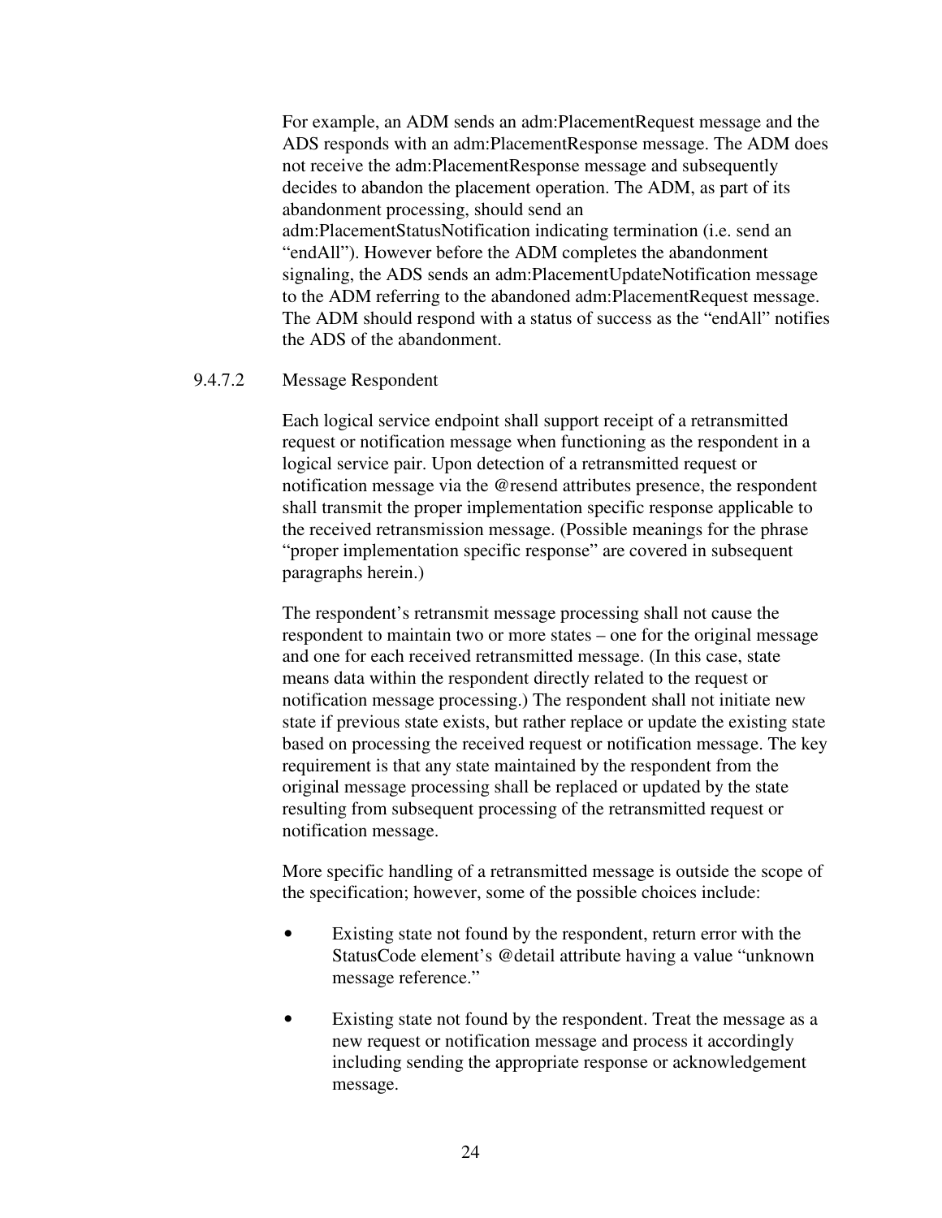For example, an ADM sends an adm:PlacementRequest message and the ADS responds with an adm:PlacementResponse message. The ADM does not receive the adm:PlacementResponse message and subsequently decides to abandon the placement operation. The ADM, as part of its abandonment processing, should send an adm:PlacementStatusNotification indicating termination (i.e. send an "endAll"). However before the ADM completes the abandonment signaling, the ADS sends an adm:PlacementUpdateNotification message to the ADM referring to the abandoned adm:PlacementRequest message. The ADM should respond with a status of success as the "endAll" notifies the ADS of the abandonment.

#### 9.4.7.2 Message Respondent

Each logical service endpoint shall support receipt of a retransmitted request or notification message when functioning as the respondent in a logical service pair. Upon detection of a retransmitted request or notification message via the @resend attributes presence, the respondent shall transmit the proper implementation specific response applicable to the received retransmission message. (Possible meanings for the phrase "proper implementation specific response" are covered in subsequent paragraphs herein.)

The respondent's retransmit message processing shall not cause the respondent to maintain two or more states – one for the original message and one for each received retransmitted message. (In this case, state means data within the respondent directly related to the request or notification message processing.) The respondent shall not initiate new state if previous state exists, but rather replace or update the existing state based on processing the received request or notification message. The key requirement is that any state maintained by the respondent from the original message processing shall be replaced or updated by the state resulting from subsequent processing of the retransmitted request or notification message.

More specific handling of a retransmitted message is outside the scope of the specification; however, some of the possible choices include:

- Existing state not found by the respondent, return error with the StatusCode element's @detail attribute having a value "unknown message reference."
- Existing state not found by the respondent. Treat the message as a new request or notification message and process it accordingly including sending the appropriate response or acknowledgement message.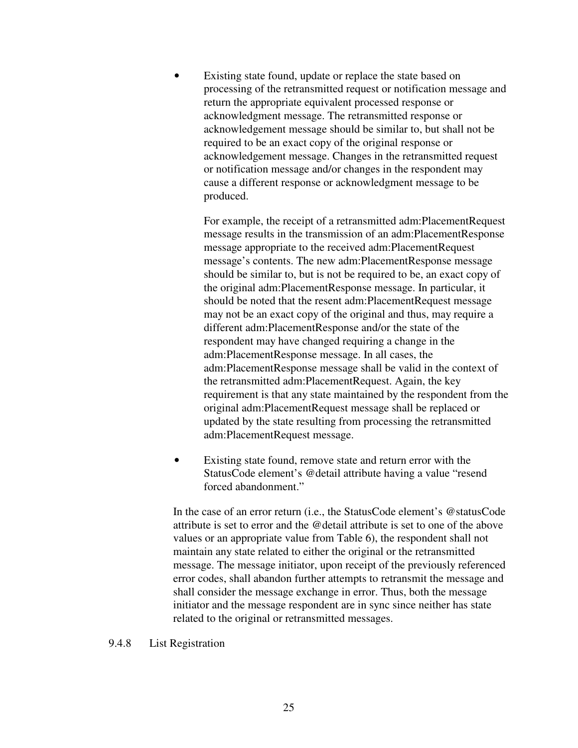- Existing state found, update or replace the state based on processing of the retransmitted request or notification message and return the appropriate equivalent processed response or acknowledgment message. The retransmitted response or acknowledgement message should be similar to, but shall not be required to be an exact copy of the original response or acknowledgement message. Changes in the retransmitted request or notification message and/or changes in the respondent may cause a different response or acknowledgment message to be produced.

  For example, the receipt of a retransmitted adm:PlacementRequest message results in the transmission of an adm:PlacementResponse message appropriate to the received adm:PlacementRequest message's contents. The new adm:PlacementResponse message should be similar to, but is not be required to be, an exact copy of the original adm:PlacementResponse message. In particular, it should be noted that the resent adm:PlacementRequest message may not be an exact copy of the original and thus, may require a different adm:PlacementResponse and/or the state of the respondent may have changed requiring a change in the adm:PlacementResponse message. In all cases, the adm:PlacementResponse message shall be valid in the context of the retransmitted adm:PlacementRequest. Again, the key requirement is that any state maintained by the respondent from the original adm:PlacementRequest message shall be replaced or updated by the state resulting from processing the retransmitted adm:PlacementRequest message.

- Existing state found, remove state and return error with the StatusCode element's @detail attribute having a value "resend forced abandonment."

In the case of an error return (i.e., the StatusCode element's @statusCode attribute is set to error and the @detail attribute is set to one of the above values or an appropriate value from Table 6), the respondent shall not maintain any state related to either the original or the retransmitted message. The message initiator, upon receipt of the previously referenced error codes, shall abandon further attempts to retransmit the message and shall consider the message exchange in error. Thus, both the message initiator and the message respondent are in sync since neither has state related to the original or retransmitted messages.

#### 9.4.8 List Registration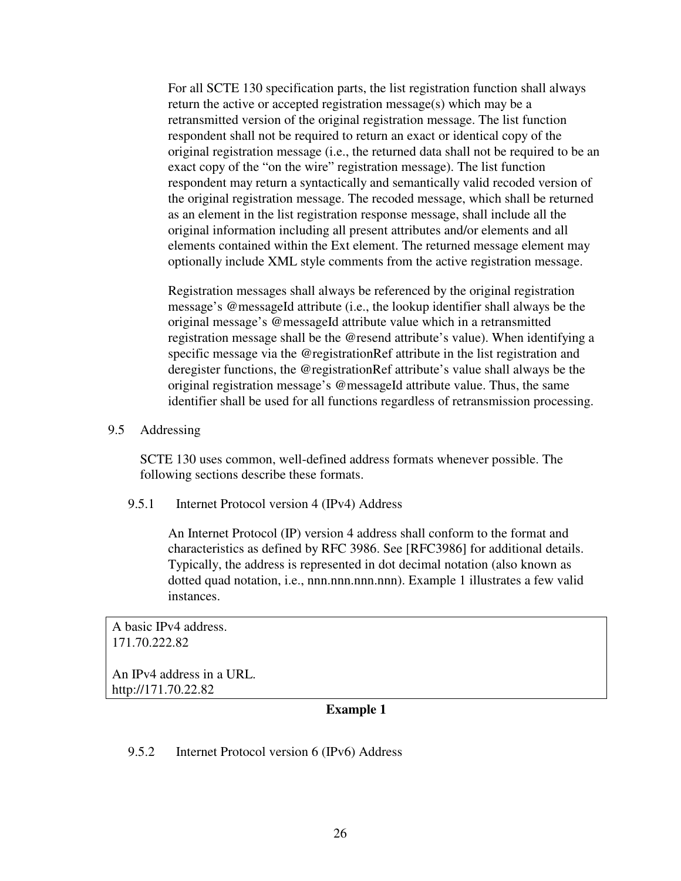For all SCTE 130 specification parts, the list registration function shall always return the active or accepted registration message(s) which may be a retransmitted version of the original registration message. The list function respondent shall not be required to return an exact or identical copy of the original registration message (i.e., the returned data shall not be required to be an exact copy of the "on the wire" registration message). The list function respondent may return a syntactically and semantically valid recoded version of the original registration message. The recoded message, which shall be returned as an element in the list registration response message, shall include all the original information including all present attributes and/or elements and all elements contained within the Ext element. The returned message element may optionally include XML style comments from the active registration message.

Registration messages shall always be referenced by the original registration message's @messageId attribute (i.e., the lookup identifier shall always be the original message's @messageId attribute value which in a retransmitted registration message shall be the @resend attribute's value). When identifying a specific message via the @registrationRef attribute in the list registration and deregister functions, the @registrationRef attribute's value shall always be the original registration message's @messageId attribute value. Thus, the same identifier shall be used for all functions regardless of retransmission processing.

## 9.5 Addressing

SCTE 130 uses common, well-defined address formats whenever possible. The following sections describe these formats.

### 9.5.1 Internet Protocol version 4 (IPv4) Address

An Internet Protocol (IP) version 4 address shall conform to the format and characteristics as defined by RFC 3986. See [RFC3986] for additional details. Typically, the address is represented in dot decimal notation (also known as dotted quad notation, i.e., nnn.nnn.nnn.nnn). Example 1 illustrates a few valid instances.

```
A basic IPv4 address.
171.70.222.82

An IPv4 address in a URL.
http://171.70.22.82
```

**Example 1**

### 9.5.2 Internet Protocol version 6 (IPv6) Address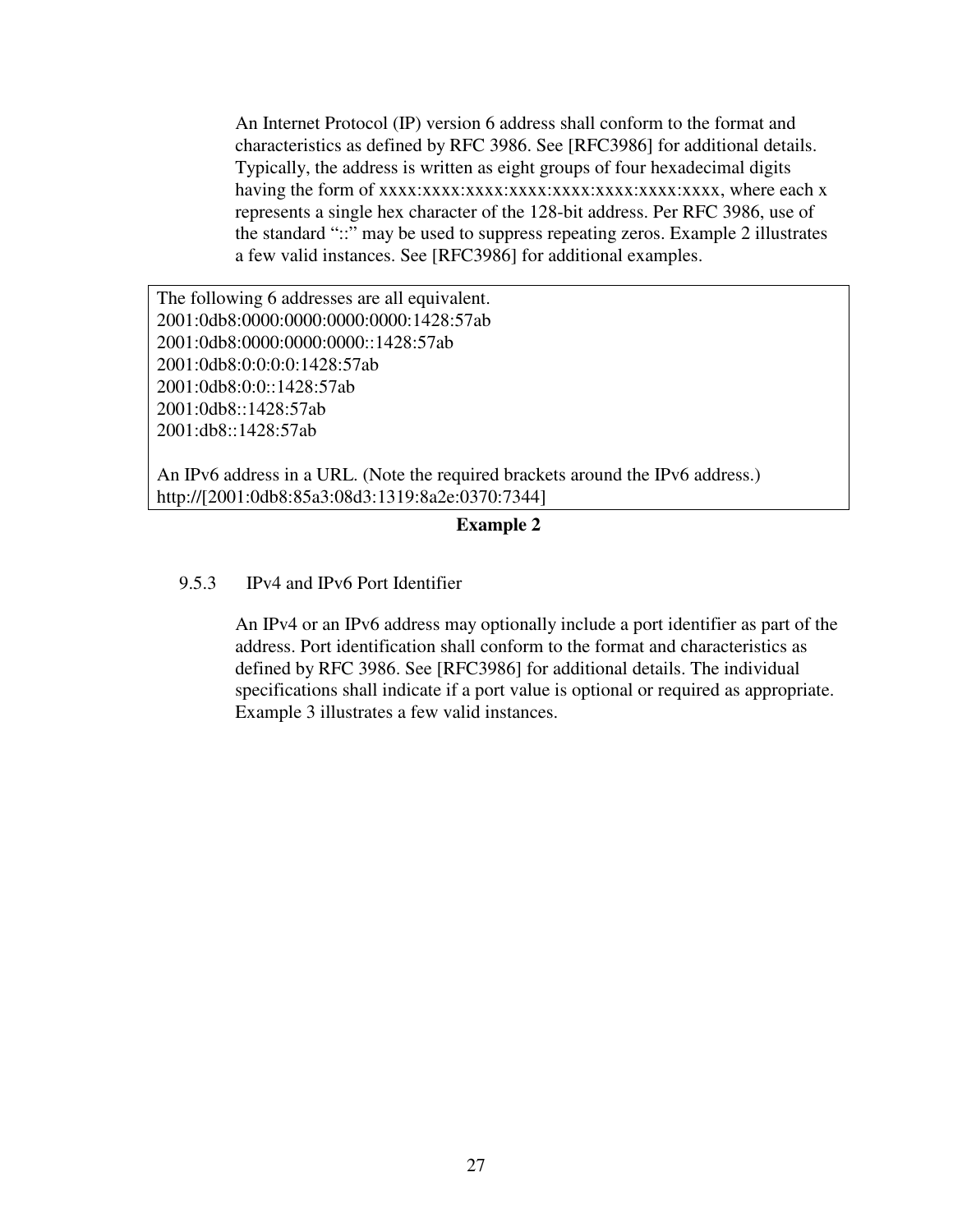An Internet Protocol (IP) version 6 address shall conform to the format and characteristics as defined by RFC 3986. See [RFC3986] for additional details. Typically, the address is written as eight groups of four hexadecimal digits having the form of xxxx:xxxx:xxxx:xxxx:xxxx:xxxx:xxxx:xxxx, where each x represents a single hex character of the 128-bit address. Per RFC 3986, use of the standard "::" may be used to suppress repeating zeros. Example 2 illustrates a few valid instances. See [RFC3986] for additional examples.

```
The following 6 addresses are all equivalent.
2001:0db8:0000:0000:0000:0000:1428:57ab
2001:0db8:0000:0000:0000::1428:57ab
2001:0db8:0:0:0:0:1428:57ab
2001:0db8:0:0::1428:57ab
2001:0db8::1428:57ab
2001:db8::1428:57ab

An IPv6 address in a URL. (Note the required brackets around the IPv6 address.)
http://[2001:0db8:85a3:08d3:1319:8a2e:0370:7344]
```

**Example 2**

#### 9.5.3 IPv4 and IPv6 Port Identifier

An IPv4 or an IPv6 address may optionally include a port identifier as part of the address. Port identification shall conform to the format and characteristics as defined by RFC 3986. See [RFC3986] for additional details. The individual specifications shall indicate if a port value is optional or required as appropriate. Example 3 illustrates a few valid instances.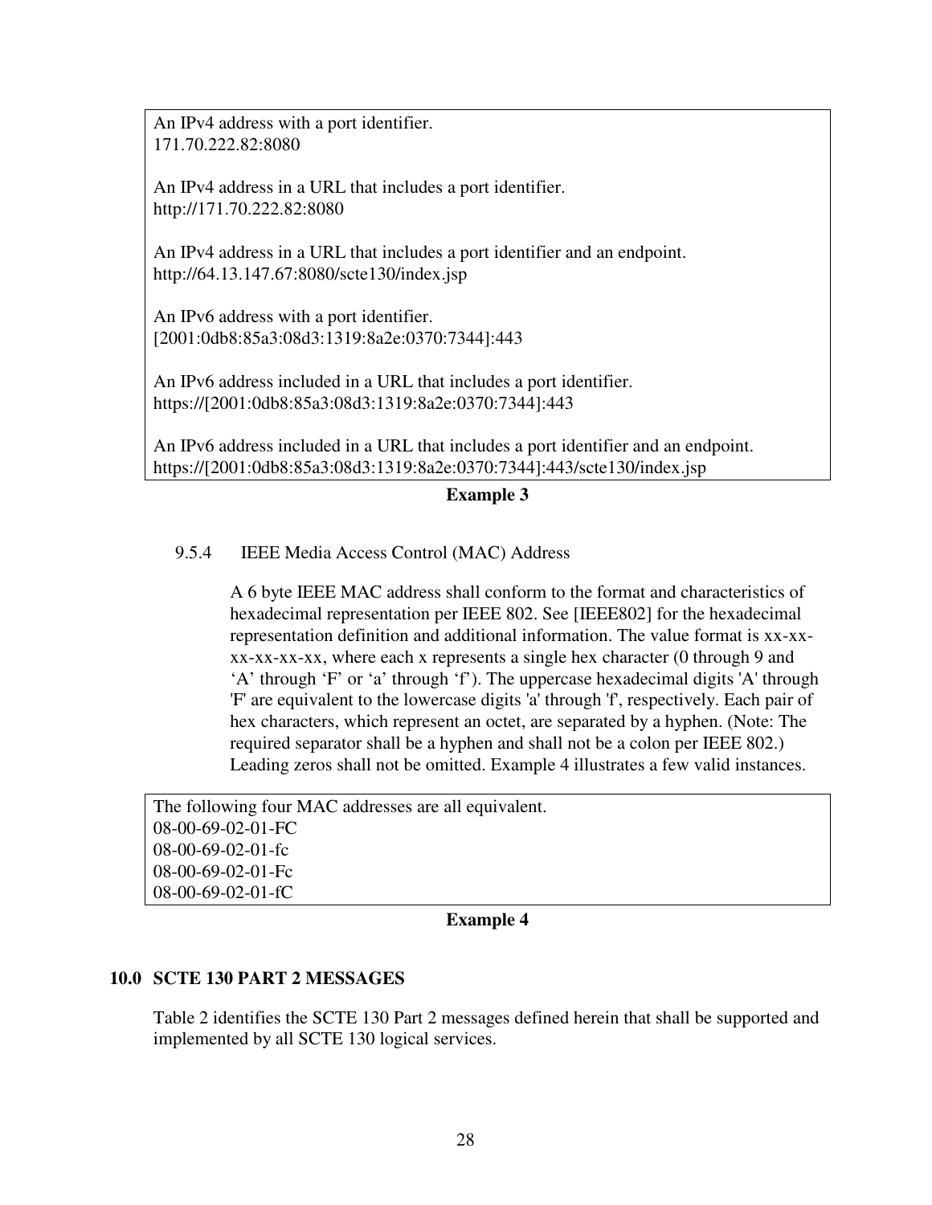An IPv4 address with a port identifier.
171.70.222.82:8080

An IPv4 address in a URL that includes a port identifier.
http://171.70.222.82:8080

An IPv4 address in a URL that includes a port identifier and an endpoint.
http://64.13.147.67:8080/scte130/index.jsp

An IPv6 address with a port identifier.
[2001:0db8:85a3:08d3:1319:8a2e:0370:7344]:443

An IPv6 address included in a URL that includes a port identifier.
https://[2001:0db8:85a3:08d3:1319:8a2e:0370:7344]:443

An IPv6 address included in a URL that includes a port identifier and an endpoint.
https://[2001:0db8:85a3:08d3:1319:8a2e:0370:7344]:443/scte130/index.jsp

**Example 3**

### 9.5.4 IEEE Media Access Control (MAC) Address

A 6 byte IEEE MAC address shall conform to the format and characteristics of hexadecimal representation per IEEE 802. See [IEEE802] for the hexadecimal representation definition and additional information. The value format is xx-xx-xx-xx-xx-xx, where each x represents a single hex character (0 through 9 and 'A' through 'F' or 'a' through 'f'). The uppercase hexadecimal digits 'A' through 'F' are equivalent to the lowercase digits 'a' through 'f', respectively. Each pair of hex characters, which represent an octet, are separated by a hyphen. (Note: The required separator shall be a hyphen and shall not be a colon per IEEE 802.) Leading zeros shall not be omitted. Example 4 illustrates a few valid instances.

The following four MAC addresses are all equivalent.
08-00-69-02-01-FC
08-00-69-02-01-fc
08-00-69-02-01-Fc
08-00-69-02-01-fC

**Example 4**

## 10.0 SCTE 130 PART 2 MESSAGES

Table 2 identifies the SCTE 130 Part 2 messages defined herein that shall be supported and implemented by all SCTE 130 logical services.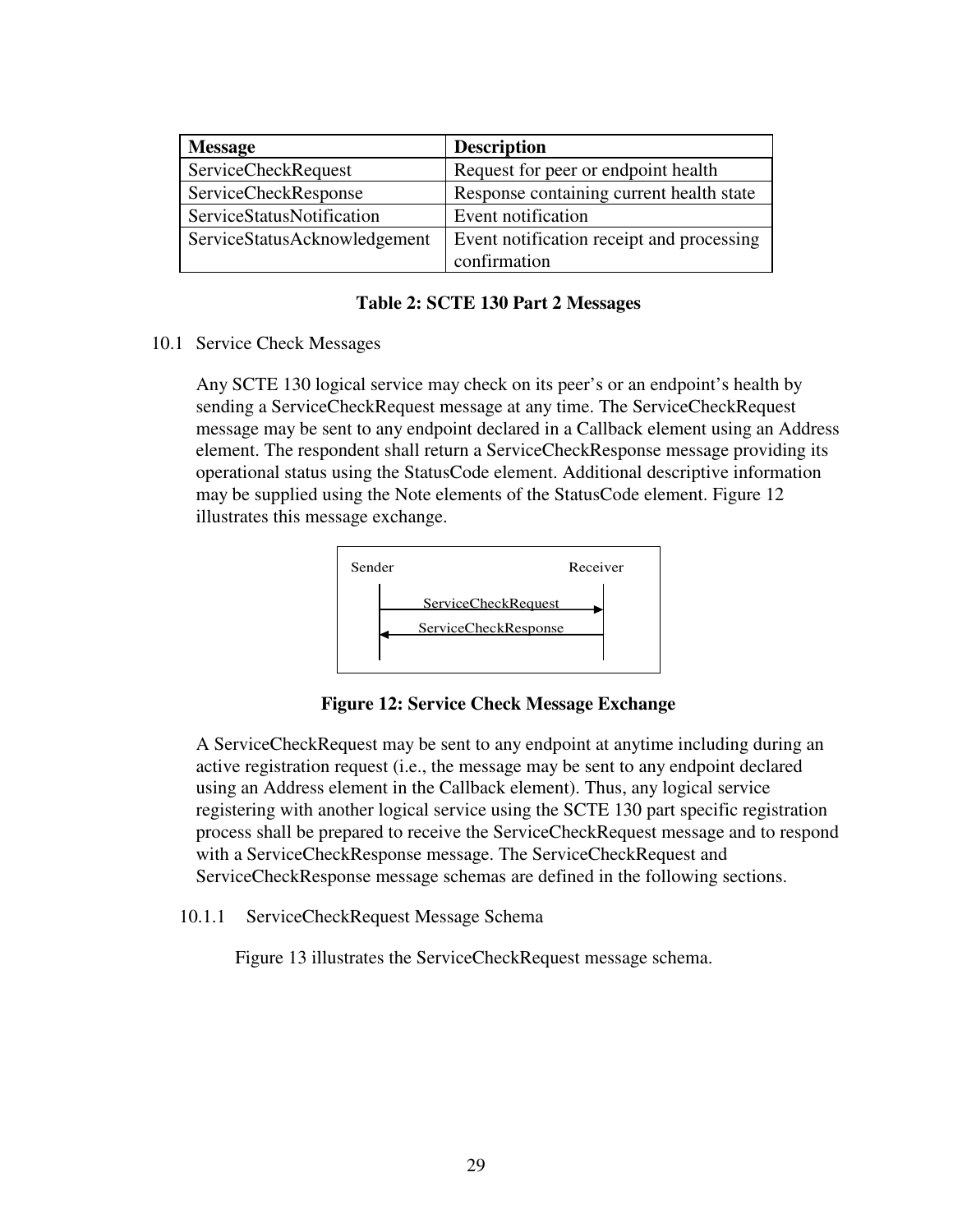| Message | Description |
|---|---|
| ServiceCheckRequest | Request for peer or endpoint health |
| ServiceCheckResponse | Response containing current health state |
| ServiceStatusNotification | Event notification |
| ServiceStatusAcknowledgement | Event notification receipt and processing confirmation |

**Table 2: SCTE 130 Part 2 Messages**

## 10.1 Service Check Messages

Any SCTE 130 logical service may check on its peer's or an endpoint's health by sending a ServiceCheckRequest message at any time. The ServiceCheckRequest message may be sent to any endpoint declared in a Callback element using an Address element. The respondent shall return a ServiceCheckResponse message providing its operational status using the StatusCode element. Additional descriptive information may be supplied using the Note elements of the StatusCode element. Figure 12 illustrates this message exchange.

Sender | Receiver

ServiceCheckRequest →

← ServiceCheckResponse

**Figure 12: Service Check Message Exchange**

A ServiceCheckRequest may be sent to any endpoint at anytime including during an active registration request (i.e., the message may be sent to any endpoint declared using an Address element in the Callback element). Thus, any logical service registering with another logical service using the SCTE 130 part specific registration process shall be prepared to receive the ServiceCheckRequest message and to respond with a ServiceCheckResponse message. The ServiceCheckRequest and ServiceCheckResponse message schemas are defined in the following sections.

### 10.1.1 ServiceCheckRequest Message Schema

Figure 13 illustrates the ServiceCheckRequest message schema.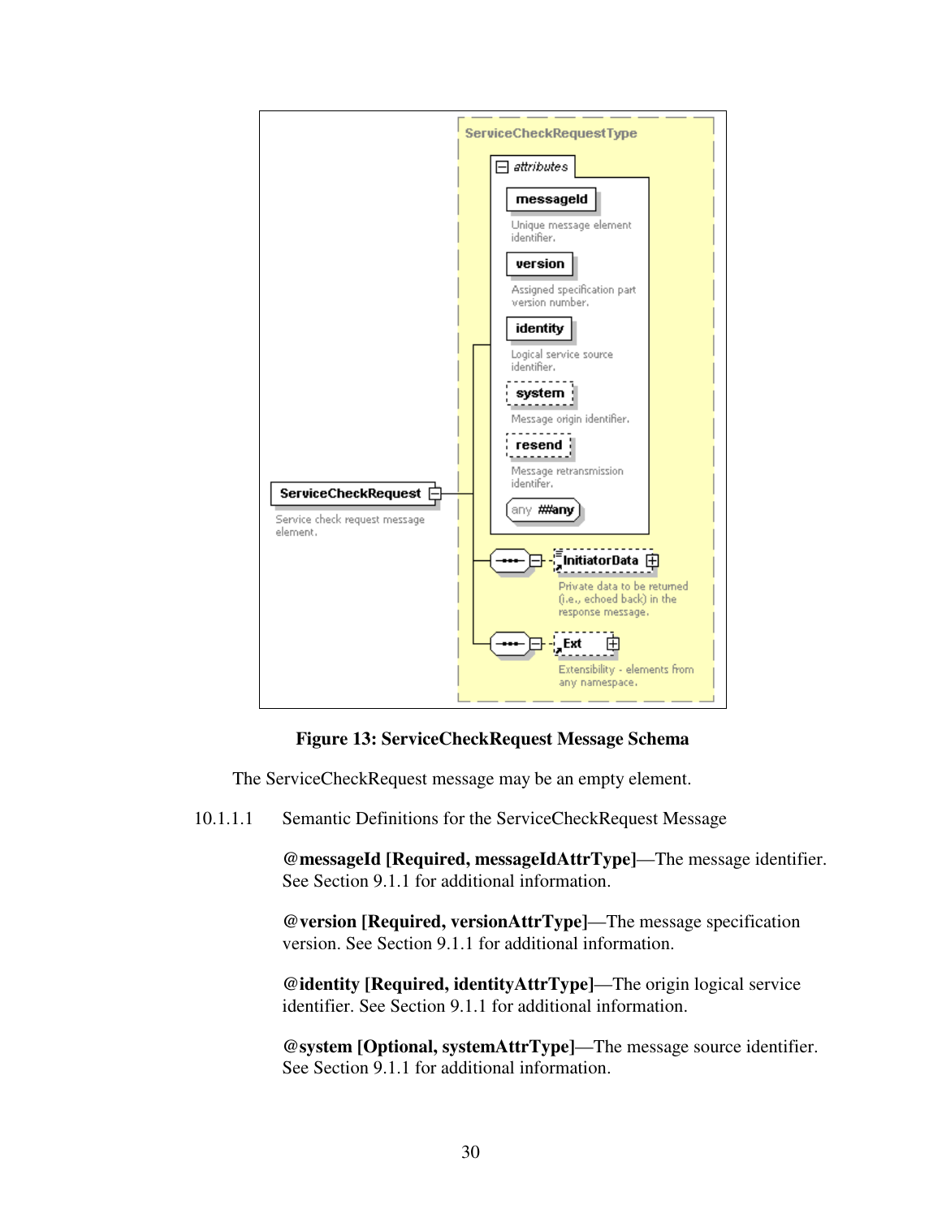**Figure 13: ServiceCheckRequest Message Schema**

The ServiceCheckRequest message may be an empty element.

#### 10.1.1.1 Semantic Definitions for the ServiceCheckRequest Message

**@messageId [Required, messageIdAttrType]**—The message identifier. See Section 9.1.1 for additional information.

**@version [Required, versionAttrType]**—The message specification version. See Section 9.1.1 for additional information.

**@identity [Required, identityAttrType]**—The origin logical service identifier. See Section 9.1.1 for additional information.

**@system [Optional, systemAttrType]**—The message source identifier. See Section 9.1.1 for additional information.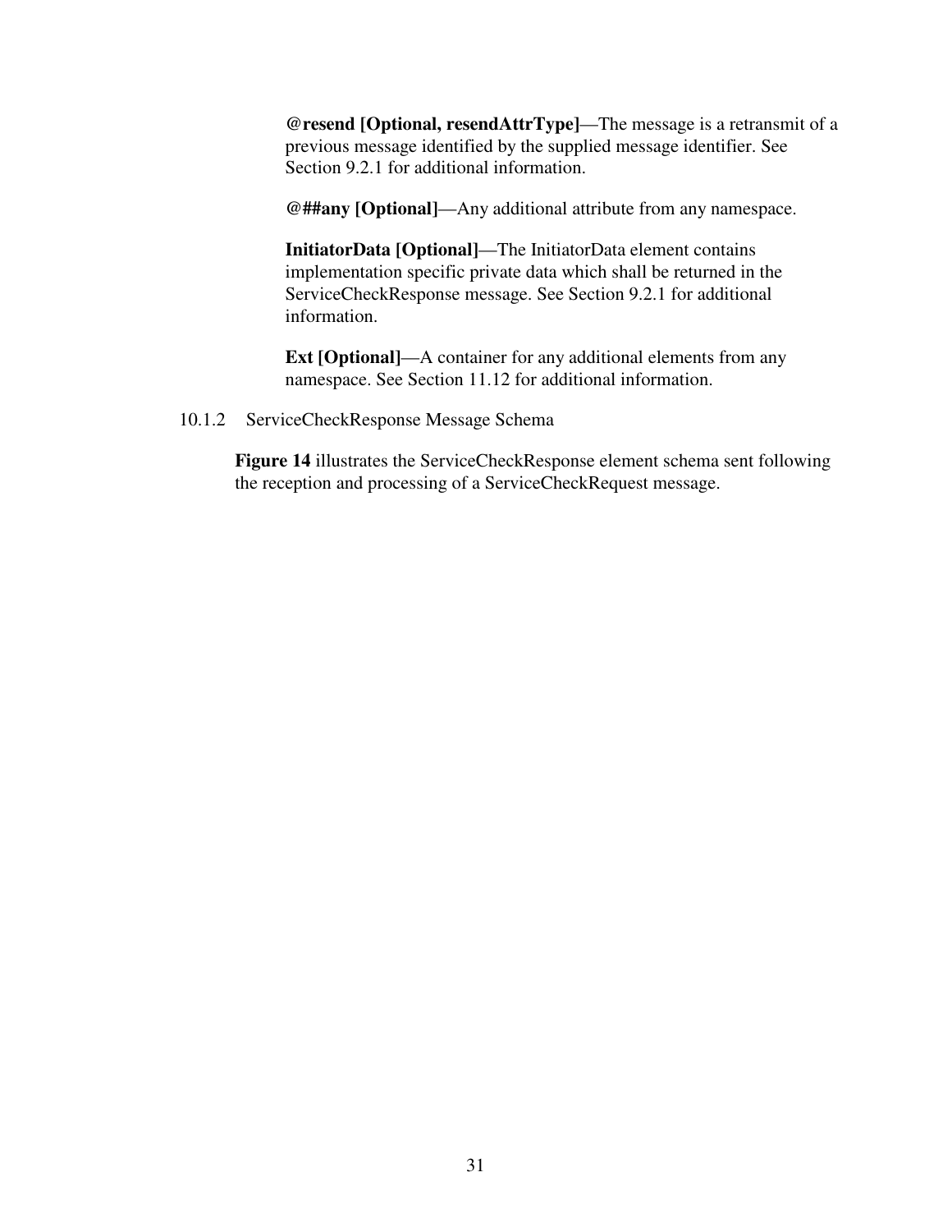**@resend [Optional, resendAttrType]**—The message is a retransmit of a previous message identified by the supplied message identifier. See Section 9.2.1 for additional information.

**@##any [Optional]**—Any additional attribute from any namespace.

**InitiatorData [Optional]**—The InitiatorData element contains implementation specific private data which shall be returned in the ServiceCheckResponse message. See Section 9.2.1 for additional information.

**Ext [Optional]**—A container for any additional elements from any namespace. See Section 11.12 for additional information.

### 10.1.2 ServiceCheckResponse Message Schema

**Figure 14** illustrates the ServiceCheckResponse element schema sent following the reception and processing of a ServiceCheckRequest message.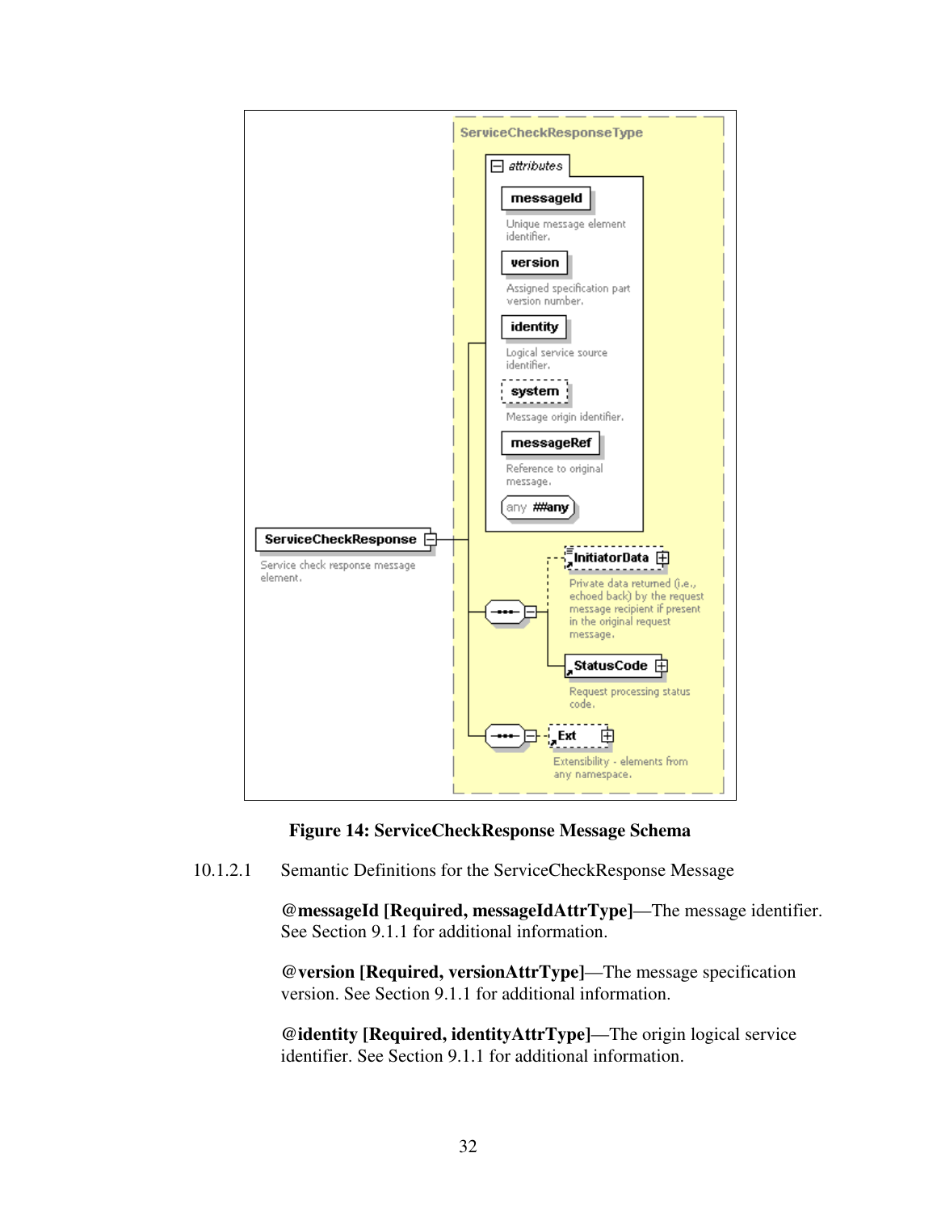**Figure 14: ServiceCheckResponse Message Schema**

10.1.2.1 Semantic Definitions for the ServiceCheckResponse Message

**@messageId [Required, messageIdAttrType]**—The message identifier. See Section 9.1.1 for additional information.

**@version [Required, versionAttrType]**—The message specification version. See Section 9.1.1 for additional information.

**@identity [Required, identityAttrType]**—The origin logical service identifier. See Section 9.1.1 for additional information.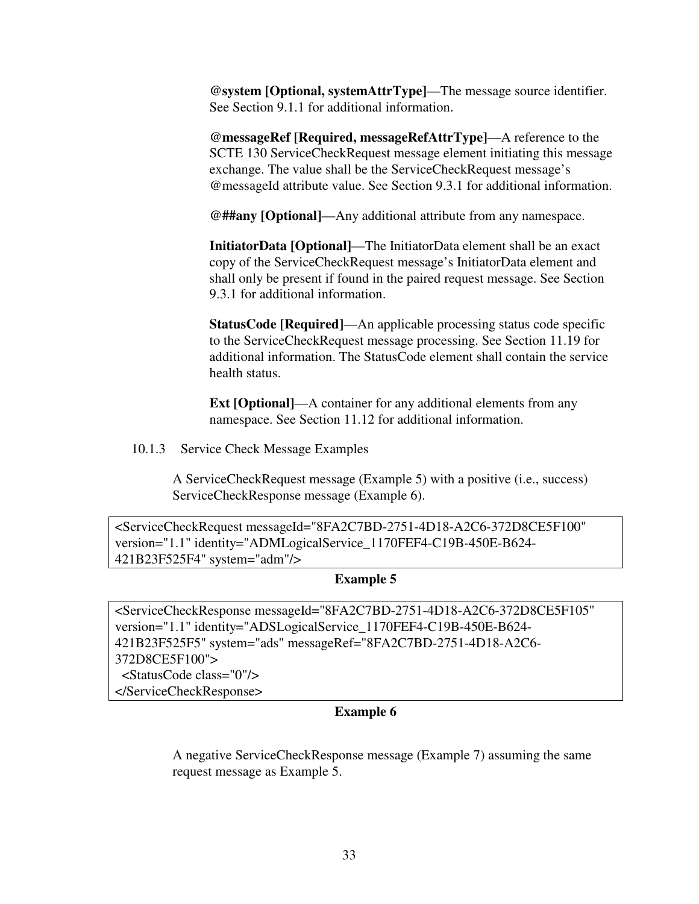**@system [Optional, systemAttrType]**—The message source identifier. See Section 9.1.1 for additional information.

**@messageRef [Required, messageRefAttrType]**—A reference to the SCTE 130 ServiceCheckRequest message element initiating this message exchange. The value shall be the ServiceCheckRequest message's @messageId attribute value. See Section 9.3.1 for additional information.

**@##any [Optional]**—Any additional attribute from any namespace.

**InitiatorData [Optional]**—The InitiatorData element shall be an exact copy of the ServiceCheckRequest message's InitiatorData element and shall only be present if found in the paired request message. See Section 9.3.1 for additional information.

**StatusCode [Required]**—An applicable processing status code specific to the ServiceCheckRequest message processing. See Section 11.19 for additional information. The StatusCode element shall contain the service health status.

**Ext [Optional]**—A container for any additional elements from any namespace. See Section 11.12 for additional information.

### 10.1.3 Service Check Message Examples

A ServiceCheckRequest message (Example 5) with a positive (i.e., success) ServiceCheckResponse message (Example 6).

```
<ServiceCheckRequest messageId="8FA2C7BD-2751-4D18-A2C6-372D8CE5F100"
version="1.1" identity="ADMLogicalService_1170FEF4-C19B-450E-B624-
421B23F525F4" system="adm"/>
```

**Example 5**

```
<ServiceCheckResponse messageId="8FA2C7BD-2751-4D18-A2C6-372D8CE5F105"
version="1.1" identity="ADSLogicalService_1170FEF4-C19B-450E-B624-
421B23F525F5" system="ads" messageRef="8FA2C7BD-2751-4D18-A2C6-
372D8CE5F100">
  <StatusCode class="0"/>
</ServiceCheckResponse>
```

**Example 6**

A negative ServiceCheckResponse message (Example 7) assuming the same request message as Example 5.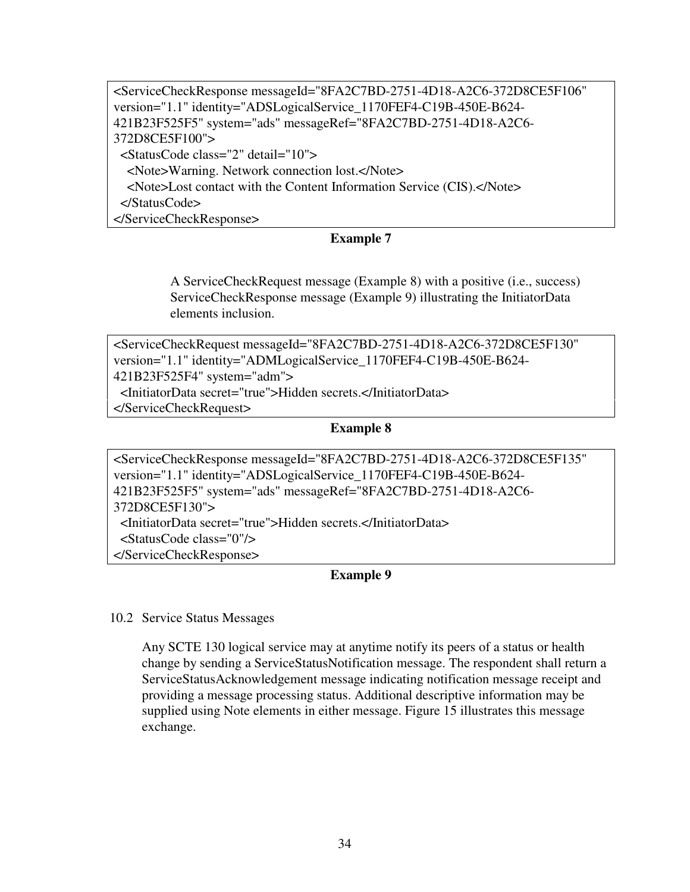```
<ServiceCheckResponse messageId="8FA2C7BD-2751-4D18-A2C6-372D8CE5F106"
version="1.1" identity="ADSLogicalService_1170FEF4-C19B-450E-B624-
421B23F525F5" system="ads" messageRef="8FA2C7BD-2751-4D18-A2C6-
372D8CE5F100">
  <StatusCode class="2" detail="10">
    <Note>Warning. Network connection lost.</Note>
    <Note>Lost contact with the Content Information Service (CIS).</Note>
  </StatusCode>
</ServiceCheckResponse>
```

**Example 7**

A ServiceCheckRequest message (Example 8) with a positive (i.e., success) ServiceCheckResponse message (Example 9) illustrating the InitiatorData elements inclusion.

```
<ServiceCheckRequest messageId="8FA2C7BD-2751-4D18-A2C6-372D8CE5F130"
version="1.1" identity="ADMLogicalService_1170FEF4-C19B-450E-B624-
421B23F525F4" system="adm">
  <InitiatorData secret="true">Hidden secrets.</InitiatorData>
</ServiceCheckRequest>
```

**Example 8**

```
<ServiceCheckResponse messageId="8FA2C7BD-2751-4D18-A2C6-372D8CE5F135"
version="1.1" identity="ADSLogicalService_1170FEF4-C19B-450E-B624-
421B23F525F5" system="ads" messageRef="8FA2C7BD-2751-4D18-A2C6-
372D8CE5F130">
  <InitiatorData secret="true">Hidden secrets.</InitiatorData>
  <StatusCode class="0"/>
</ServiceCheckResponse>
```

**Example 9**

## 10.2 Service Status Messages

Any SCTE 130 logical service may at anytime notify its peers of a status or health change by sending a ServiceStatusNotification message. The respondent shall return a ServiceStatusAcknowledgement message indicating notification message receipt and providing a message processing status. Additional descriptive information may be supplied using Note elements in either message. Figure 15 illustrates this message exchange.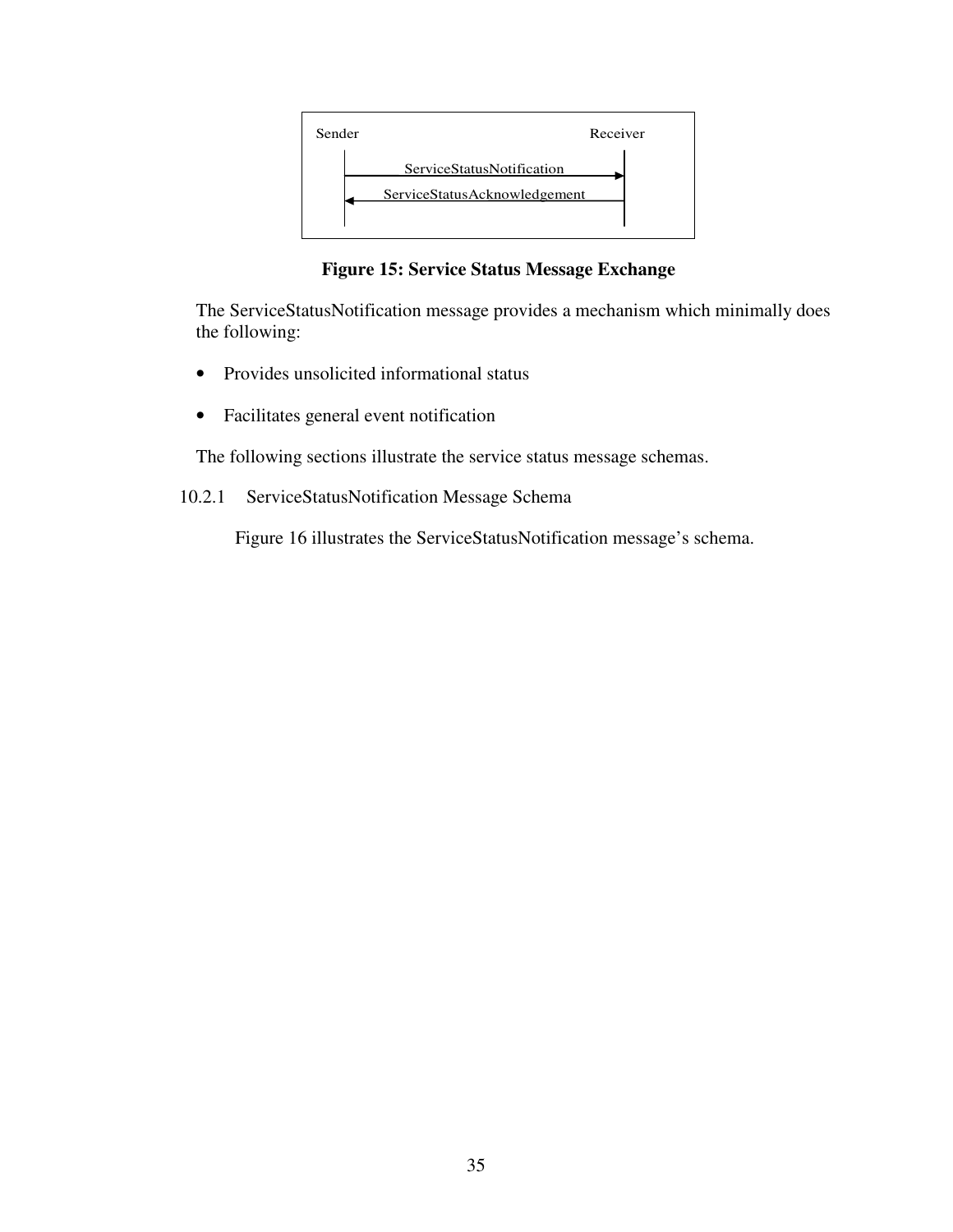Sender Receiver

ServiceStatusNotification →

← ServiceStatusAcknowledgement

**Figure 15: Service Status Message Exchange**

The ServiceStatusNotification message provides a mechanism which minimally does the following:

- Provides unsolicited informational status
- Facilitates general event notification

The following sections illustrate the service status message schemas.

### 10.2.1 ServiceStatusNotification Message Schema

Figure 16 illustrates the ServiceStatusNotification message's schema.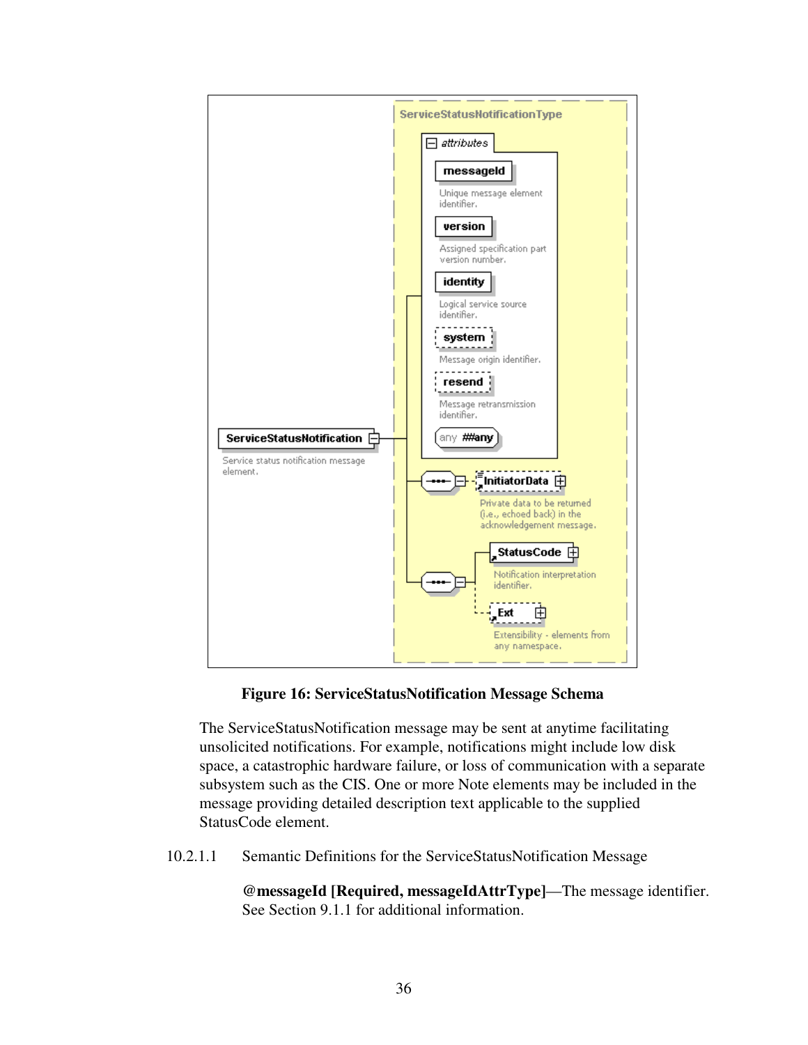**Figure 16: ServiceStatusNotification Message Schema**

The ServiceStatusNotification message may be sent at anytime facilitating unsolicited notifications. For example, notifications might include low disk space, a catastrophic hardware failure, or loss of communication with a separate subsystem such as the CIS. One or more Note elements may be included in the message providing detailed description text applicable to the supplied StatusCode element.

#### 10.2.1.1 Semantic Definitions for the ServiceStatusNotification Message

**@messageId [Required, messageIdAttrType]**—The message identifier. See Section 9.1.1 for additional information.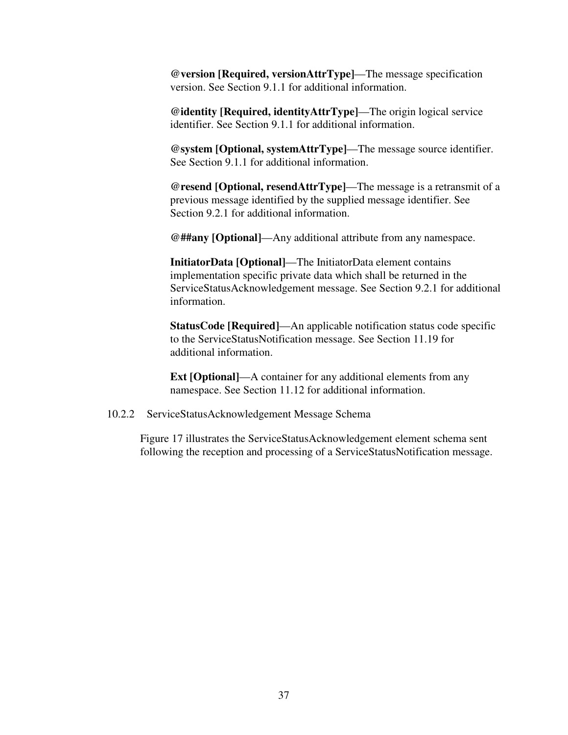**@version [Required, versionAttrType]**—The message specification version. See Section 9.1.1 for additional information.

**@identity [Required, identityAttrType]**—The origin logical service identifier. See Section 9.1.1 for additional information.

**@system [Optional, systemAttrType]**—The message source identifier. See Section 9.1.1 for additional information.

**@resend [Optional, resendAttrType]**—The message is a retransmit of a previous message identified by the supplied message identifier. See Section 9.2.1 for additional information.

**@##any [Optional]**—Any additional attribute from any namespace.

**InitiatorData [Optional]**—The InitiatorData element contains implementation specific private data which shall be returned in the ServiceStatusAcknowledgement message. See Section 9.2.1 for additional information.

**StatusCode [Required]**—An applicable notification status code specific to the ServiceStatusNotification message. See Section 11.19 for additional information.

**Ext [Optional]**—A container for any additional elements from any namespace. See Section 11.12 for additional information.

### 10.2.2 ServiceStatusAcknowledgement Message Schema

Figure 17 illustrates the ServiceStatusAcknowledgement element schema sent following the reception and processing of a ServiceStatusNotification message.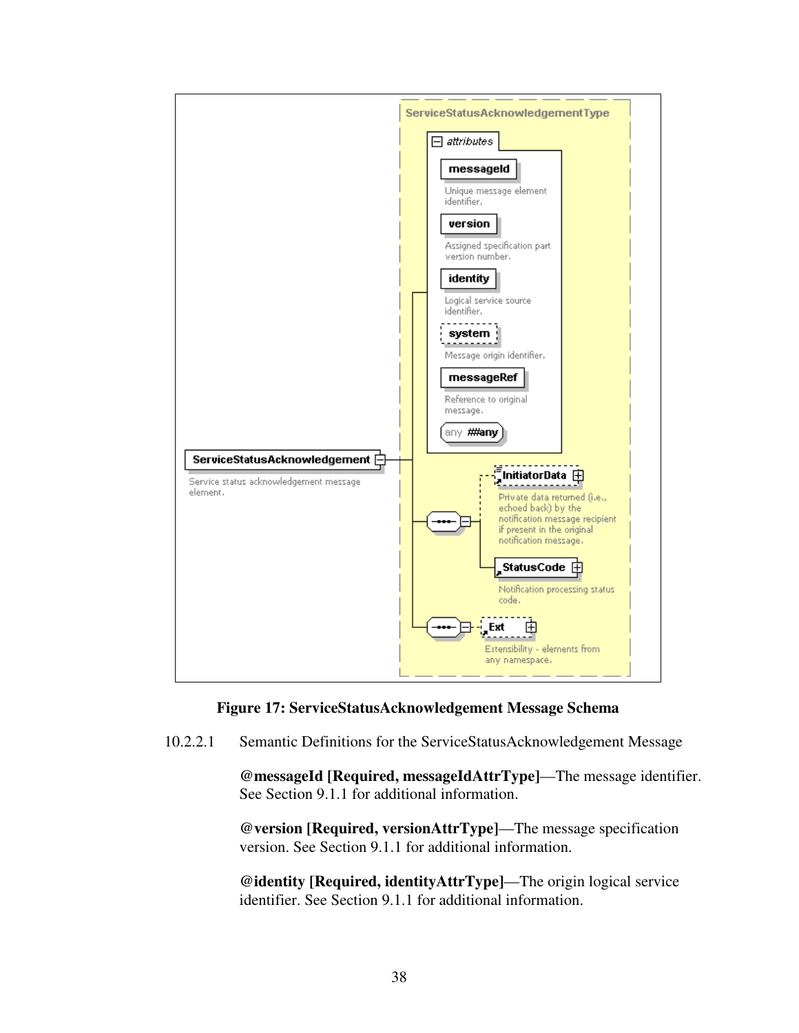**Figure 17: ServiceStatusAcknowledgement Message Schema**

10.2.2.1 Semantic Definitions for the ServiceStatusAcknowledgement Message

**@messageId [Required, messageIdAttrType]**—The message identifier. See Section 9.1.1 for additional information.

**@version [Required, versionAttrType]**—The message specification version. See Section 9.1.1 for additional information.

**@identity [Required, identityAttrType]**—The origin logical service identifier. See Section 9.1.1 for additional information.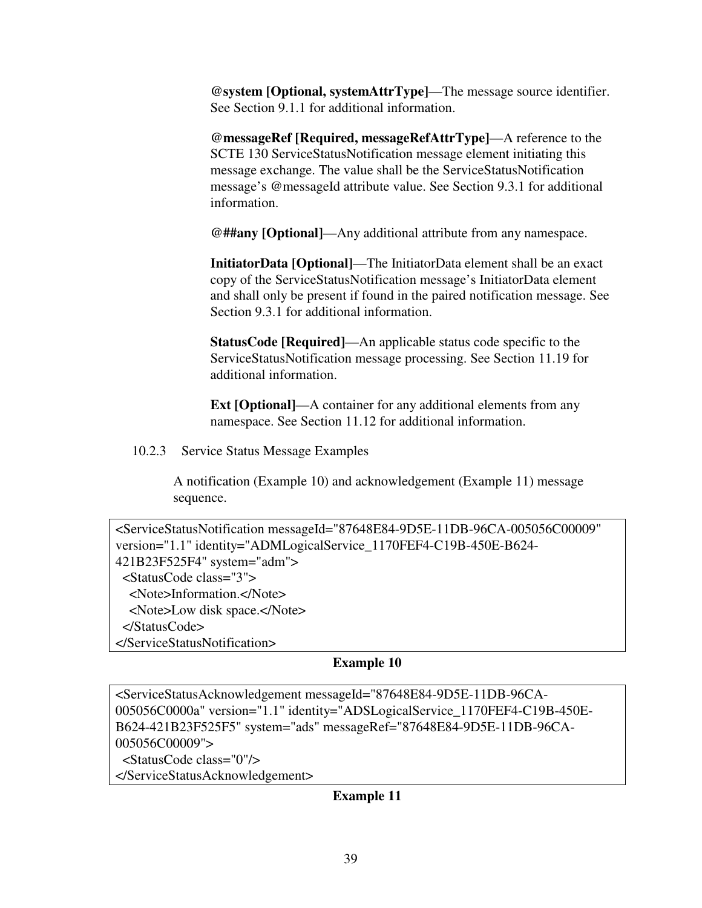**@system [Optional, systemAttrType]**—The message source identifier. See Section 9.1.1 for additional information.

**@messageRef [Required, messageRefAttrType]**—A reference to the SCTE 130 ServiceStatusNotification message element initiating this message exchange. The value shall be the ServiceStatusNotification message's @messageId attribute value. See Section 9.3.1 for additional information.

**@##any [Optional]**—Any additional attribute from any namespace.

**InitiatorData [Optional]**—The InitiatorData element shall be an exact copy of the ServiceStatusNotification message's InitiatorData element and shall only be present if found in the paired notification message. See Section 9.3.1 for additional information.

**StatusCode [Required]**—An applicable status code specific to the ServiceStatusNotification message processing. See Section 11.19 for additional information.

**Ext [Optional]**—A container for any additional elements from any namespace. See Section 11.12 for additional information.

### 10.2.3 Service Status Message Examples

A notification (Example 10) and acknowledgement (Example 11) message sequence.

```
<ServiceStatusNotification messageId="87648E84-9D5E-11DB-96CA-005056C00009"
version="1.1" identity="ADMLogicalService_1170FEF4-C19B-450E-B624-
421B23F525F4" system="adm">
  <StatusCode class="3">
    <Note>Information.</Note>
    <Note>Low disk space.</Note>
  </StatusCode>
</ServiceStatusNotification>
```

**Example 10**

```
<ServiceStatusAcknowledgement messageId="87648E84-9D5E-11DB-96CA-
005056C0000a" version="1.1" identity="ADSLogicalService_1170FEF4-C19B-450E-
B624-421B23F525F5" system="ads" messageRef="87648E84-9D5E-11DB-96CA-
005056C00009">
  <StatusCode class="0"/>
</ServiceStatusAcknowledgement>
```

**Example 11**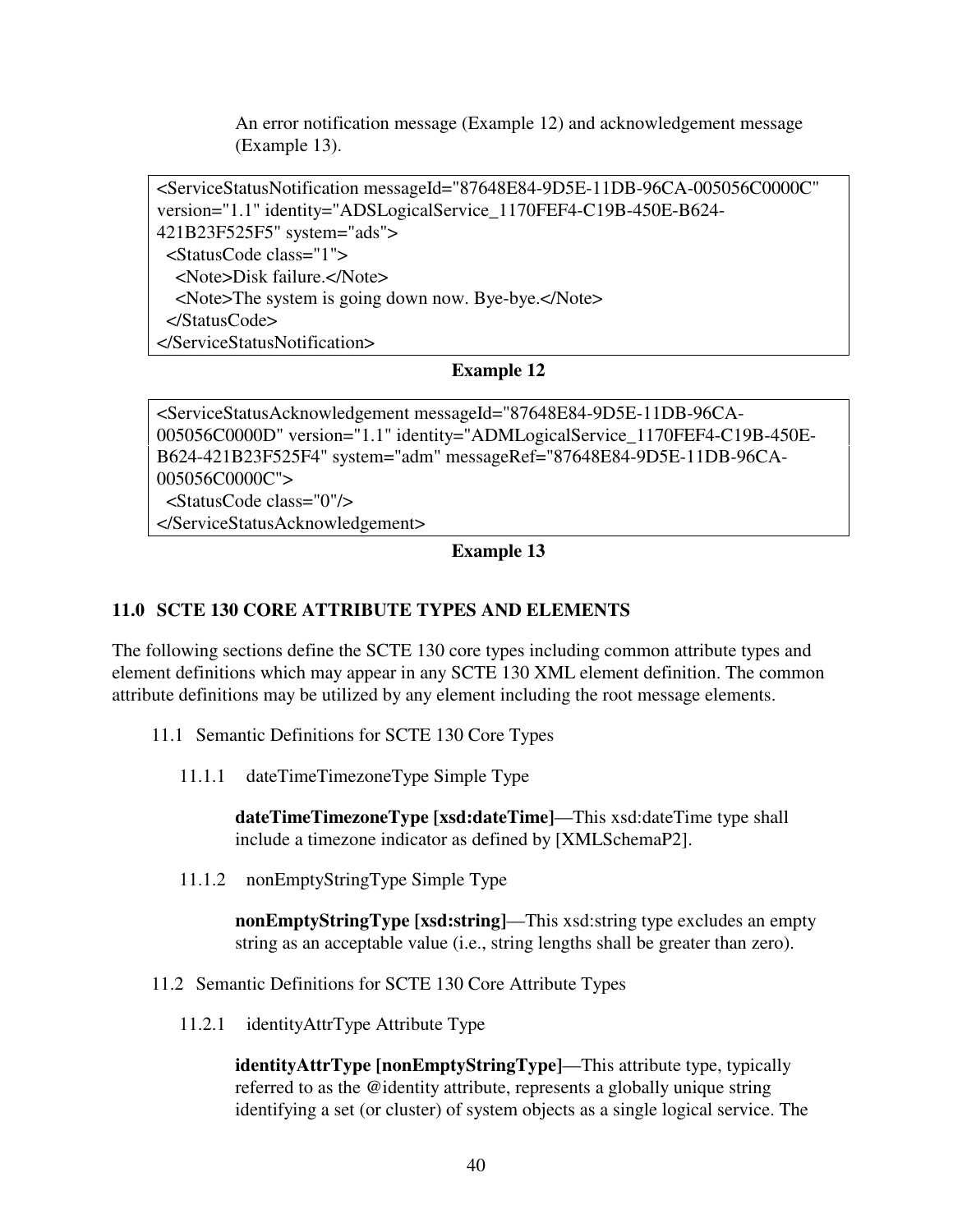An error notification message (Example 12) and acknowledgement message (Example 13).

```
<ServiceStatusNotification messageId="87648E84-9D5E-11DB-96CA-005056C0000C"
version="1.1" identity="ADSLogicalService_1170FEF4-C19B-450E-B624-
421B23F525F5" system="ads">
  <StatusCode class="1">
    <Note>Disk failure.</Note>
    <Note>The system is going down now. Bye-bye.</Note>
  </StatusCode>
</ServiceStatusNotification>
```

**Example 12**

```
<ServiceStatusAcknowledgement messageId="87648E84-9D5E-11DB-96CA-
005056C0000D" version="1.1" identity="ADMLogicalService_1170FEF4-C19B-450E-
B624-421B23F525F4" system="adm" messageRef="87648E84-9D5E-11DB-96CA-
005056C0000C">
  <StatusCode class="0"/>
</ServiceStatusAcknowledgement>
```

**Example 13**

## 11.0 SCTE 130 CORE ATTRIBUTE TYPES AND ELEMENTS

The following sections define the SCTE 130 core types including common attribute types and element definitions which may appear in any SCTE 130 XML element definition. The common attribute definitions may be utilized by any element including the root message elements.

### 11.1 Semantic Definitions for SCTE 130 Core Types

#### 11.1.1 dateTimeTimezoneType Simple Type

**dateTimeTimezoneType [xsd:dateTime]**—This xsd:dateTime type shall include a timezone indicator as defined by [XMLSchemaP2].

#### 11.1.2 nonEmptyStringType Simple Type

**nonEmptyStringType [xsd:string]**—This xsd:string type excludes an empty string as an acceptable value (i.e., string lengths shall be greater than zero).

### 11.2 Semantic Definitions for SCTE 130 Core Attribute Types

#### 11.2.1 identityAttrType Attribute Type

**identityAttrType [nonEmptyStringType]**—This attribute type, typically referred to as the @identity attribute, represents a globally unique string identifying a set (or cluster) of system objects as a single logical service. The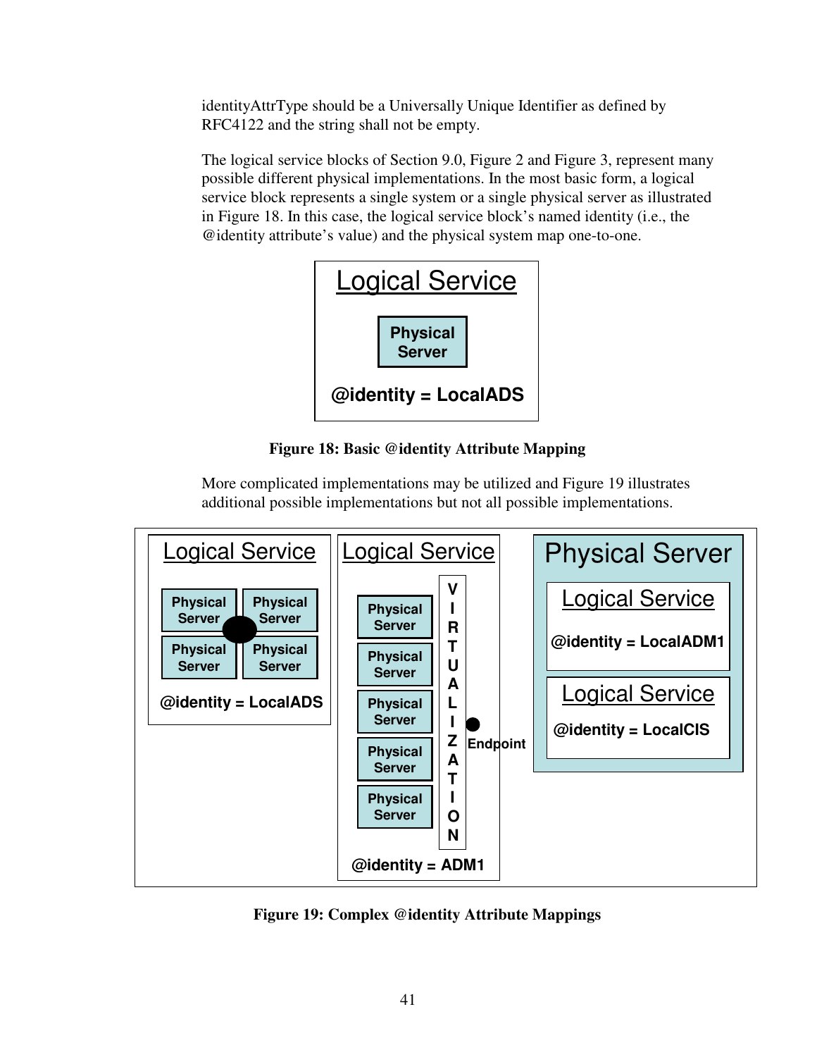identityAttrType should be a Universally Unique Identifier as defined by RFC4122 and the string shall not be empty.

The logical service blocks of Section 9.0, Figure 2 and Figure 3, represent many possible different physical implementations. In the most basic form, a logical service block represents a single system or a single physical server as illustrated in Figure 18. In this case, the logical service block's named identity (i.e., the @identity attribute's value) and the physical system map one-to-one.

**Figure 18: Basic @identity Attribute Mapping**

More complicated implementations may be utilized and Figure 19 illustrates additional possible implementations but not all possible implementations.

**Figure 19: Complex @identity Attribute Mappings**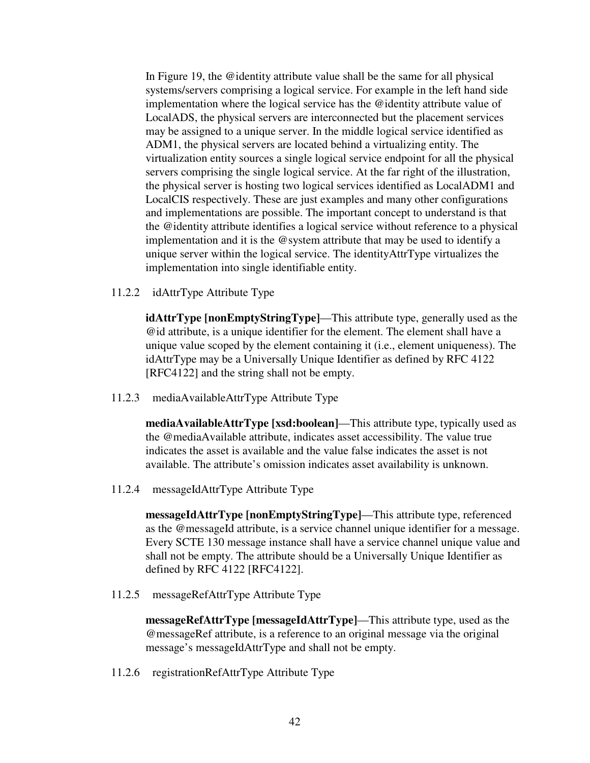In Figure 19, the @identity attribute value shall be the same for all physical systems/servers comprising a logical service. For example in the left hand side implementation where the logical service has the @identity attribute value of LocalADS, the physical servers are interconnected but the placement services may be assigned to a unique server. In the middle logical service identified as ADM1, the physical servers are located behind a virtualizing entity. The virtualization entity sources a single logical service endpoint for all the physical servers comprising the single logical service. At the far right of the illustration, the physical server is hosting two logical services identified as LocalADM1 and LocalCIS respectively. These are just examples and many other configurations and implementations are possible. The important concept to understand is that the @identity attribute identifies a logical service without reference to a physical implementation and it is the @system attribute that may be used to identify a unique server within the logical service. The identityAttrType virtualizes the implementation into single identifiable entity.

### 11.2.2 idAttrType Attribute Type

**idAttrType [nonEmptyStringType]**—This attribute type, generally used as the @id attribute, is a unique identifier for the element. The element shall have a unique value scoped by the element containing it (i.e., element uniqueness). The idAttrType may be a Universally Unique Identifier as defined by RFC 4122 [RFC4122] and the string shall not be empty.

### 11.2.3 mediaAvailableAttrType Attribute Type

**mediaAvailableAttrType [xsd:boolean]**—This attribute type, typically used as the @mediaAvailable attribute, indicates asset accessibility. The value true indicates the asset is available and the value false indicates the asset is not available. The attribute's omission indicates asset availability is unknown.

### 11.2.4 messageIdAttrType Attribute Type

**messageIdAttrType [nonEmptyStringType]**—This attribute type, referenced as the @messageId attribute, is a service channel unique identifier for a message. Every SCTE 130 message instance shall have a service channel unique value and shall not be empty. The attribute should be a Universally Unique Identifier as defined by RFC 4122 [RFC4122].

### 11.2.5 messageRefAttrType Attribute Type

**messageRefAttrType [messageIdAttrType]**—This attribute type, used as the @messageRef attribute, is a reference to an original message via the original message's messageIdAttrType and shall not be empty.

### 11.2.6 registrationRefAttrType Attribute Type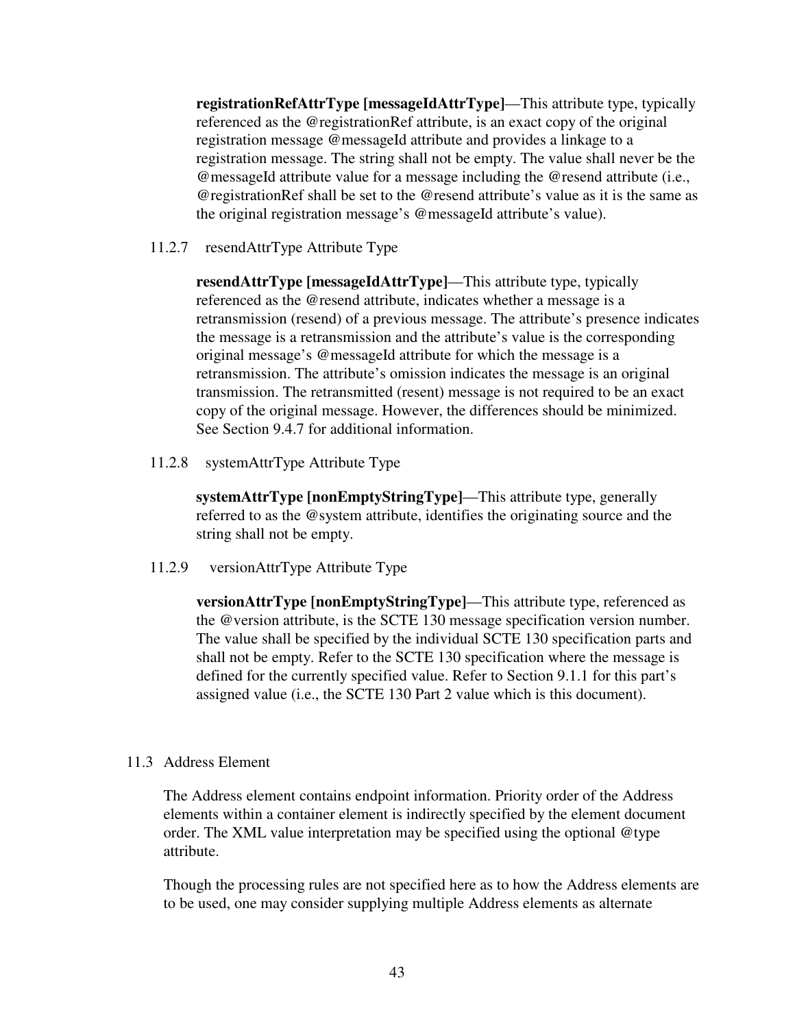**registrationRefAttrType [messageIdAttrType]**—This attribute type, typically referenced as the @registrationRef attribute, is an exact copy of the original registration message @messageId attribute and provides a linkage to a registration message. The string shall not be empty. The value shall never be the @messageId attribute value for a message including the @resend attribute (i.e., @registrationRef shall be set to the @resend attribute's value as it is the same as the original registration message's @messageId attribute's value).

#### 11.2.7 resendAttrType Attribute Type

**resendAttrType [messageIdAttrType]**—This attribute type, typically referenced as the @resend attribute, indicates whether a message is a retransmission (resend) of a previous message. The attribute's presence indicates the message is a retransmission and the attribute's value is the corresponding original message's @messageId attribute for which the message is a retransmission. The attribute's omission indicates the message is an original transmission. The retransmitted (resent) message is not required to be an exact copy of the original message. However, the differences should be minimized. See Section 9.4.7 for additional information.

#### 11.2.8 systemAttrType Attribute Type

**systemAttrType [nonEmptyStringType]**—This attribute type, generally referred to as the @system attribute, identifies the originating source and the string shall not be empty.

#### 11.2.9 versionAttrType Attribute Type

**versionAttrType [nonEmptyStringType]**—This attribute type, referenced as the @version attribute, is the SCTE 130 message specification version number. The value shall be specified by the individual SCTE 130 specification parts and shall not be empty. Refer to the SCTE 130 specification where the message is defined for the currently specified value. Refer to Section 9.1.1 for this part's assigned value (i.e., the SCTE 130 Part 2 value which is this document).

### 11.3 Address Element

The Address element contains endpoint information. Priority order of the Address elements within a container element is indirectly specified by the element document order. The XML value interpretation may be specified using the optional @type attribute.

Though the processing rules are not specified here as to how the Address elements are to be used, one may consider supplying multiple Address elements as alternate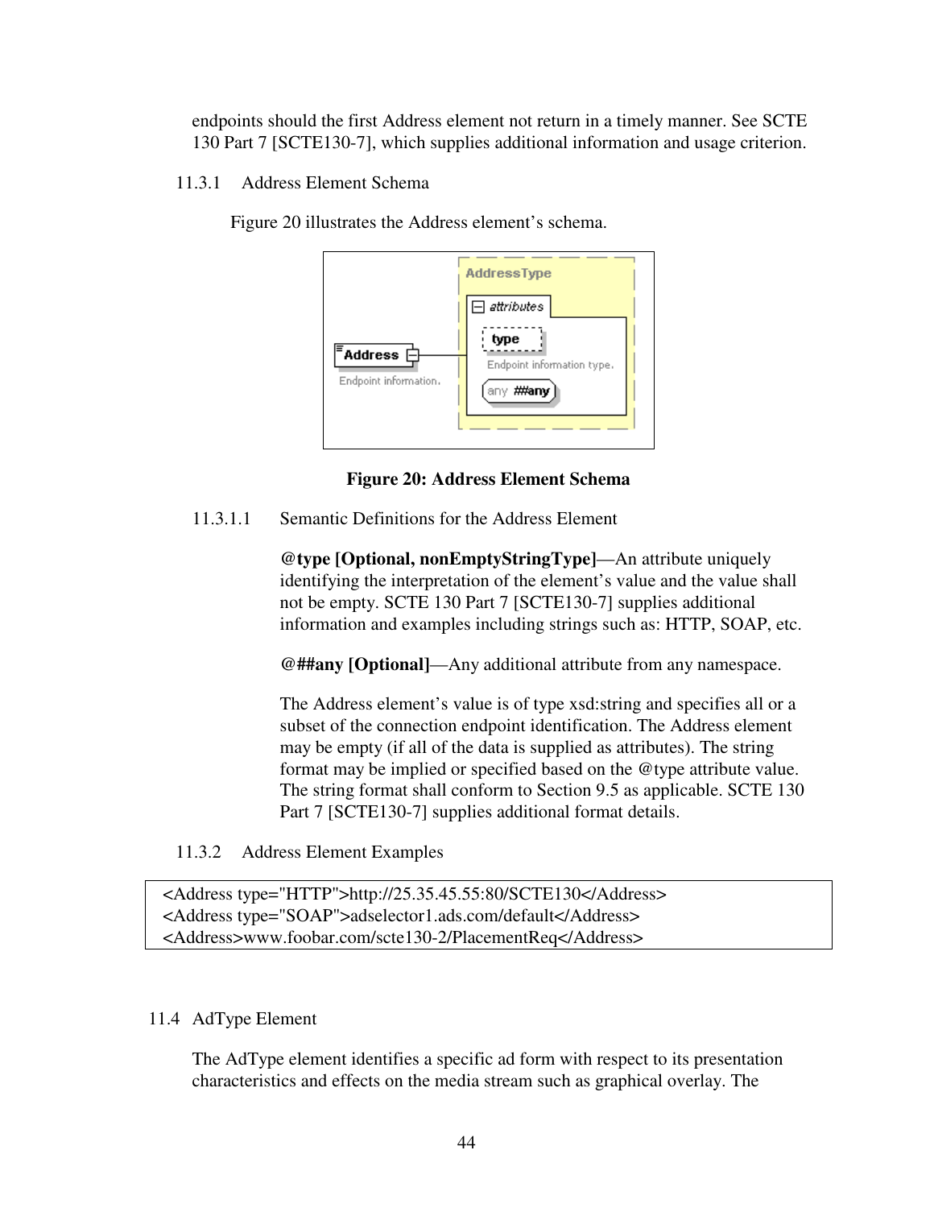endpoints should the first Address element not return in a timely manner. See SCTE 130 Part 7 [SCTE130-7], which supplies additional information and usage criterion.

### 11.3.1 Address Element Schema

Figure 20 illustrates the Address element's schema.

**Figure 20: Address Element Schema**

#### 11.3.1.1 Semantic Definitions for the Address Element

**@type [Optional, nonEmptyStringType]**—An attribute uniquely identifying the interpretation of the element's value and the value shall not be empty. SCTE 130 Part 7 [SCTE130-7] supplies additional information and examples including strings such as: HTTP, SOAP, etc.

**@##any [Optional]**—Any additional attribute from any namespace.

The Address element's value is of type xsd:string and specifies all or a subset of the connection endpoint identification. The Address element may be empty (if all of the data is supplied as attributes). The string format may be implied or specified based on the @type attribute value. The string format shall conform to Section 9.5 as applicable. SCTE 130 Part 7 [SCTE130-7] supplies additional format details.

### 11.3.2 Address Element Examples

```
<Address type="HTTP">http://25.35.45.55:80/SCTE130</Address>
<Address type="SOAP">adselector1.ads.com/default</Address>
<Address>www.foobar.com/scte130-2/PlacementReq</Address>
```

## 11.4 AdType Element

The AdType element identifies a specific ad form with respect to its presentation characteristics and effects on the media stream such as graphical overlay. The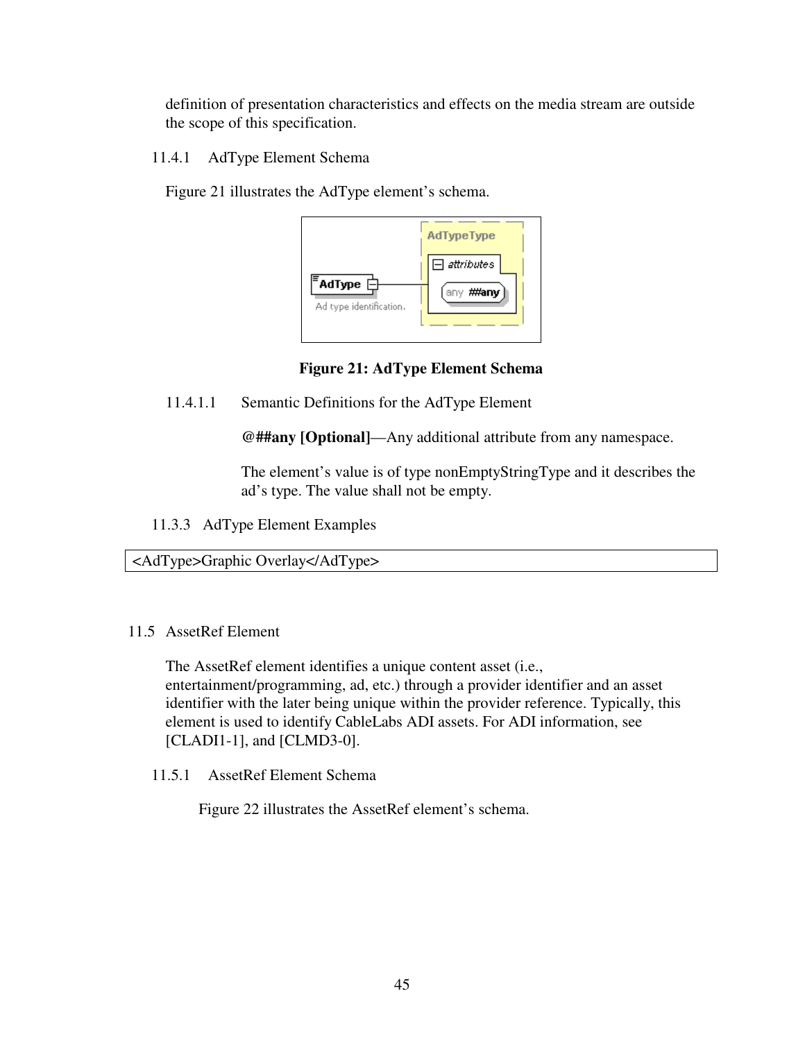definition of presentation characteristics and effects on the media stream are outside the scope of this specification.

### 11.4.1 AdType Element Schema

Figure 21 illustrates the AdType element's schema.

**Figure 21: AdType Element Schema**

#### 11.4.1.1 Semantic Definitions for the AdType Element

**@##any [Optional]**—Any additional attribute from any namespace.

The element's value is of type nonEmptyStringType and it describes the ad's type. The value shall not be empty.

### 11.3.3 AdType Element Examples

```
<AdType>Graphic Overlay</AdType>
```

## 11.5 AssetRef Element

The AssetRef element identifies a unique content asset (i.e., entertainment/programming, ad, etc.) through a provider identifier and an asset identifier with the later being unique within the provider reference. Typically, this element is used to identify CableLabs ADI assets. For ADI information, see [CLADI1-1], and [CLMD3-0].

### 11.5.1 AssetRef Element Schema

Figure 22 illustrates the AssetRef element's schema.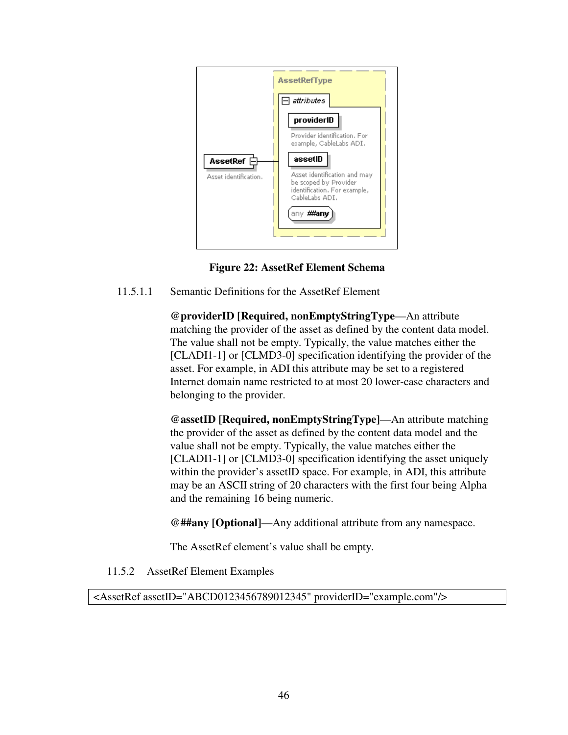**Figure 22: AssetRef Element Schema**

#### 11.5.1.1 Semantic Definitions for the AssetRef Element

**@providerID [Required, nonEmptyStringType**—An attribute matching the provider of the asset as defined by the content data model. The value shall not be empty. Typically, the value matches either the [CLADI1-1] or [CLMD3-0] specification identifying the provider of the asset. For example, in ADI this attribute may be set to a registered Internet domain name restricted to at most 20 lower-case characters and belonging to the provider.

**@assetID [Required, nonEmptyStringType]**—An attribute matching the provider of the asset as defined by the content data model and the value shall not be empty. Typically, the value matches either the [CLADI1-1] or [CLMD3-0] specification identifying the asset uniquely within the provider's assetID space. For example, in ADI, this attribute may be an ASCII string of 20 characters with the first four being Alpha and the remaining 16 being numeric.

**@##any [Optional]**—Any additional attribute from any namespace.

The AssetRef element's value shall be empty.

### 11.5.2 AssetRef Element Examples

```
<AssetRef assetID="ABCD0123456789012345" providerID="example.com"/>
```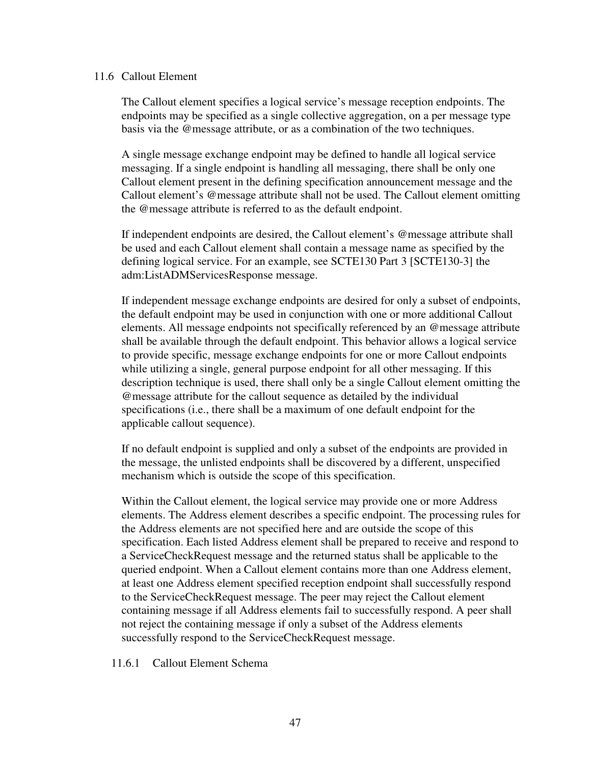## 11.6 Callout Element

The Callout element specifies a logical service's message reception endpoints. The endpoints may be specified as a single collective aggregation, on a per message type basis via the @message attribute, or as a combination of the two techniques.

A single message exchange endpoint may be defined to handle all logical service messaging. If a single endpoint is handling all messaging, there shall be only one Callout element present in the defining specification announcement message and the Callout element's @message attribute shall not be used. The Callout element omitting the @message attribute is referred to as the default endpoint.

If independent endpoints are desired, the Callout element's @message attribute shall be used and each Callout element shall contain a message name as specified by the defining logical service. For an example, see SCTE130 Part 3 [SCTE130-3] the adm:ListADMServicesResponse message.

If independent message exchange endpoints are desired for only a subset of endpoints, the default endpoint may be used in conjunction with one or more additional Callout elements. All message endpoints not specifically referenced by an @message attribute shall be available through the default endpoint. This behavior allows a logical service to provide specific, message exchange endpoints for one or more Callout endpoints while utilizing a single, general purpose endpoint for all other messaging. If this description technique is used, there shall only be a single Callout element omitting the @message attribute for the callout sequence as detailed by the individual specifications (i.e., there shall be a maximum of one default endpoint for the applicable callout sequence).

If no default endpoint is supplied and only a subset of the endpoints are provided in the message, the unlisted endpoints shall be discovered by a different, unspecified mechanism which is outside the scope of this specification.

Within the Callout element, the logical service may provide one or more Address elements. The Address element describes a specific endpoint. The processing rules for the Address elements are not specified here and are outside the scope of this specification. Each listed Address element shall be prepared to receive and respond to a ServiceCheckRequest message and the returned status shall be applicable to the queried endpoint. When a Callout element contains more than one Address element, at least one Address element specified reception endpoint shall successfully respond to the ServiceCheckRequest message. The peer may reject the Callout element containing message if all Address elements fail to successfully respond. A peer shall not reject the containing message if only a subset of the Address elements successfully respond to the ServiceCheckRequest message.

### 11.6.1 Callout Element Schema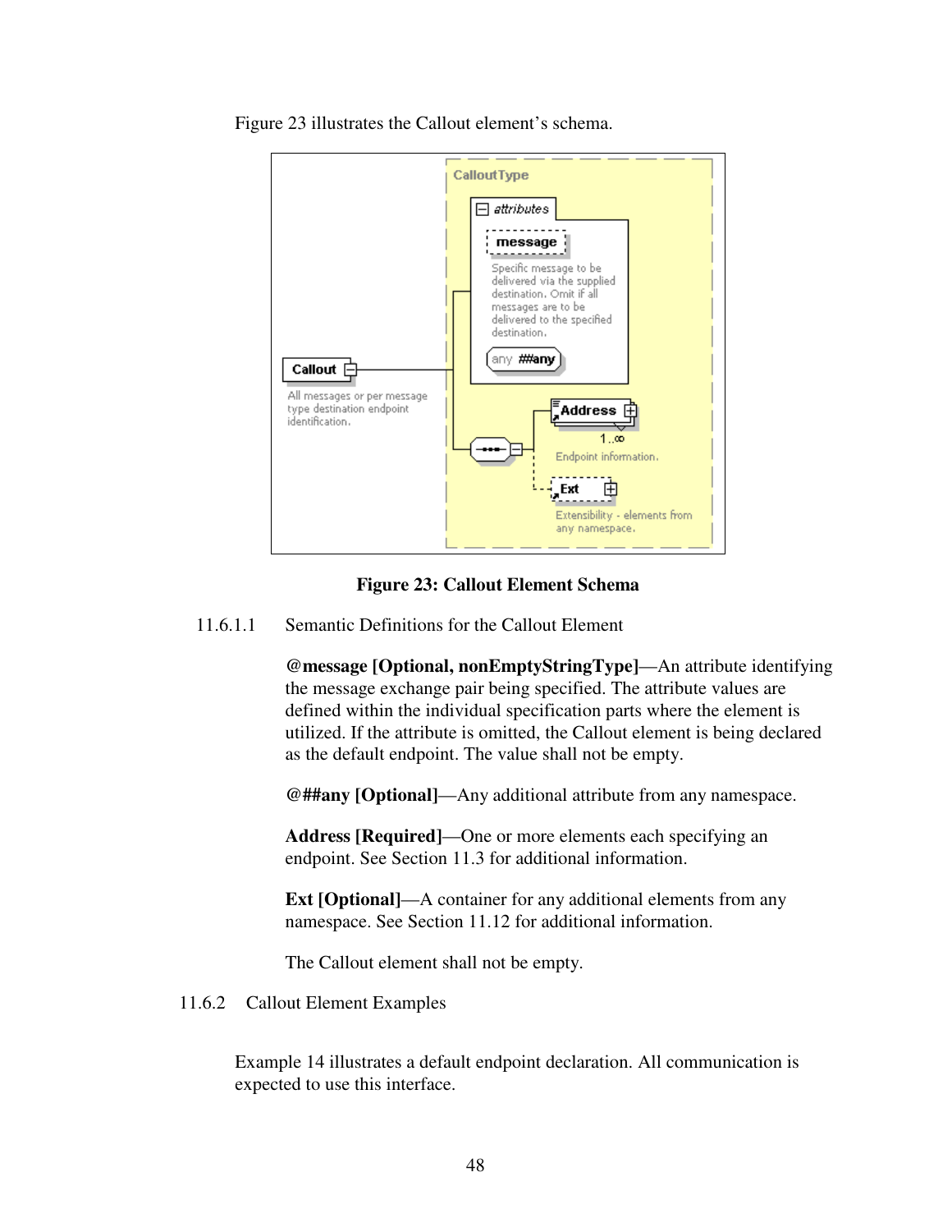Figure 23 illustrates the Callout element's schema.

**Figure 23: Callout Element Schema**

### 11.6.1.1 Semantic Definitions for the Callout Element

**@message [Optional, nonEmptyStringType]**—An attribute identifying the message exchange pair being specified. The attribute values are defined within the individual specification parts where the element is utilized. If the attribute is omitted, the Callout element is being declared as the default endpoint. The value shall not be empty.

**@##any [Optional]**—Any additional attribute from any namespace.

**Address [Required]**—One or more elements each specifying an endpoint. See Section 11.3 for additional information.

**Ext [Optional]**—A container for any additional elements from any namespace. See Section 11.12 for additional information.

The Callout element shall not be empty.

## 11.6.2 Callout Element Examples

Example 14 illustrates a default endpoint declaration. All communication is expected to use this interface.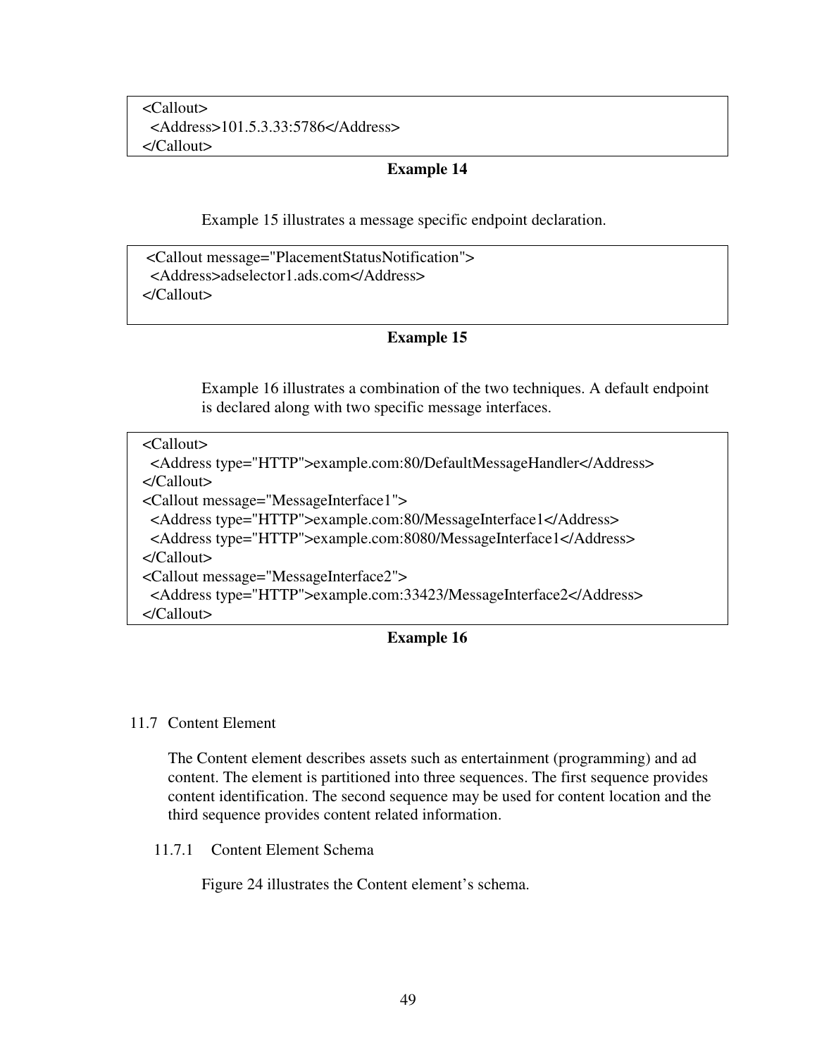```
<Callout>
  <Address>101.5.3.33:5786</Address>
</Callout>
```

**Example 14**

Example 15 illustrates a message specific endpoint declaration.

```
<Callout message="PlacementStatusNotification">
  <Address>adselector1.ads.com</Address>
</Callout>
```

**Example 15**

Example 16 illustrates a combination of the two techniques. A default endpoint is declared along with two specific message interfaces.

```
<Callout>
  <Address type="HTTP">example.com:80/DefaultMessageHandler</Address>
</Callout>
<Callout message="MessageInterface1">
  <Address type="HTTP">example.com:80/MessageInterface1</Address>
  <Address type="HTTP">example.com:8080/MessageInterface1</Address>
</Callout>
<Callout message="MessageInterface2">
  <Address type="HTTP">example.com:33423/MessageInterface2</Address>
</Callout>
```

**Example 16**

## 11.7 Content Element

The Content element describes assets such as entertainment (programming) and ad content. The element is partitioned into three sequences. The first sequence provides content identification. The second sequence may be used for content location and the third sequence provides content related information.

### 11.7.1 Content Element Schema

Figure 24 illustrates the Content element's schema.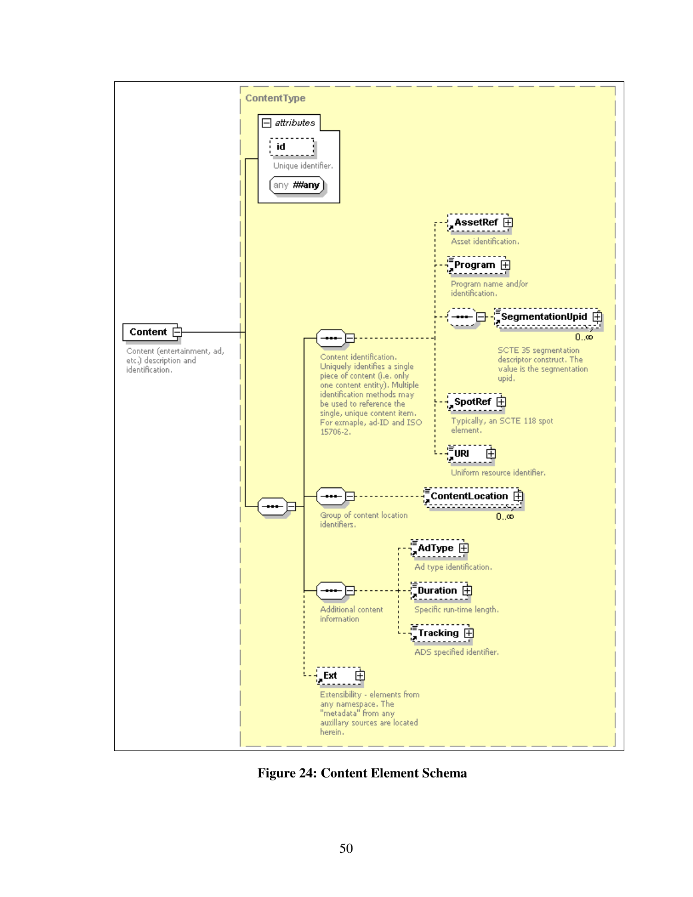ContentType

attributes

id

Unique identifier.

any ##any

Content

Content (entertainment, ad, etc.) description and identification.

AssetRef

Asset identification.

Program

Program name and/or identification.

SegmentationUpid

0..∞

SCTE 35 segmentation descriptor construct. The value is the segmentation upid.

Content identification. Uniquely identifies a single piece of content (i.e. only one content entity). Multiple identification methods may be used to reference the single, unique content item. For exmaple, ad-ID and ISO 15706-2.

SpotRef

Typically, an SCTE 118 spot element.

URI

Uniform resource identifier.

ContentLocation

0..∞

Group of content location identifiers.

AdType

Ad type identification.

Duration

Specific run-time length.

Additional content information

Tracking

ADS specified identifier.

Ext

Extensibility - elements from any namespace. The "metadata" from any auxillary sources are located herein.

**Figure 24: Content Element Schema**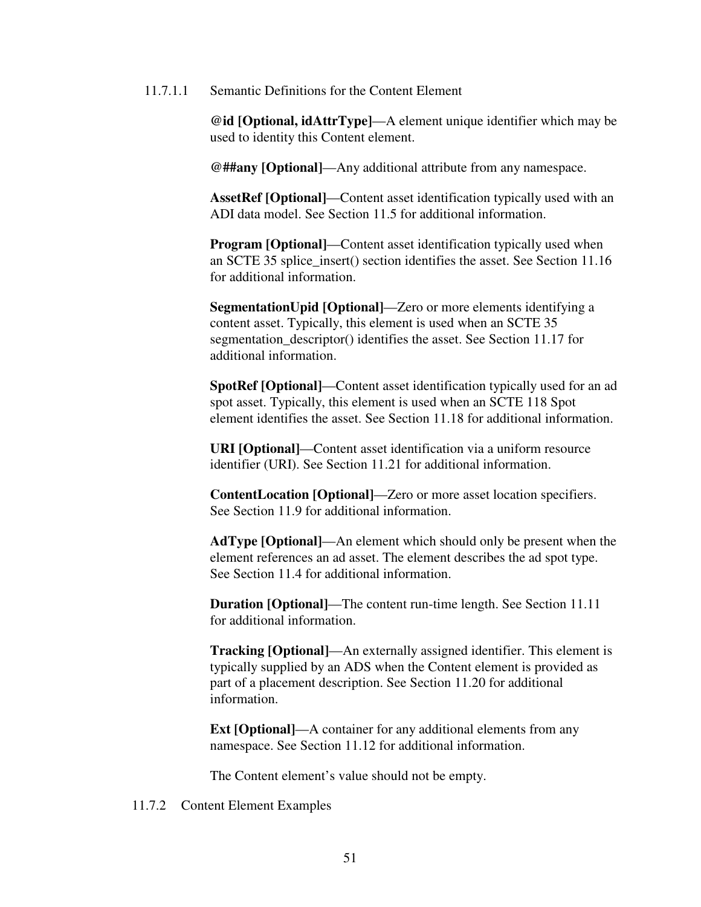#### 11.7.1.1 Semantic Definitions for the Content Element

**@id [Optional, idAttrType]**—A element unique identifier which may be used to identity this Content element.

**@##any [Optional]**—Any additional attribute from any namespace.

**AssetRef [Optional]**—Content asset identification typically used with an ADI data model. See Section 11.5 for additional information.

**Program [Optional]**—Content asset identification typically used when an SCTE 35 splice_insert() section identifies the asset. See Section 11.16 for additional information.

**SegmentationUpid [Optional]**—Zero or more elements identifying a content asset. Typically, this element is used when an SCTE 35 segmentation_descriptor() identifies the asset. See Section 11.17 for additional information.

**SpotRef [Optional]**—Content asset identification typically used for an ad spot asset. Typically, this element is used when an SCTE 118 Spot element identifies the asset. See Section 11.18 for additional information.

**URI [Optional]**—Content asset identification via a uniform resource identifier (URI). See Section 11.21 for additional information.

**ContentLocation [Optional]**—Zero or more asset location specifiers. See Section 11.9 for additional information.

**AdType [Optional]**—An element which should only be present when the element references an ad asset. The element describes the ad spot type. See Section 11.4 for additional information.

**Duration [Optional]**—The content run-time length. See Section 11.11 for additional information.

**Tracking [Optional]**—An externally assigned identifier. This element is typically supplied by an ADS when the Content element is provided as part of a placement description. See Section 11.20 for additional information.

**Ext [Optional]**—A container for any additional elements from any namespace. See Section 11.12 for additional information.

The Content element's value should not be empty.

### 11.7.2 Content Element Examples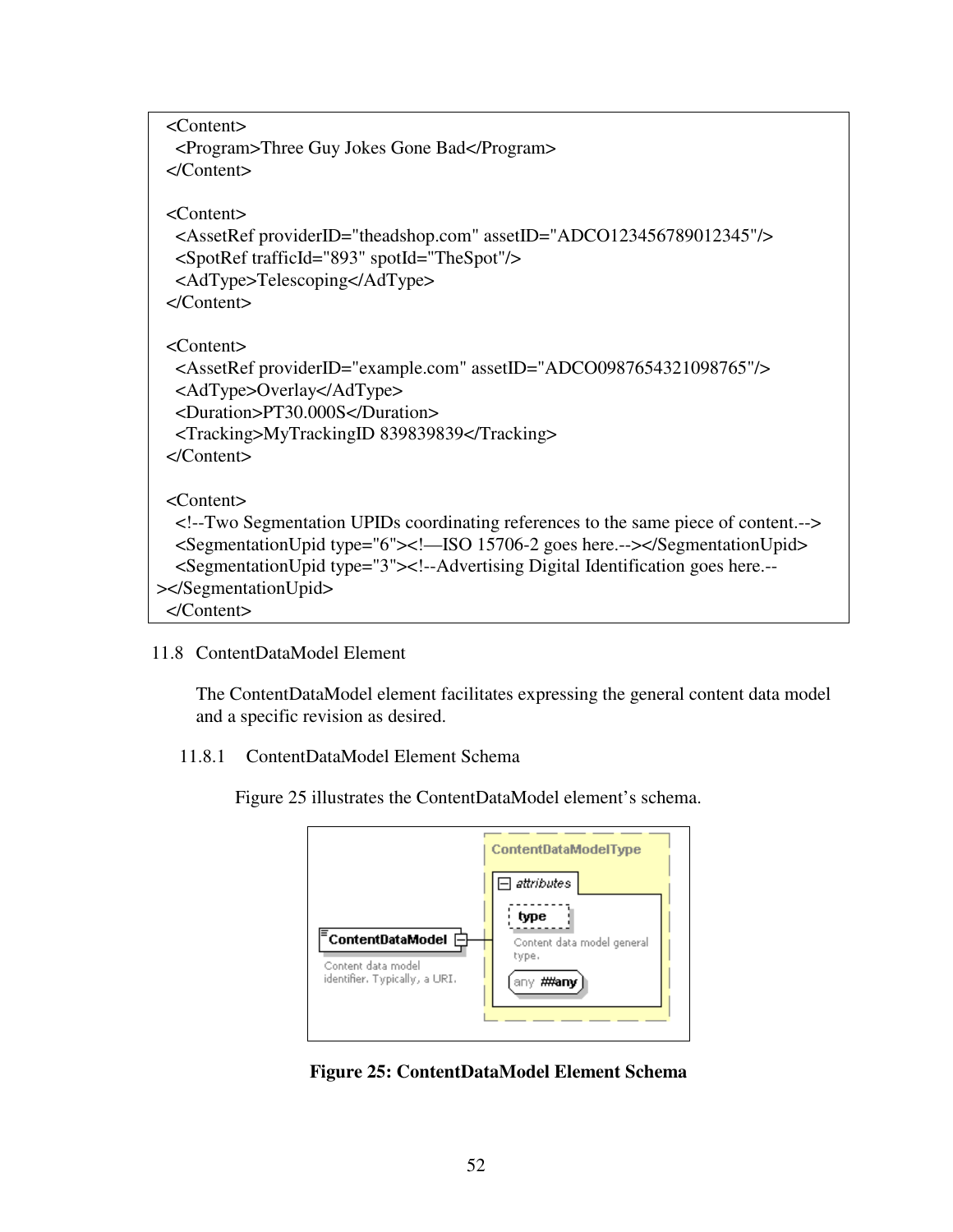```
<Content>
  <Program>Three Guy Jokes Gone Bad</Program>
</Content>

<Content>
  <AssetRef providerID="theadshop.com" assetID="ADCO123456789012345"/>
  <SpotRef trafficId="893" spotId="TheSpot"/>
  <AdType>Telescoping</AdType>
</Content>

<Content>
  <AssetRef providerID="example.com" assetID="ADCO0987654321098765"/>
  <AdType>Overlay</AdType>
  <Duration>PT30.000S</Duration>
  <Tracking>MyTrackingID 839839839</Tracking>
</Content>

<Content>
  <!--Two Segmentation UPIDs coordinating references to the same piece of content.-->
  <SegmentationUpid type="6"><!—ISO 15706-2 goes here.--></SegmentationUpid>
  <SegmentationUpid type="3"><!--Advertising Digital Identification goes here.--
></SegmentationUpid>
</Content>
```

## 11.8 ContentDataModel Element

The ContentDataModel element facilitates expressing the general content data model and a specific revision as desired.

### 11.8.1 ContentDataModel Element Schema

Figure 25 illustrates the ContentDataModel element's schema.

**Figure 25: ContentDataModel Element Schema**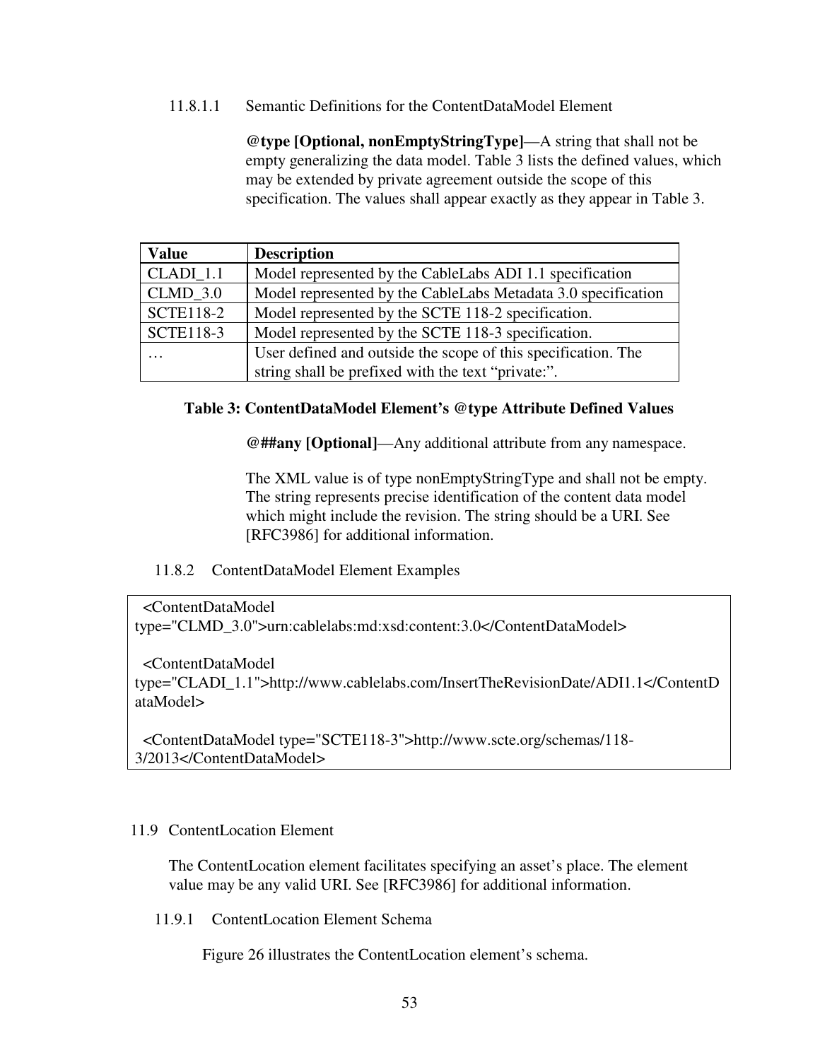#### 11.8.1.1 Semantic Definitions for the ContentDataModel Element

**@type [Optional, nonEmptyStringType]**—A string that shall not be empty generalizing the data model. Table 3 lists the defined values, which may be extended by private agreement outside the scope of this specification. The values shall appear exactly as they appear in Table 3.

| Value | Description |
|---|---|
| CLADI_1.1 | Model represented by the CableLabs ADI 1.1 specification |
| CLMD_3.0 | Model represented by the CableLabs Metadata 3.0 specification |
| SCTE118-2 | Model represented by the SCTE 118-2 specification. |
| SCTE118-3 | Model represented by the SCTE 118-3 specification. |
| … | User defined and outside the scope of this specification. The string shall be prefixed with the text “private:”. |

**Table 3: ContentDataModel Element’s @type Attribute Defined Values**

**@##any [Optional]**—Any additional attribute from any namespace.

The XML value is of type nonEmptyStringType and shall not be empty. The string represents precise identification of the content data model which might include the revision. The string should be a URI. See [RFC3986] for additional information.

### 11.8.2 ContentDataModel Element Examples

```
<ContentDataModel
type="CLMD_3.0">urn:cablelabs:md:xsd:content:3.0</ContentDataModel>

<ContentDataModel
type="CLADI_1.1">http://www.cablelabs.com/InsertTheRevisionDate/ADI1.1</ContentDataModel>

<ContentDataModel type="SCTE118-3">http://www.scte.org/schemas/118-3/2013</ContentDataModel>
```

## 11.9 ContentLocation Element

The ContentLocation element facilitates specifying an asset’s place. The element value may be any valid URI. See [RFC3986] for additional information.

### 11.9.1 ContentLocation Element Schema

Figure 26 illustrates the ContentLocation element’s schema.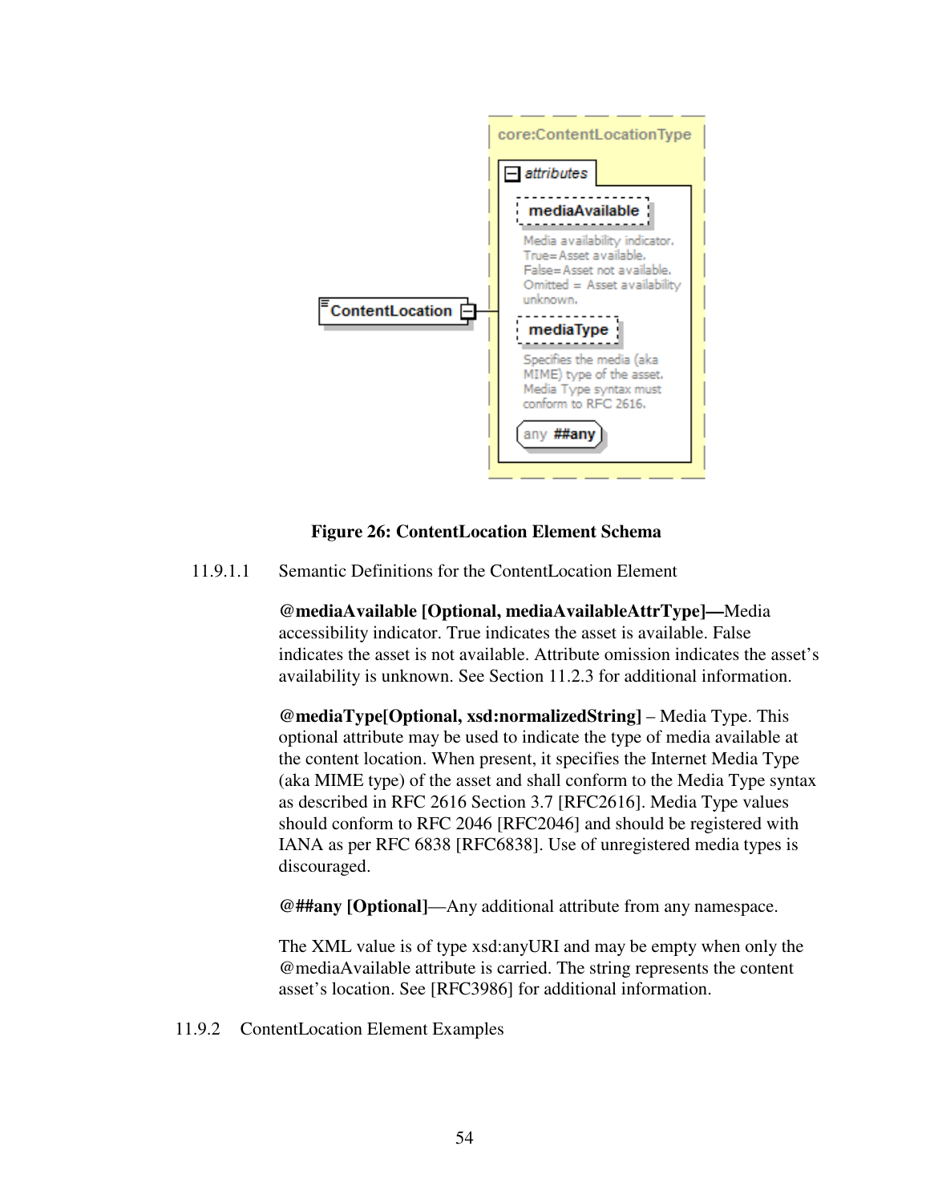**Figure 26: ContentLocation Element Schema**

11.9.1.1 Semantic Definitions for the ContentLocation Element

**@mediaAvailable [Optional, mediaAvailableAttrType]—**Media accessibility indicator. True indicates the asset is available. False indicates the asset is not available. Attribute omission indicates the asset's availability is unknown. See Section 11.2.3 for additional information.

**@mediaType[Optional, xsd:normalizedString]** – Media Type. This optional attribute may be used to indicate the type of media available at the content location. When present, it specifies the Internet Media Type (aka MIME type) of the asset and shall conform to the Media Type syntax as described in RFC 2616 Section 3.7 [RFC2616]. Media Type values should conform to RFC 2046 [RFC2046] and should be registered with IANA as per RFC 6838 [RFC6838]. Use of unregistered media types is discouraged.

**@##any [Optional]**—Any additional attribute from any namespace.

The XML value is of type xsd:anyURI and may be empty when only the @mediaAvailable attribute is carried. The string represents the content asset's location. See [RFC3986] for additional information.

11.9.2 ContentLocation Element Examples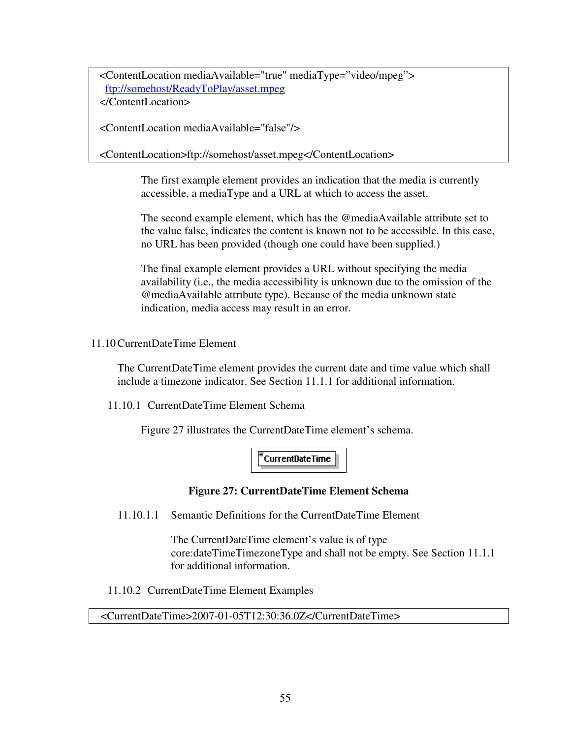```
<ContentLocation mediaAvailable="true" mediaType="video/mpeg">
  ftp://somehost/ReadyToPlay/asset.mpeg
</ContentLocation>

<ContentLocation mediaAvailable="false"/>

<ContentLocation>ftp://somehost/asset.mpeg</ContentLocation>
```

The first example element provides an indication that the media is currently accessible, a mediaType and a URL at which to access the asset.

The second example element, which has the @mediaAvailable attribute set to the value false, indicates the content is known not to be accessible. In this case, no URL has been provided (though one could have been supplied.)

The final example element provides a URL without specifying the media availability (i.e., the media accessibility is unknown due to the omission of the @mediaAvailable attribute type). Because of the media unknown state indication, media access may result in an error.

## 11.10 CurrentDateTime Element

The CurrentDateTime element provides the current date and time value which shall include a timezone indicator. See Section 11.1.1 for additional information.

### 11.10.1 CurrentDateTime Element Schema

Figure 27 illustrates the CurrentDateTime element's schema.

CurrentDateTime

**Figure 27: CurrentDateTime Element Schema**

#### 11.10.1.1 Semantic Definitions for the CurrentDateTime Element

The CurrentDateTime element's value is of type core:dateTimeTimezoneType and shall not be empty. See Section 11.1.1 for additional information.

### 11.10.2 CurrentDateTime Element Examples

```
<CurrentDateTime>2007-01-05T12:30:36.0Z</CurrentDateTime>
```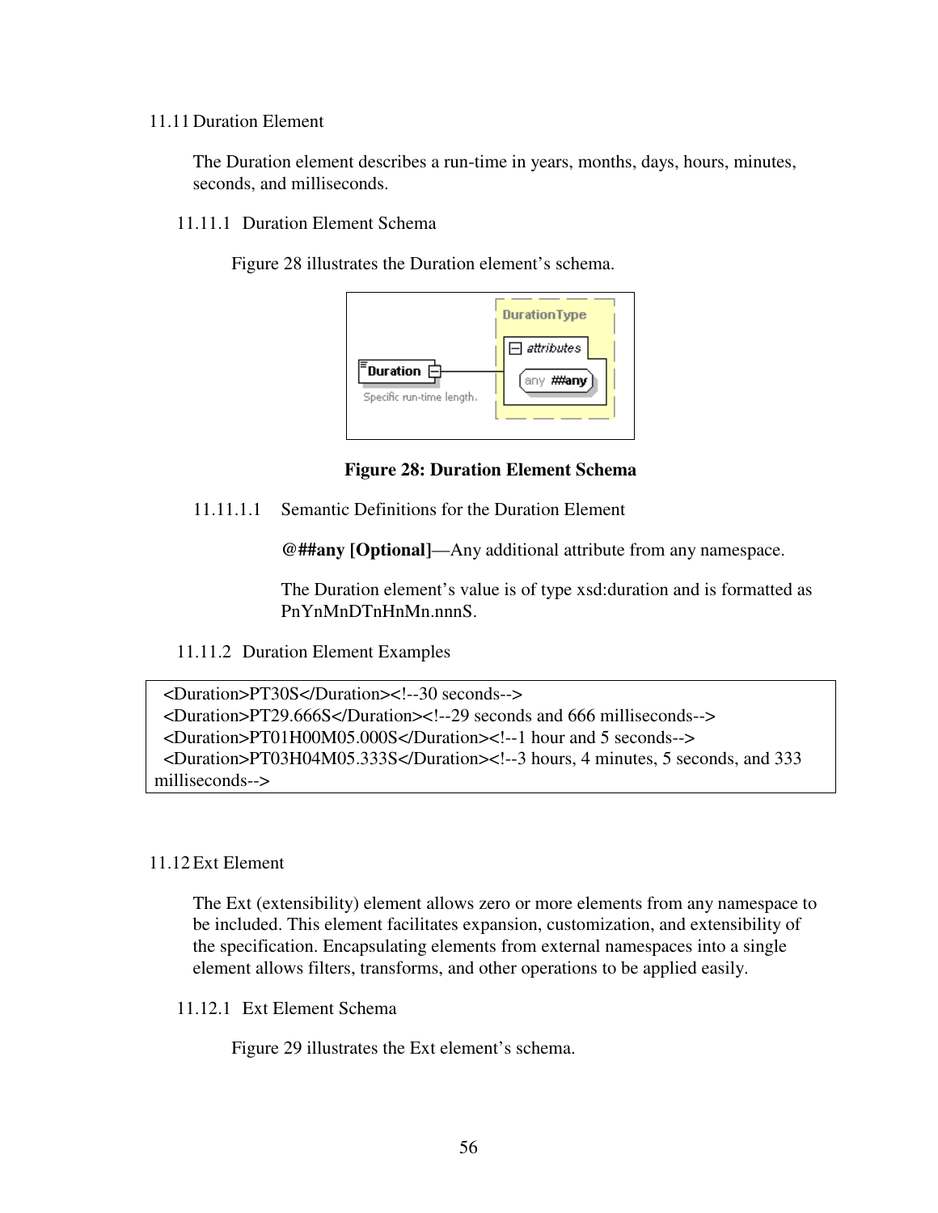## 11.11 Duration Element

The Duration element describes a run-time in years, months, days, hours, minutes, seconds, and milliseconds.

### 11.11.1 Duration Element Schema

Figure 28 illustrates the Duration element's schema.

**Figure 28: Duration Element Schema**

#### 11.11.1.1 Semantic Definitions for the Duration Element

**@##any [Optional]**—Any additional attribute from any namespace.

The Duration element's value is of type xsd:duration and is formatted as PnYnMnDTnHnMn.nnnS.

### 11.11.2 Duration Element Examples

```
<Duration>PT30S</Duration><!--30 seconds-->
<Duration>PT29.666S</Duration><!--29 seconds and 666 milliseconds-->
<Duration>PT01H00M05.000S</Duration><!--1 hour and 5 seconds-->
<Duration>PT03H04M05.333S</Duration><!--3 hours, 4 minutes, 5 seconds, and 333 milliseconds-->
```

## 11.12 Ext Element

The Ext (extensibility) element allows zero or more elements from any namespace to be included. This element facilitates expansion, customization, and extensibility of the specification. Encapsulating elements from external namespaces into a single element allows filters, transforms, and other operations to be applied easily.

### 11.12.1 Ext Element Schema

Figure 29 illustrates the Ext element's schema.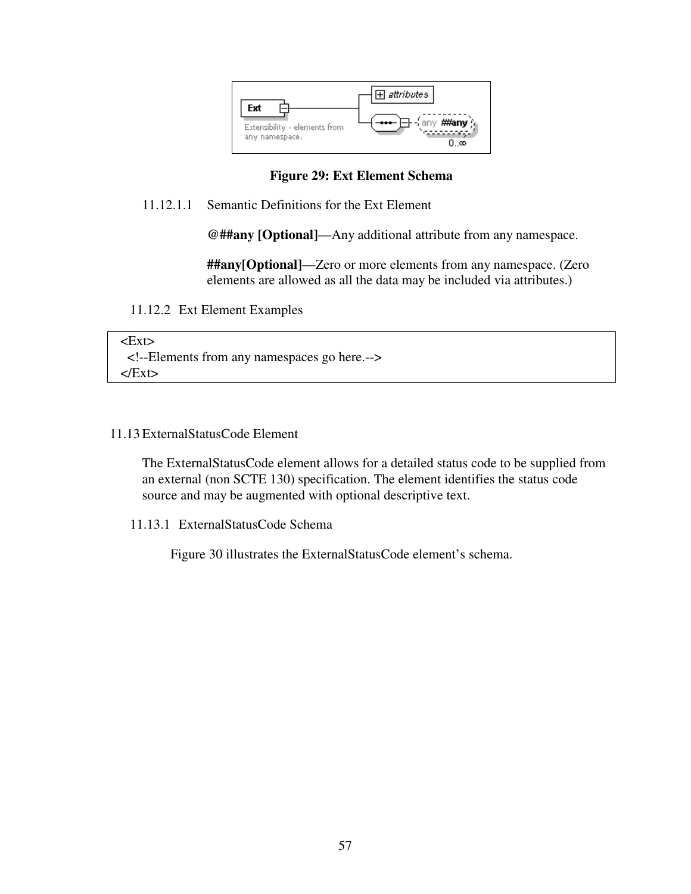Figure 29: Ext Element Schema

#### 11.12.1.1 Semantic Definitions for the Ext Element

**@##any [Optional]**—Any additional attribute from any namespace.

**##any[Optional]**—Zero or more elements from any namespace. (Zero elements are allowed as all the data may be included via attributes.)

### 11.12.2 Ext Element Examples

```
<Ext>
  <!--Elements from any namespaces go here.-->
</Ext>
```

## 11.13 ExternalStatusCode Element

The ExternalStatusCode element allows for a detailed status code to be supplied from an external (non SCTE 130) specification. The element identifies the status code source and may be augmented with optional descriptive text.

### 11.13.1 ExternalStatusCode Schema

Figure 30 illustrates the ExternalStatusCode element's schema.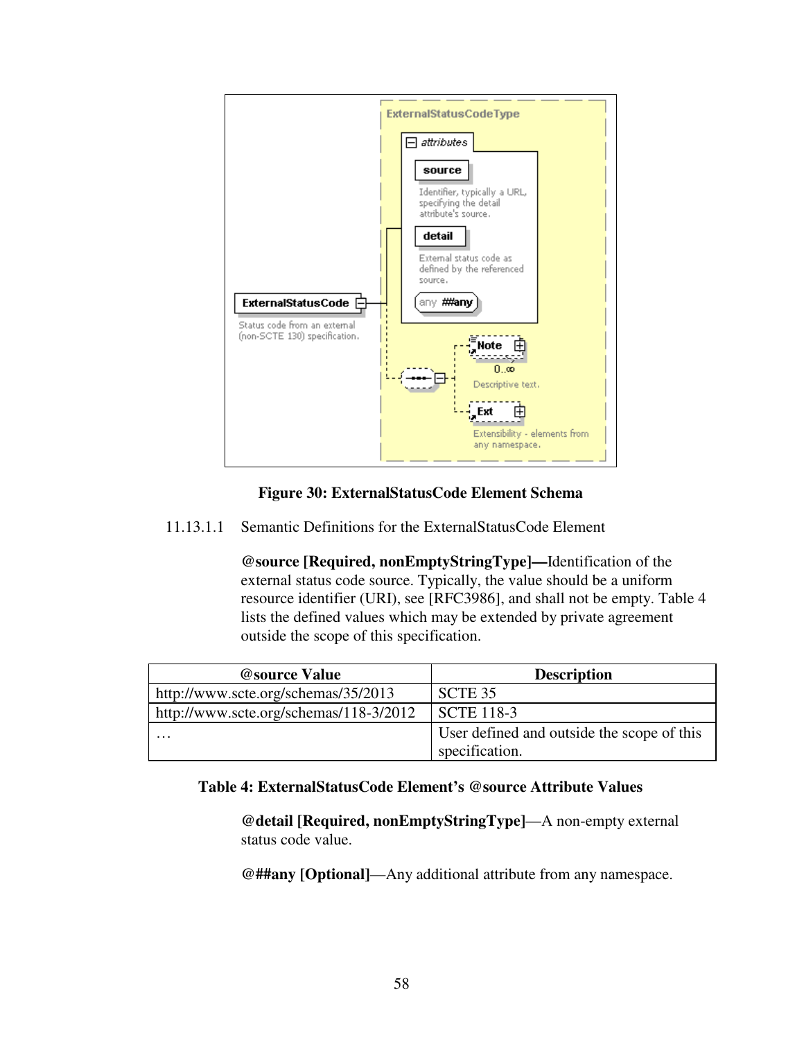**Figure 30: ExternalStatusCode Element Schema**

11.13.1.1 Semantic Definitions for the ExternalStatusCode Element

**@source [Required, nonEmptyStringType]—**Identification of the external status code source. Typically, the value should be a uniform resource identifier (URI), see [RFC3986], and shall not be empty. Table 4 lists the defined values which may be extended by private agreement outside the scope of this specification.

| @source Value | Description |
| --- | --- |
| http://www.scte.org/schemas/35/2013 | SCTE 35 |
| http://www.scte.org/schemas/118-3/2012 | SCTE 118-3 |
| … | User defined and outside the scope of this specification. |

**Table 4: ExternalStatusCode Element's @source Attribute Values**

**@detail [Required, nonEmptyStringType]**—A non-empty external status code value.

**@##any [Optional]**—Any additional attribute from any namespace.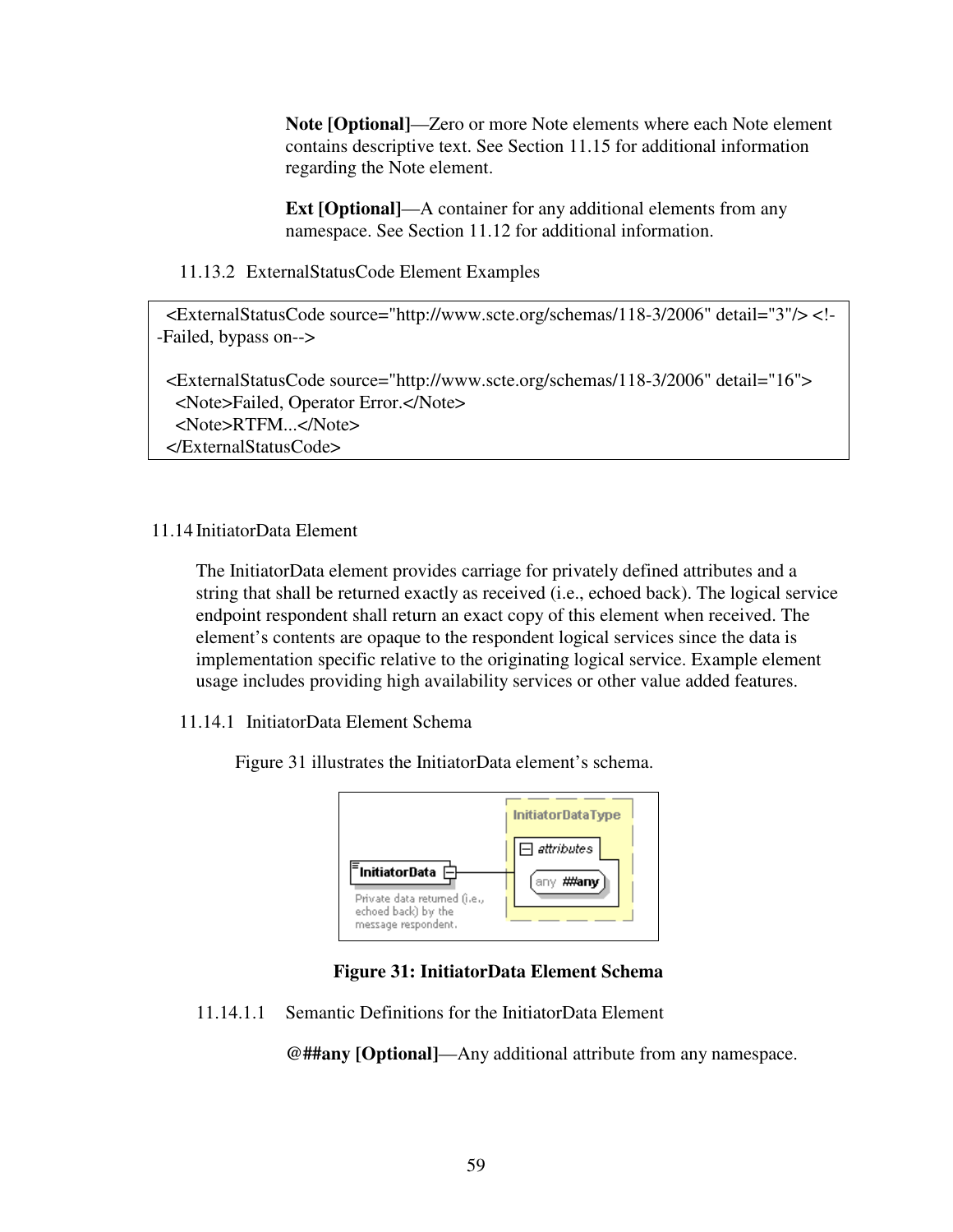**Note [Optional]**—Zero or more Note elements where each Note element contains descriptive text. See Section 11.15 for additional information regarding the Note element.

**Ext [Optional]**—A container for any additional elements from any namespace. See Section 11.12 for additional information.

### 11.13.2 ExternalStatusCode Element Examples

```
<ExternalStatusCode source="http://www.scte.org/schemas/118-3/2006" detail="3"/> <!--Failed, bypass on-->

<ExternalStatusCode source="http://www.scte.org/schemas/118-3/2006" detail="16">
  <Note>Failed, Operator Error.</Note>
  <Note>RTFM...</Note>
</ExternalStatusCode>
```

## 11.14 InitiatorData Element

The InitiatorData element provides carriage for privately defined attributes and a string that shall be returned exactly as received (i.e., echoed back). The logical service endpoint respondent shall return an exact copy of this element when received. The element's contents are opaque to the respondent logical services since the data is implementation specific relative to the originating logical service. Example element usage includes providing high availability services or other value added features.

### 11.14.1 InitiatorData Element Schema

Figure 31 illustrates the InitiatorData element's schema.

**Figure 31: InitiatorData Element Schema**

#### 11.14.1.1 Semantic Definitions for the InitiatorData Element

**@##any [Optional]**—Any additional attribute from any namespace.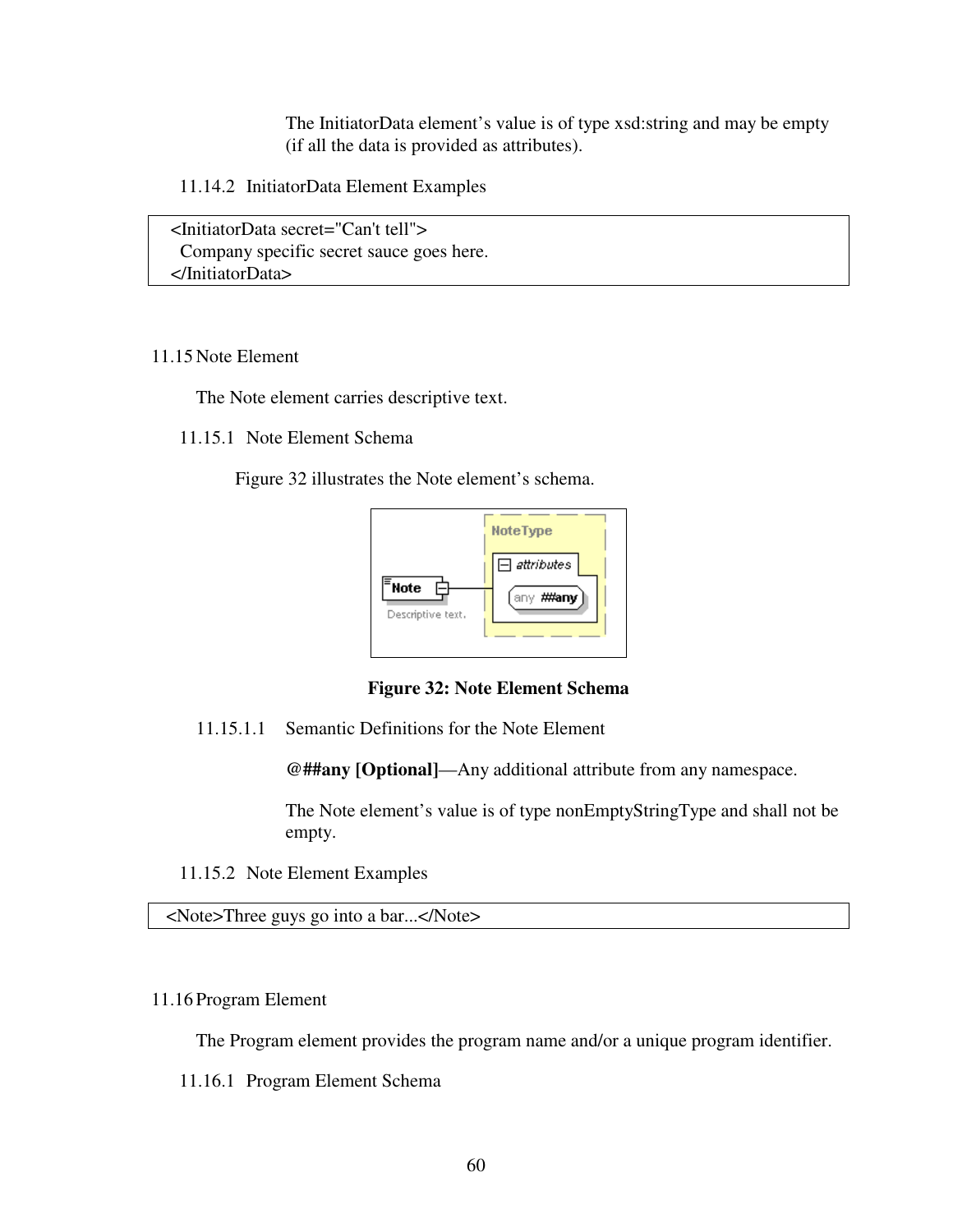The InitiatorData element's value is of type xsd:string and may be empty (if all the data is provided as attributes).

### 11.14.2 InitiatorData Element Examples

```
<InitiatorData secret="Can't tell">
  Company specific secret sauce goes here.
</InitiatorData>
```

## 11.15 Note Element

The Note element carries descriptive text.

### 11.15.1 Note Element Schema

Figure 32 illustrates the Note element's schema.

**Figure 32: Note Element Schema**

#### 11.15.1.1 Semantic Definitions for the Note Element

**@##any [Optional]**—Any additional attribute from any namespace.

The Note element's value is of type nonEmptyStringType and shall not be empty.

### 11.15.2 Note Element Examples

```
<Note>Three guys go into a bar...</Note>
```

## 11.16 Program Element

The Program element provides the program name and/or a unique program identifier.

### 11.16.1 Program Element Schema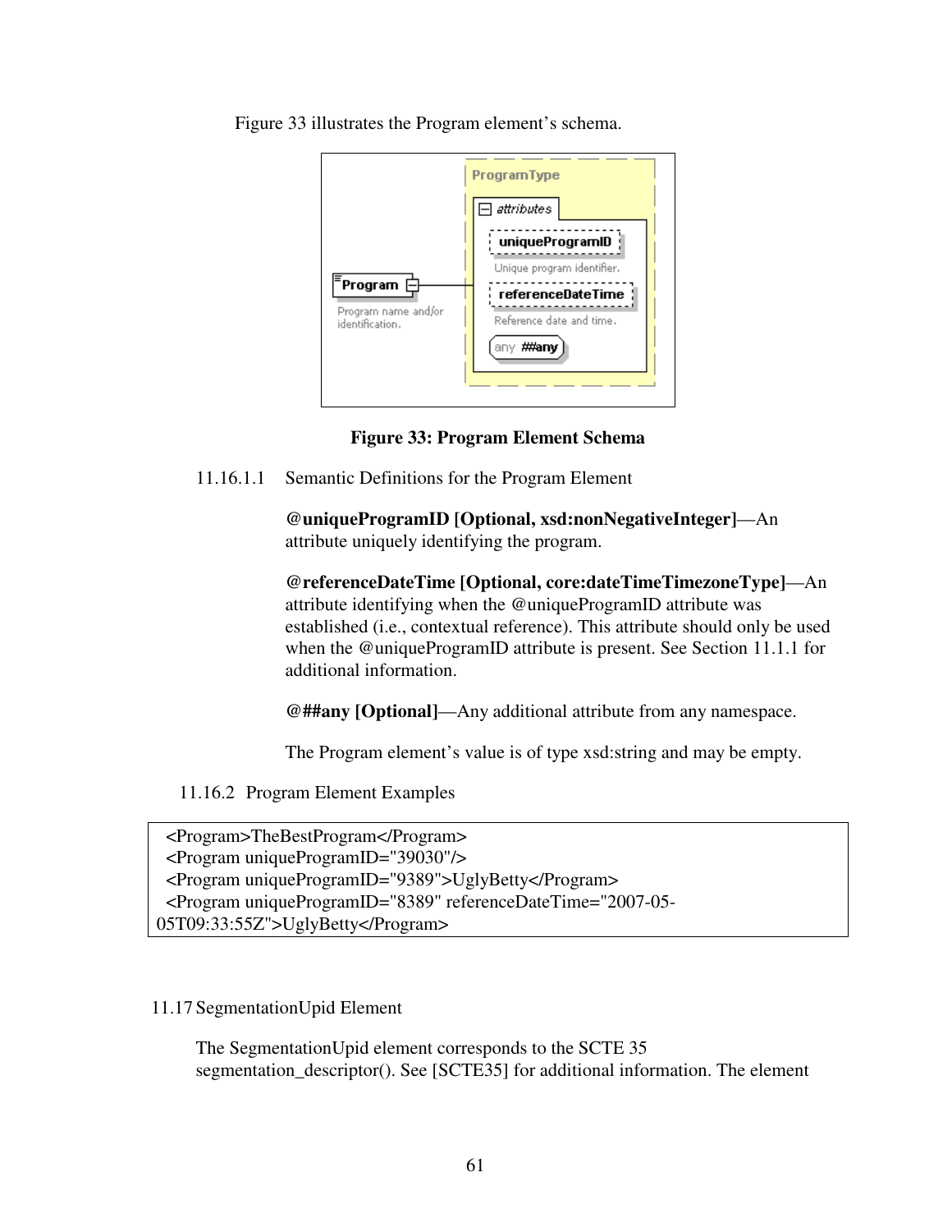Figure 33 illustrates the Program element's schema.

**Figure 33: Program Element Schema**

11.16.1.1 Semantic Definitions for the Program Element

**@uniqueProgramID [Optional, xsd:nonNegativeInteger]**—An attribute uniquely identifying the program.

**@referenceDateTime [Optional, core:dateTimeTimezoneType]**—An attribute identifying when the @uniqueProgramID attribute was established (i.e., contextual reference). This attribute should only be used when the @uniqueProgramID attribute is present. See Section 11.1.1 for additional information.

**@##any [Optional]**—Any additional attribute from any namespace.

The Program element's value is of type xsd:string and may be empty.

### 11.16.2 Program Element Examples

```
<Program>TheBestProgram</Program>
<Program uniqueProgramID="39030"/>
<Program uniqueProgramID="9389">UglyBetty</Program>
<Program uniqueProgramID="8389" referenceDateTime="2007-05-05T09:33:55Z">UglyBetty</Program>
```

## 11.17 SegmentationUpid Element

The SegmentationUpid element corresponds to the SCTE 35 segmentation_descriptor(). See [SCTE35] for additional information. The element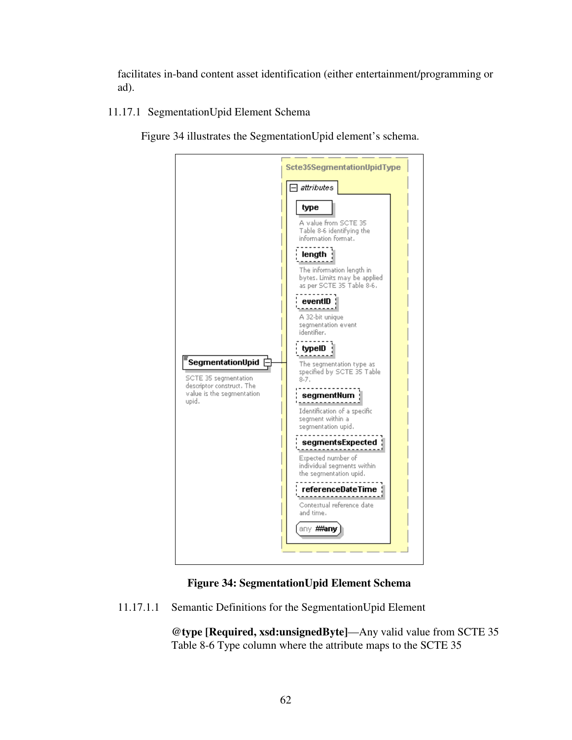facilitates in-band content asset identification (either entertainment/programming or ad).

### 11.17.1 SegmentationUpid Element Schema

Figure 34 illustrates the SegmentationUpid element's schema.

Scte35SegmentationUpidType

attributes

type — A value from SCTE 35 Table 8-6 identifying the information format.

length — The information length in bytes. Limits may be applied as per SCTE 35 Table 8-6.

eventID — A 32-bit unique segmentation event identifier.

typeID — The segmentation type as specified by SCTE 35 Table 8-7.

segmentNum — Identification of a specific segment within a segmentation upid.

segmentsExpected — Expected number of individual segments within the segmentation upid.

referenceDateTime — Contextual reference date and time.

any ##any

SegmentationUpid — SCTE 35 segmentation descriptor construct. The value is the segmentation upid.

**Figure 34: SegmentationUpid Element Schema**

#### 11.17.1.1 Semantic Definitions for the SegmentationUpid Element

**@type [Required, xsd:unsignedByte]**—Any valid value from SCTE 35 Table 8-6 Type column where the attribute maps to the SCTE 35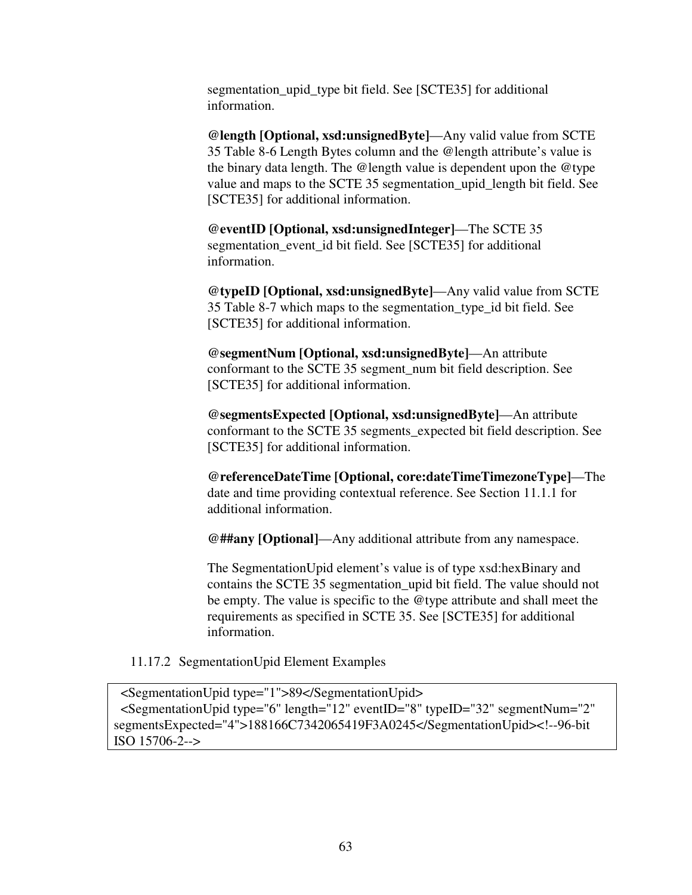segmentation_upid_type bit field. See [SCTE35] for additional information.

**@length [Optional, xsd:unsignedByte]**—Any valid value from SCTE 35 Table 8-6 Length Bytes column and the @length attribute's value is the binary data length. The @length value is dependent upon the @type value and maps to the SCTE 35 segmentation_upid_length bit field. See [SCTE35] for additional information.

**@eventID [Optional, xsd:unsignedInteger]**—The SCTE 35 segmentation_event_id bit field. See [SCTE35] for additional information.

**@typeID [Optional, xsd:unsignedByte]**—Any valid value from SCTE 35 Table 8-7 which maps to the segmentation_type_id bit field. See [SCTE35] for additional information.

**@segmentNum [Optional, xsd:unsignedByte]**—An attribute conformant to the SCTE 35 segment_num bit field description. See [SCTE35] for additional information.

**@segmentsExpected [Optional, xsd:unsignedByte]**—An attribute conformant to the SCTE 35 segments_expected bit field description. See [SCTE35] for additional information.

**@referenceDateTime [Optional, core:dateTimeTimezoneType]**—The date and time providing contextual reference. See Section 11.1.1 for additional information.

**@##any [Optional]**—Any additional attribute from any namespace.

The SegmentationUpid element's value is of type xsd:hexBinary and contains the SCTE 35 segmentation_upid bit field. The value should not be empty. The value is specific to the @type attribute and shall meet the requirements as specified in SCTE 35. See [SCTE35] for additional information.

### 11.17.2 SegmentationUpid Element Examples

```
  <SegmentationUpid type="1">89</SegmentationUpid>
  <SegmentationUpid type="6" length="12" eventID="8" typeID="32" segmentNum="2" segmentsExpected="4">188166C7342065419F3A0245</SegmentationUpid><!--96-bit ISO 15706-2-->
```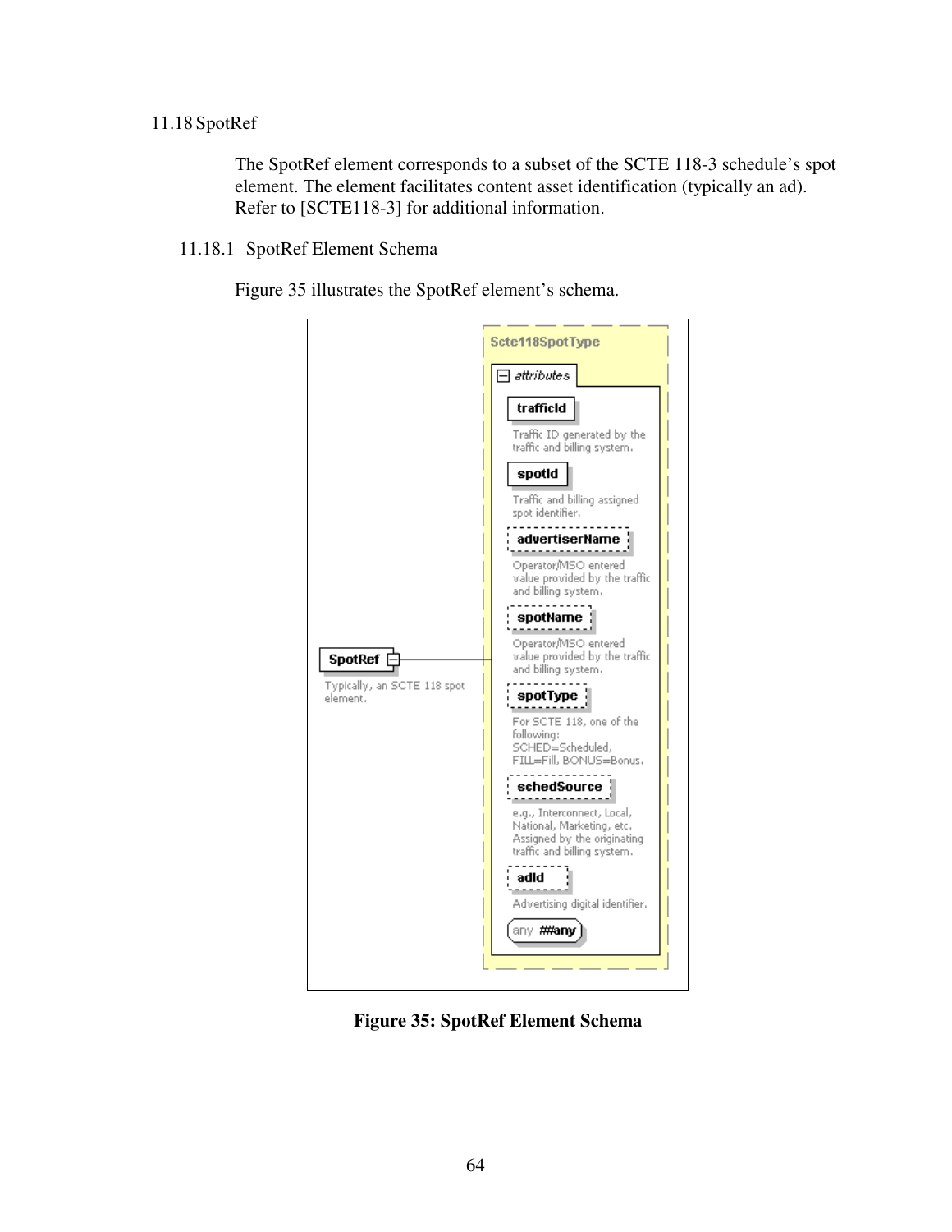## 11.18 SpotRef

The SpotRef element corresponds to a subset of the SCTE 118-3 schedule's spot element. The element facilitates content asset identification (typically an ad). Refer to [SCTE118-3] for additional information.

### 11.18.1 SpotRef Element Schema

Figure 35 illustrates the SpotRef element's schema.

SpotRef
Typically, an SCTE 118 spot element.

Scte118SpotType

attributes

trafficId
Traffic ID generated by the traffic and billing system.

spotId
Traffic and billing assigned spot identifier.

advertiserName
Operator/MSO entered value provided by the traffic and billing system.

spotName
Operator/MSO entered value provided by the traffic and billing system.

spotType
For SCTE 118, one of the following: SCHED=Scheduled, FILL=Fill, BONUS=Bonus.

schedSource
e.g., Interconnect, Local, National, Marketing, etc. Assigned by the originating traffic and billing system.

adId
Advertising digital identifier.

any ##any

**Figure 35: SpotRef Element Schema**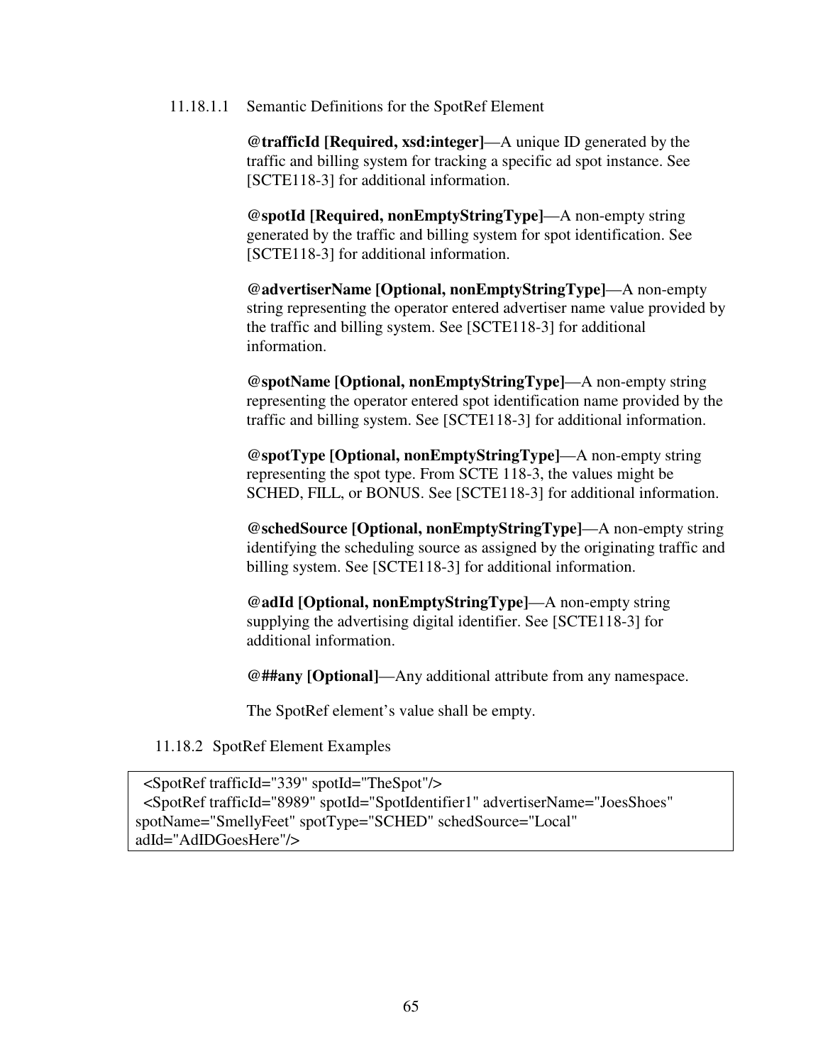#### 11.18.1.1 Semantic Definitions for the SpotRef Element

**@trafficId [Required, xsd:integer]**—A unique ID generated by the traffic and billing system for tracking a specific ad spot instance. See [SCTE118-3] for additional information.

**@spotId [Required, nonEmptyStringType]**—A non-empty string generated by the traffic and billing system for spot identification. See [SCTE118-3] for additional information.

**@advertiserName [Optional, nonEmptyStringType]**—A non-empty string representing the operator entered advertiser name value provided by the traffic and billing system. See [SCTE118-3] for additional information.

**@spotName [Optional, nonEmptyStringType]**—A non-empty string representing the operator entered spot identification name provided by the traffic and billing system. See [SCTE118-3] for additional information.

**@spotType [Optional, nonEmptyStringType]**—A non-empty string representing the spot type. From SCTE 118-3, the values might be SCHED, FILL, or BONUS. See [SCTE118-3] for additional information.

**@schedSource [Optional, nonEmptyStringType]**—A non-empty string identifying the scheduling source as assigned by the originating traffic and billing system. See [SCTE118-3] for additional information.

**@adId [Optional, nonEmptyStringType]**—A non-empty string supplying the advertising digital identifier. See [SCTE118-3] for additional information.

**@##any [Optional]**—Any additional attribute from any namespace.

The SpotRef element's value shall be empty.

### 11.18.2 SpotRef Element Examples

```
<SpotRef trafficId="339" spotId="TheSpot"/>
<SpotRef trafficId="8989" spotId="SpotIdentifier1" advertiserName="JoesShoes"
spotName="SmellyFeet" spotType="SCHED" schedSource="Local"
adId="AdIDGoesHere"/>
```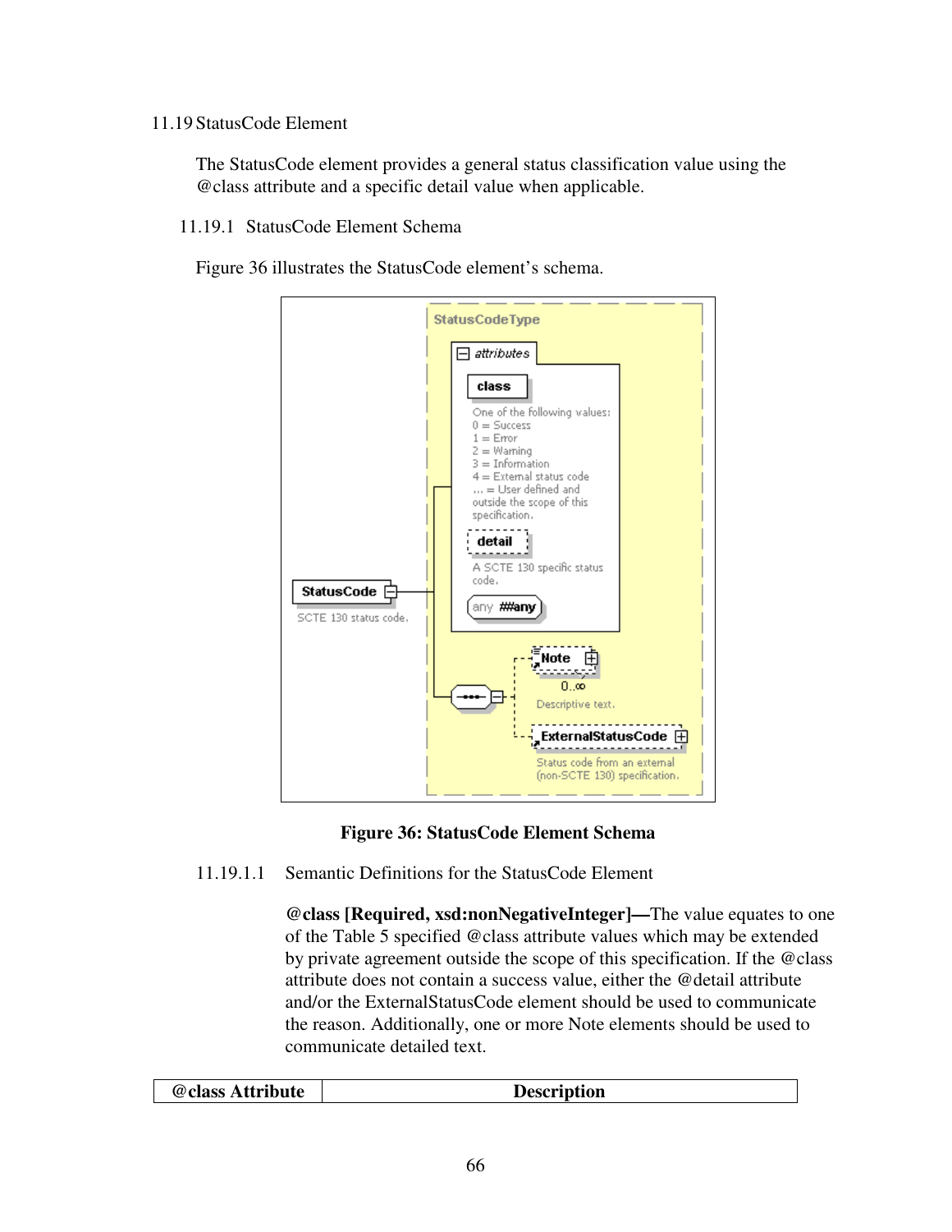## 11.19 StatusCode Element

The StatusCode element provides a general status classification value using the @class attribute and a specific detail value when applicable.

### 11.19.1 StatusCode Element Schema

Figure 36 illustrates the StatusCode element's schema.

**Figure 36: StatusCode Element Schema**

#### 11.19.1.1 Semantic Definitions for the StatusCode Element

**@class [Required, xsd:nonNegativeInteger]—**The value equates to one of the Table 5 specified @class attribute values which may be extended by private agreement outside the scope of this specification. If the @class attribute does not contain a success value, either the @detail attribute and/or the ExternalStatusCode element should be used to communicate the reason. Additionally, one or more Note elements should be used to communicate detailed text.

| @class Attribute | Description |
| --- | --- |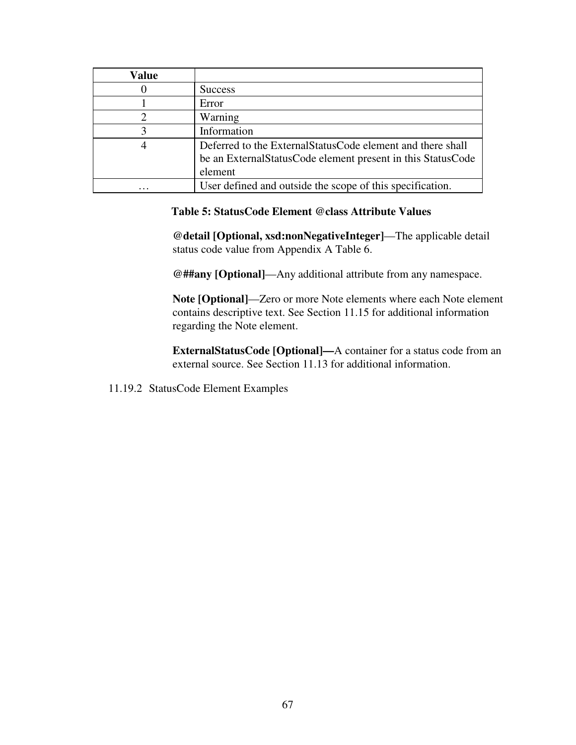| Value | |
|---|---|
| 0 | Success |
| 1 | Error |
| 2 | Warning |
| 3 | Information |
| 4 | Deferred to the ExternalStatusCode element and there shall be an ExternalStatusCode element present in this StatusCode element |
| … | User defined and outside the scope of this specification. |

**Table 5: StatusCode Element @class Attribute Values**

**@detail [Optional, xsd:nonNegativeInteger]**—The applicable detail status code value from Appendix A Table 6.

**@##any [Optional]**—Any additional attribute from any namespace.

**Note [Optional]**—Zero or more Note elements where each Note element contains descriptive text. See Section 11.15 for additional information regarding the Note element.

**ExternalStatusCode [Optional]—**A container for a status code from an external source. See Section 11.13 for additional information.

### 11.19.2 StatusCode Element Examples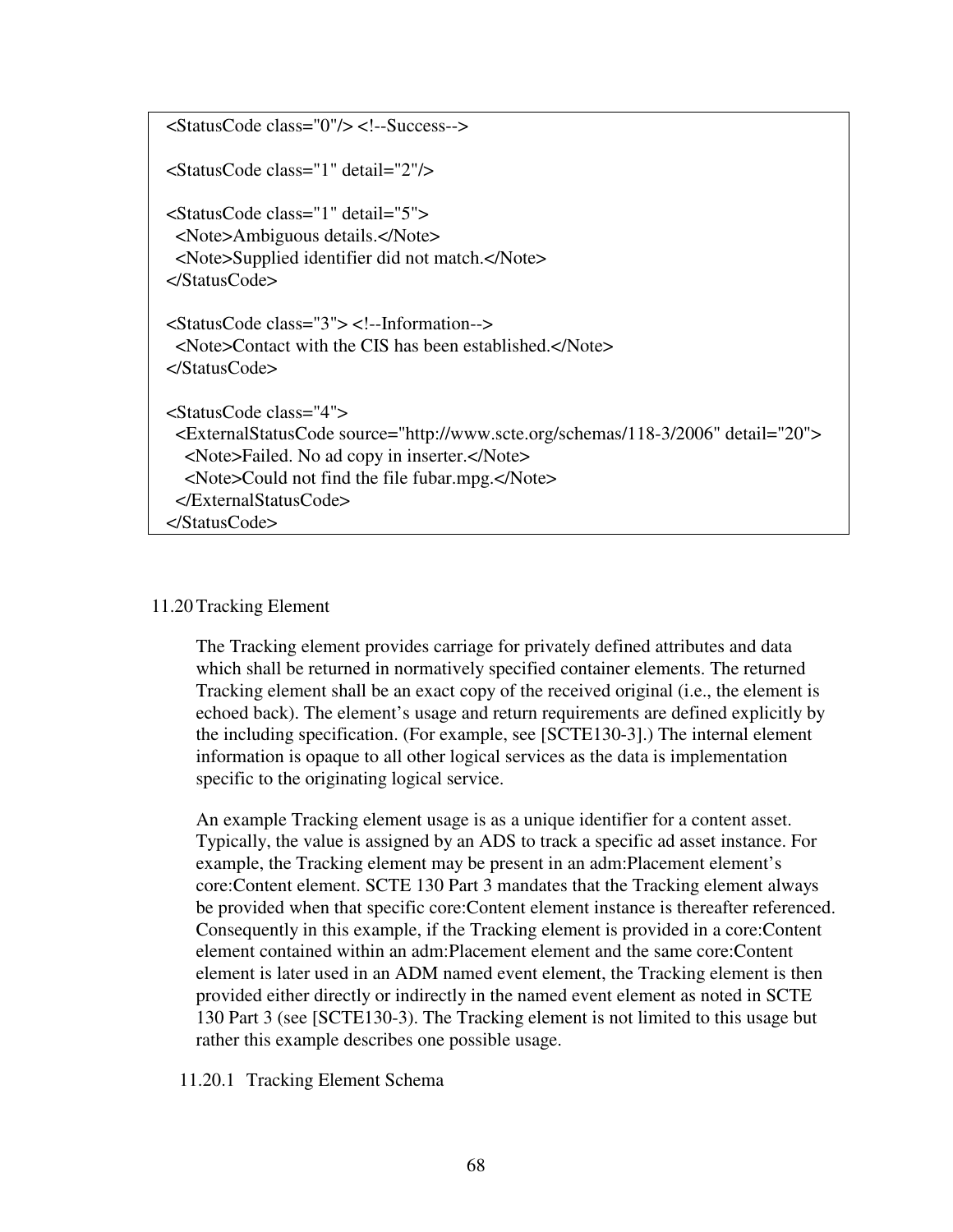```xml
<StatusCode class="0"/> <!--Success-->

<StatusCode class="1" detail="2"/>

<StatusCode class="1" detail="5">
  <Note>Ambiguous details.</Note>
  <Note>Supplied identifier did not match.</Note>
</StatusCode>

<StatusCode class="3"> <!--Information-->
  <Note>Contact with the CIS has been established.</Note>
</StatusCode>

<StatusCode class="4">
  <ExternalStatusCode source="http://www.scte.org/schemas/118-3/2006" detail="20">
    <Note>Failed. No ad copy in inserter.</Note>
    <Note>Could not find the file fubar.mpg.</Note>
  </ExternalStatusCode>
</StatusCode>
```

## 11.20 Tracking Element

The Tracking element provides carriage for privately defined attributes and data which shall be returned in normatively specified container elements. The returned Tracking element shall be an exact copy of the received original (i.e., the element is echoed back). The element's usage and return requirements are defined explicitly by the including specification. (For example, see [SCTE130-3].) The internal element information is opaque to all other logical services as the data is implementation specific to the originating logical service.

An example Tracking element usage is as a unique identifier for a content asset. Typically, the value is assigned by an ADS to track a specific ad asset instance. For example, the Tracking element may be present in an adm:Placement element's core:Content element. SCTE 130 Part 3 mandates that the Tracking element always be provided when that specific core:Content element instance is thereafter referenced. Consequently in this example, if the Tracking element is provided in a core:Content element contained within an adm:Placement element and the same core:Content element is later used in an ADM named event element, the Tracking element is then provided either directly or indirectly in the named event element as noted in SCTE 130 Part 3 (see [SCTE130-3). The Tracking element is not limited to this usage but rather this example describes one possible usage.

### 11.20.1 Tracking Element Schema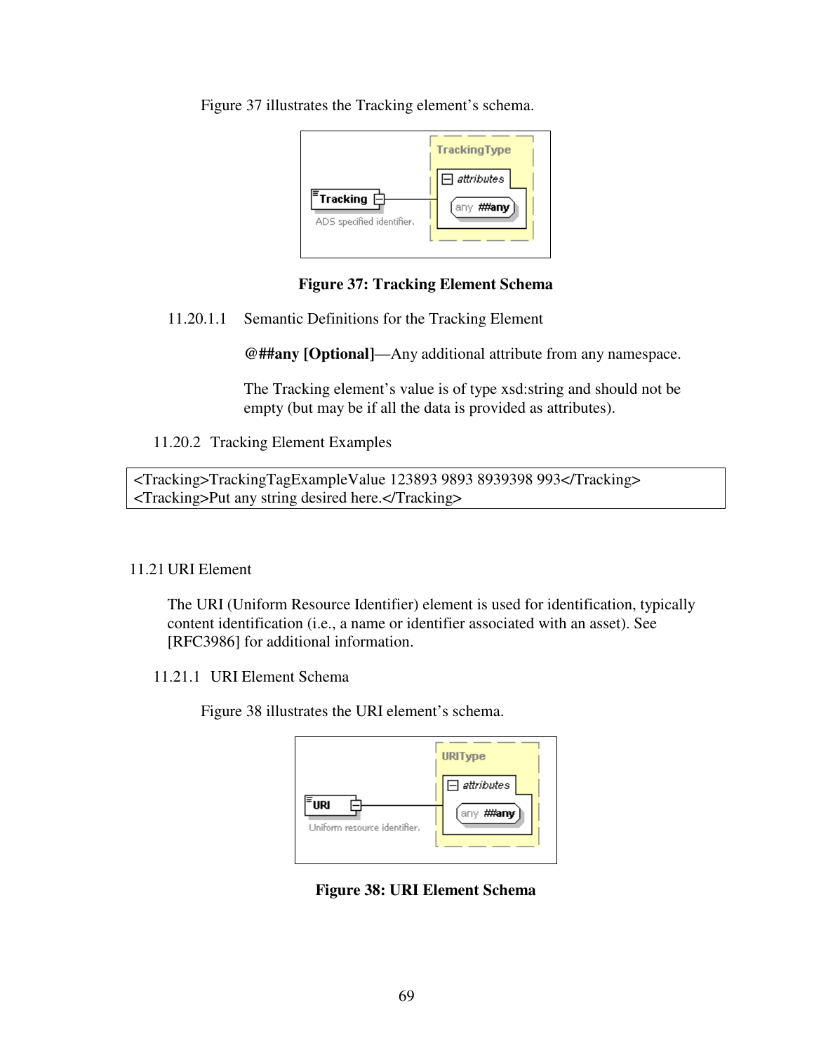Figure 37 illustrates the Tracking element's schema.

**Figure 37: Tracking Element Schema**

#### 11.20.1.1 Semantic Definitions for the Tracking Element

**@##any [Optional]**—Any additional attribute from any namespace.

The Tracking element's value is of type xsd:string and should not be empty (but may be if all the data is provided as attributes).

### 11.20.2 Tracking Element Examples

```
<Tracking>TrackingTagExampleValue 123893 9893 8939398 993</Tracking>
<Tracking>Put any string desired here.</Tracking>
```

## 11.21 URI Element

The URI (Uniform Resource Identifier) element is used for identification, typically content identification (i.e., a name or identifier associated with an asset). See [RFC3986] for additional information.

### 11.21.1 URI Element Schema

Figure 38 illustrates the URI element's schema.

**Figure 38: URI Element Schema**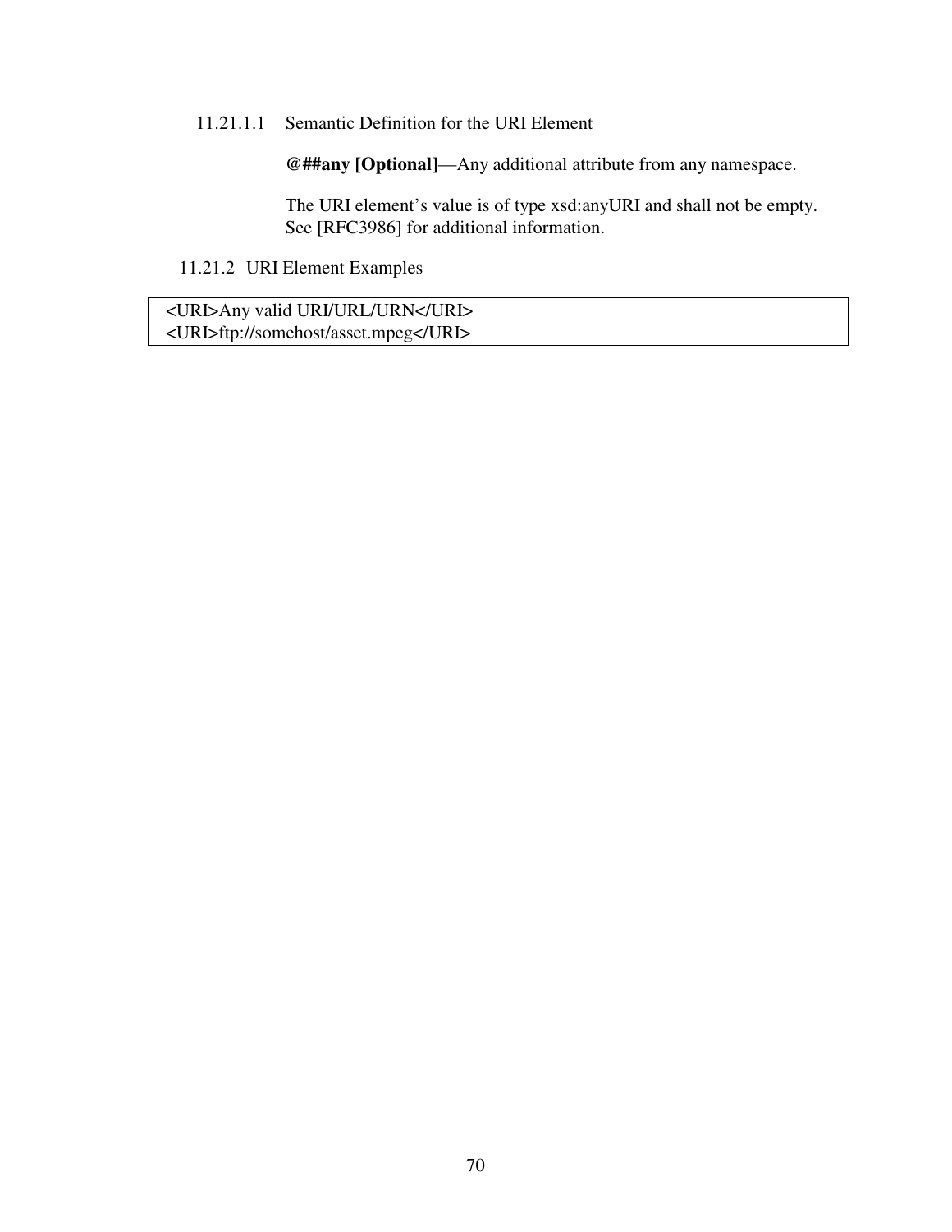##### 11.21.1.1 Semantic Definition for the URI Element

**@##any [Optional]**—Any additional attribute from any namespace.

The URI element's value is of type xsd:anyURI and shall not be empty. See [RFC3986] for additional information.

#### 11.21.2 URI Element Examples

```
<URI>Any valid URI/URL/URN</URI>
<URI>ftp://somehost/asset.mpeg</URI>
```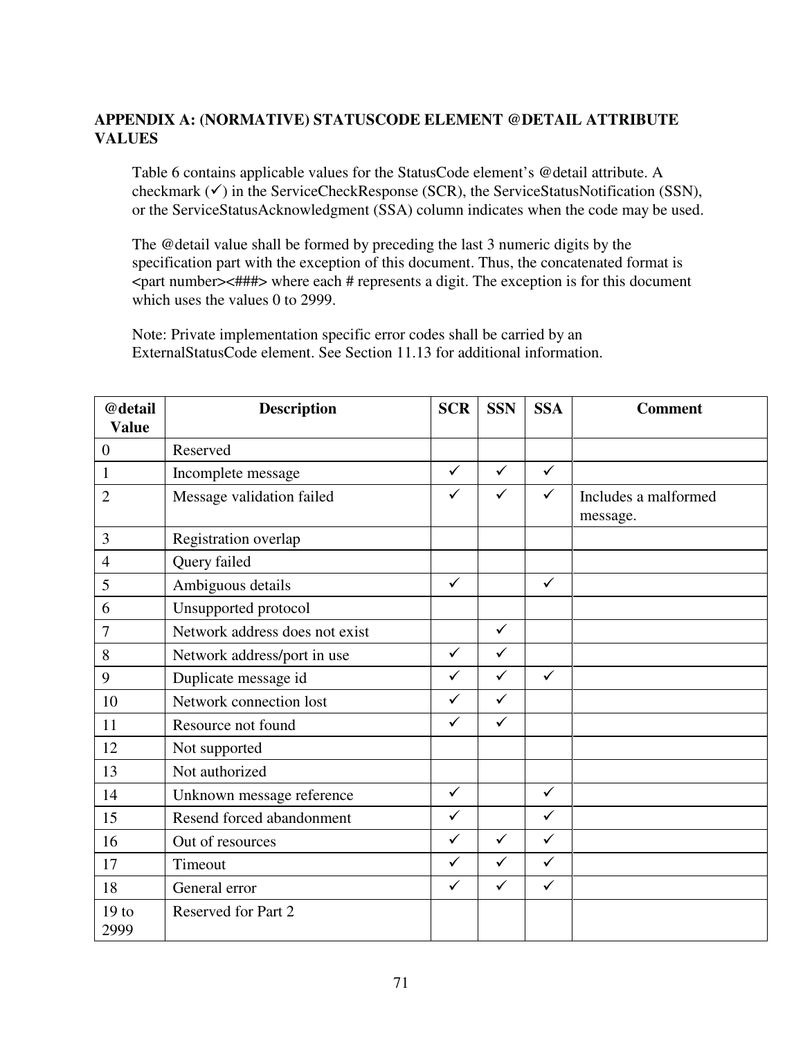## APPENDIX A: (NORMATIVE) STATUSCODE ELEMENT @DETAIL ATTRIBUTE VALUES

Table 6 contains applicable values for the StatusCode element's @detail attribute. A checkmark (✓) in the ServiceCheckResponse (SCR), the ServiceStatusNotification (SSN), or the ServiceStatusAcknowledgment (SSA) column indicates when the code may be used.

The @detail value shall be formed by preceding the last 3 numeric digits by the specification part with the exception of this document. Thus, the concatenated format is <part number><###> where each # represents a digit. The exception is for this document which uses the values 0 to 2999.

Note: Private implementation specific error codes shall be carried by an ExternalStatusCode element. See Section 11.13 for additional information.

| @detail Value | Description | SCR | SSN | SSA | Comment |
|---|---|---|---|---|---|
| 0 | Reserved | | | | |
| 1 | Incomplete message | ✓ | ✓ | ✓ | |
| 2 | Message validation failed | ✓ | ✓ | ✓ | Includes a malformed message. |
| 3 | Registration overlap | | | | |
| 4 | Query failed | | | | |
| 5 | Ambiguous details | ✓ | | ✓ | |
| 6 | Unsupported protocol | | | | |
| 7 | Network address does not exist | | ✓ | | |
| 8 | Network address/port in use | ✓ | ✓ | | |
| 9 | Duplicate message id | ✓ | ✓ | ✓ | |
| 10 | Network connection lost | ✓ | ✓ | | |
| 11 | Resource not found | ✓ | ✓ | | |
| 12 | Not supported | | | | |
| 13 | Not authorized | | | | |
| 14 | Unknown message reference | ✓ | | ✓ | |
| 15 | Resend forced abandonment | ✓ | | ✓ | |
| 16 | Out of resources | ✓ | ✓ | ✓ | |
| 17 | Timeout | ✓ | ✓ | ✓ | |
| 18 | General error | ✓ | ✓ | ✓ | |
| 19 to 2999 | Reserved for Part 2 | | | | |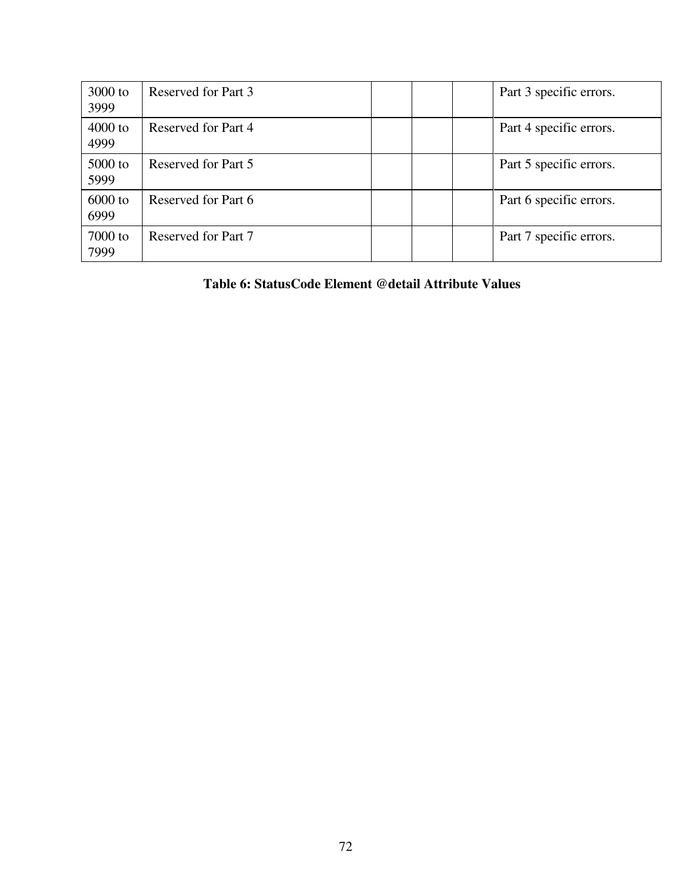| | | | | | |
|---|---|---|---|---|---|
| 3000 to 3999 | Reserved for Part 3 | | | | Part 3 specific errors. |
| 4000 to 4999 | Reserved for Part 4 | | | | Part 4 specific errors. |
| 5000 to 5999 | Reserved for Part 5 | | | | Part 5 specific errors. |
| 6000 to 6999 | Reserved for Part 6 | | | | Part 6 specific errors. |
| 7000 to 7999 | Reserved for Part 7 | | | | Part 7 specific errors. |

**Table 6: StatusCode Element @detail Attribute Values**